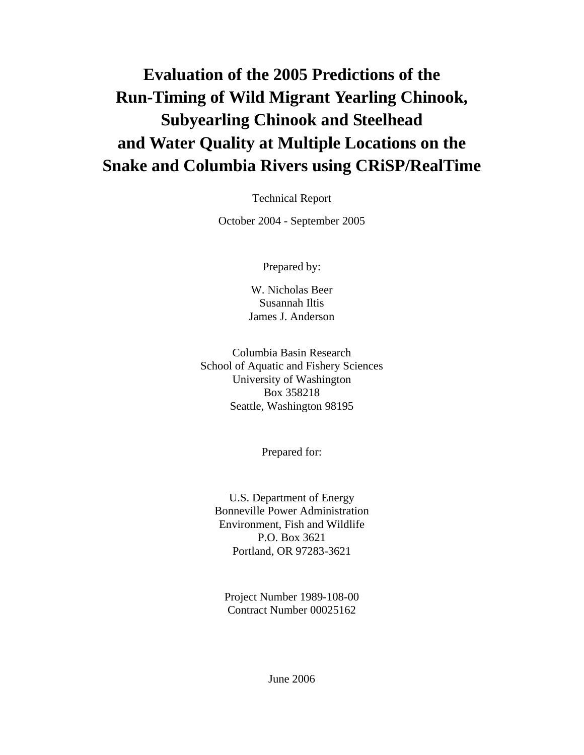# Evaluation of the 2005 Predictions of the Run-Timing of Wild Migrant Yearling Chinook, Subyearling Chinook and Steelhead and Water Quality at Multiple Locations on the Snake and Columbia Rivers using CRiSP/RealTime

Technical Report

October 2004 - September 2005

Prepared by:

W. Nicholas Beer
Susannah Iltis
James J. Anderson

Columbia Basin Research
School of Aquatic and Fishery Sciences
University of Washington
Box 358218
Seattle, Washington 98195

Prepared for:

U.S. Department of Energy
Bonneville Power Administration
Environment, Fish and Wildlife
P.O. Box 3621
Portland, OR 97283-3621

Project Number 1989-108-00
Contract Number 00025162

June 2006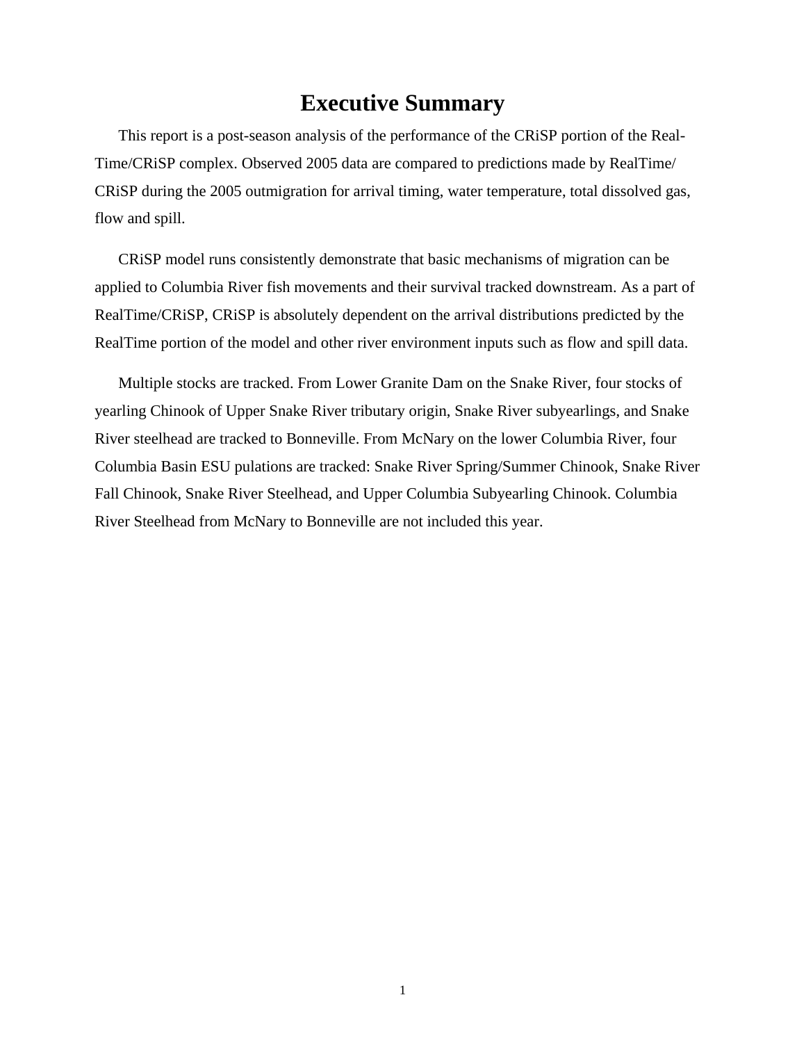# Executive Summary

This report is a post-season analysis of the performance of the CRiSP portion of the Real-Time/CRiSP complex. Observed 2005 data are compared to predictions made by RealTime/CRiSP during the 2005 outmigration for arrival timing, water temperature, total dissolved gas, flow and spill.

CRiSP model runs consistently demonstrate that basic mechanisms of migration can be applied to Columbia River fish movements and their survival tracked downstream. As a part of RealTime/CRiSP, CRiSP is absolutely dependent on the arrival distributions predicted by the RealTime portion of the model and other river environment inputs such as flow and spill data.

Multiple stocks are tracked. From Lower Granite Dam on the Snake River, four stocks of yearling Chinook of Upper Snake River tributary origin, Snake River subyearlings, and Snake River steelhead are tracked to Bonneville. From McNary on the lower Columbia River, four Columbia Basin ESU pulations are tracked: Snake River Spring/Summer Chinook, Snake River Fall Chinook, Snake River Steelhead, and Upper Columbia Subyearling Chinook. Columbia River Steelhead from McNary to Bonneville are not included this year.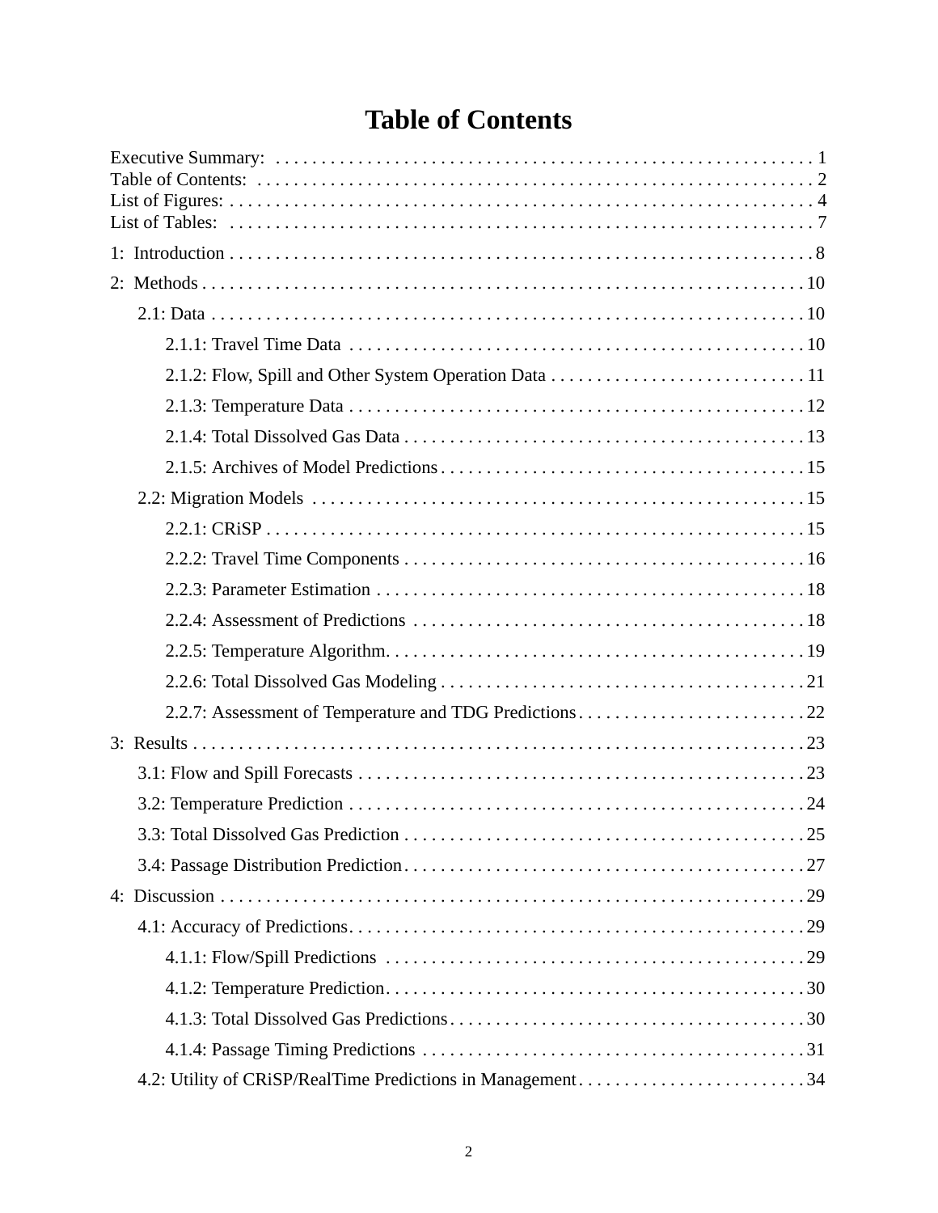# Table of Contents

Executive Summary: . . . . . . . . . . . . . . . . . . . . . . . . . . . . . . . . . . . . . . . . . . . . . . . . . . . . . . . . . . . 1
Table of Contents: . . . . . . . . . . . . . . . . . . . . . . . . . . . . . . . . . . . . . . . . . . . . . . . . . . . . . . . . . . . . 2
List of Figures: . . . . . . . . . . . . . . . . . . . . . . . . . . . . . . . . . . . . . . . . . . . . . . . . . . . . . . . . . . . . . . 4
List of Tables: . . . . . . . . . . . . . . . . . . . . . . . . . . . . . . . . . . . . . . . . . . . . . . . . . . . . . . . . . . . . . . 7

1: Introduction . . . . . . . . . . . . . . . . . . . . . . . . . . . . . . . . . . . . . . . . . . . . . . . . . . . . . . . . . . . . . 8

2: Methods . . . . . . . . . . . . . . . . . . . . . . . . . . . . . . . . . . . . . . . . . . . . . . . . . . . . . . . . . . . . . . . . 10

- 2.1: Data . . . . . . . . . . . . . . . . . . . . . . . . . . . . . . . . . . . . . . . . . . . . . . . . . . . . . . . . . . . . . . . 10
  - 2.1.1: Travel Time Data . . . . . . . . . . . . . . . . . . . . . . . . . . . . . . . . . . . . . . . . . . . . . . . . . . 10
  - 2.1.2: Flow, Spill and Other System Operation Data . . . . . . . . . . . . . . . . . . . . . . . . . . . . 11
  - 2.1.3: Temperature Data . . . . . . . . . . . . . . . . . . . . . . . . . . . . . . . . . . . . . . . . . . . . . . . . . . . 12
  - 2.1.4: Total Dissolved Gas Data . . . . . . . . . . . . . . . . . . . . . . . . . . . . . . . . . . . . . . . . . . . . 13
  - 2.1.5: Archives of Model Predictions . . . . . . . . . . . . . . . . . . . . . . . . . . . . . . . . . . . . . . . . 15
- 2.2: Migration Models . . . . . . . . . . . . . . . . . . . . . . . . . . . . . . . . . . . . . . . . . . . . . . . . . . . . . . 15
  - 2.2.1: CRiSP . . . . . . . . . . . . . . . . . . . . . . . . . . . . . . . . . . . . . . . . . . . . . . . . . . . . . . . . . . . . 15
  - 2.2.2: Travel Time Components . . . . . . . . . . . . . . . . . . . . . . . . . . . . . . . . . . . . . . . . . . . . 16
  - 2.2.3: Parameter Estimation . . . . . . . . . . . . . . . . . . . . . . . . . . . . . . . . . . . . . . . . . . . . . . . 18
  - 2.2.4: Assessment of Predictions . . . . . . . . . . . . . . . . . . . . . . . . . . . . . . . . . . . . . . . . . . . 18
  - 2.2.5: Temperature Algorithm. . . . . . . . . . . . . . . . . . . . . . . . . . . . . . . . . . . . . . . . . . . . . . 19
  - 2.2.6: Total Dissolved Gas Modeling . . . . . . . . . . . . . . . . . . . . . . . . . . . . . . . . . . . . . . . . 21
  - 2.2.7: Assessment of Temperature and TDG Predictions . . . . . . . . . . . . . . . . . . . . . . . . . 22

3: Results . . . . . . . . . . . . . . . . . . . . . . . . . . . . . . . . . . . . . . . . . . . . . . . . . . . . . . . . . . . . . . . . . 23

- 3.1: Flow and Spill Forecasts . . . . . . . . . . . . . . . . . . . . . . . . . . . . . . . . . . . . . . . . . . . . . . . . . 23
- 3.2: Temperature Prediction . . . . . . . . . . . . . . . . . . . . . . . . . . . . . . . . . . . . . . . . . . . . . . . . . . 24
- 3.3: Total Dissolved Gas Prediction . . . . . . . . . . . . . . . . . . . . . . . . . . . . . . . . . . . . . . . . . . . . 25
- 3.4: Passage Distribution Prediction . . . . . . . . . . . . . . . . . . . . . . . . . . . . . . . . . . . . . . . . . . . 27

4: Discussion . . . . . . . . . . . . . . . . . . . . . . . . . . . . . . . . . . . . . . . . . . . . . . . . . . . . . . . . . . . . . . 29

- 4.1: Accuracy of Predictions . . . . . . . . . . . . . . . . . . . . . . . . . . . . . . . . . . . . . . . . . . . . . . . . . . 29
  - 4.1.1: Flow/Spill Predictions . . . . . . . . . . . . . . . . . . . . . . . . . . . . . . . . . . . . . . . . . . . . . . . 29
  - 4.1.2: Temperature Prediction. . . . . . . . . . . . . . . . . . . . . . . . . . . . . . . . . . . . . . . . . . . . . . . 30
  - 4.1.3: Total Dissolved Gas Predictions . . . . . . . . . . . . . . . . . . . . . . . . . . . . . . . . . . . . . . . 30
  - 4.1.4: Passage Timing Predictions . . . . . . . . . . . . . . . . . . . . . . . . . . . . . . . . . . . . . . . . . . 31
- 4.2: Utility of CRiSP/RealTime Predictions in Management . . . . . . . . . . . . . . . . . . . . . . . . . 34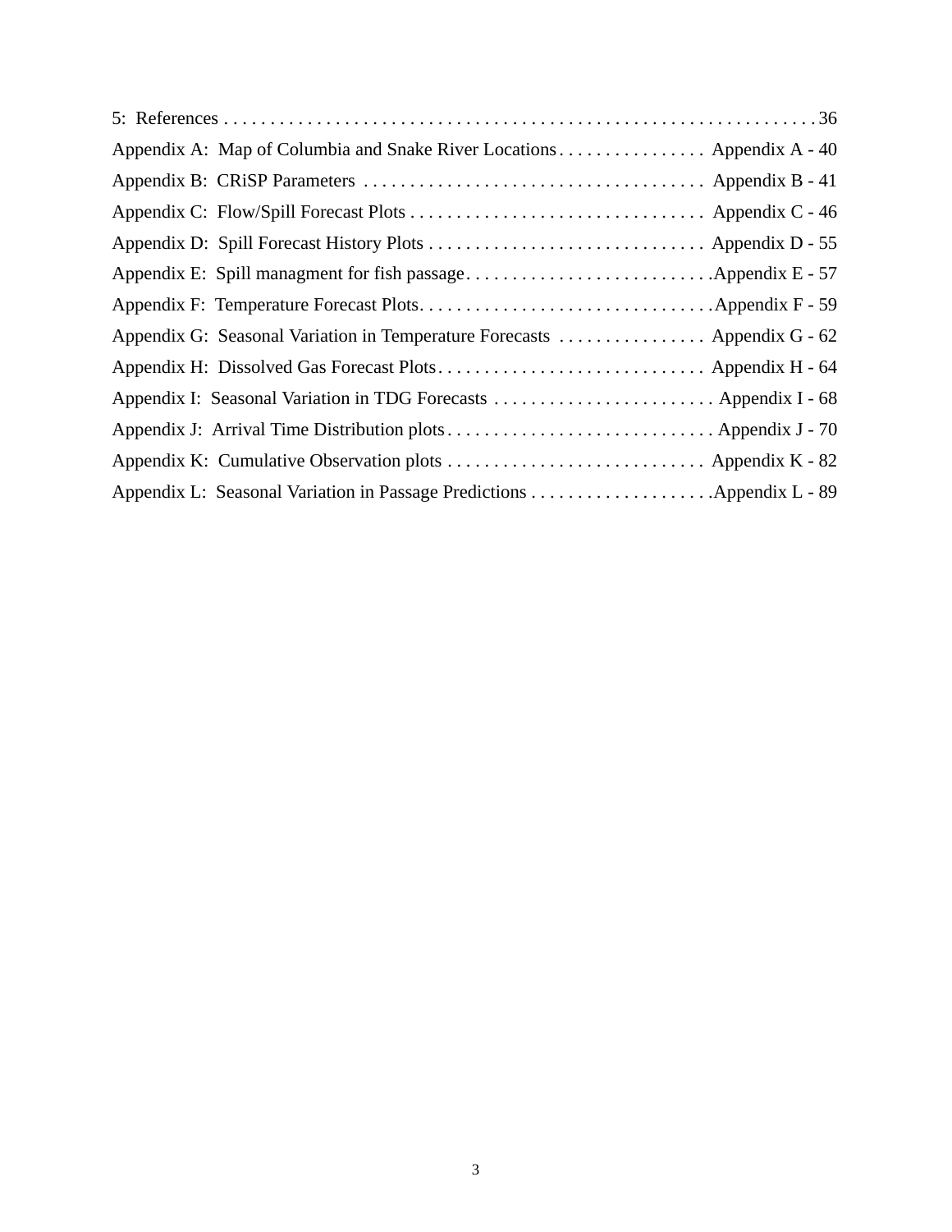5: References . . . . . . . . . . . . . . . . . . . . . . . . . . . . . . . . . . . . . . . . . . . . . . . . . . . . . . . . . . . . . . 36

Appendix A: Map of Columbia and Snake River Locations . . . . . . . . . . . . . . . . Appendix A - 40

Appendix B: CRiSP Parameters . . . . . . . . . . . . . . . . . . . . . . . . . . . . . . . . . . . . . Appendix B - 41

Appendix C: Flow/Spill Forecast Plots . . . . . . . . . . . . . . . . . . . . . . . . . . . . . . . . Appendix C - 46

Appendix D: Spill Forecast History Plots . . . . . . . . . . . . . . . . . . . . . . . . . . . . . . Appendix D - 55

Appendix E: Spill managment for fish passage . . . . . . . . . . . . . . . . . . . . . . . . . . . Appendix E - 57

Appendix F: Temperature Forecast Plots . . . . . . . . . . . . . . . . . . . . . . . . . . . . . . . . Appendix F - 59

Appendix G: Seasonal Variation in Temperature Forecasts . . . . . . . . . . . . . . . . Appendix G - 62

Appendix H: Dissolved Gas Forecast Plots . . . . . . . . . . . . . . . . . . . . . . . . . . . . . Appendix H - 64

Appendix I: Seasonal Variation in TDG Forecasts . . . . . . . . . . . . . . . . . . . . . . . . . Appendix I - 68

Appendix J: Arrival Time Distribution plots . . . . . . . . . . . . . . . . . . . . . . . . . . . . . Appendix J - 70

Appendix K: Cumulative Observation plots . . . . . . . . . . . . . . . . . . . . . . . . . . . . Appendix K - 82

Appendix L: Seasonal Variation in Passage Predictions . . . . . . . . . . . . . . . . . . . . Appendix L - 89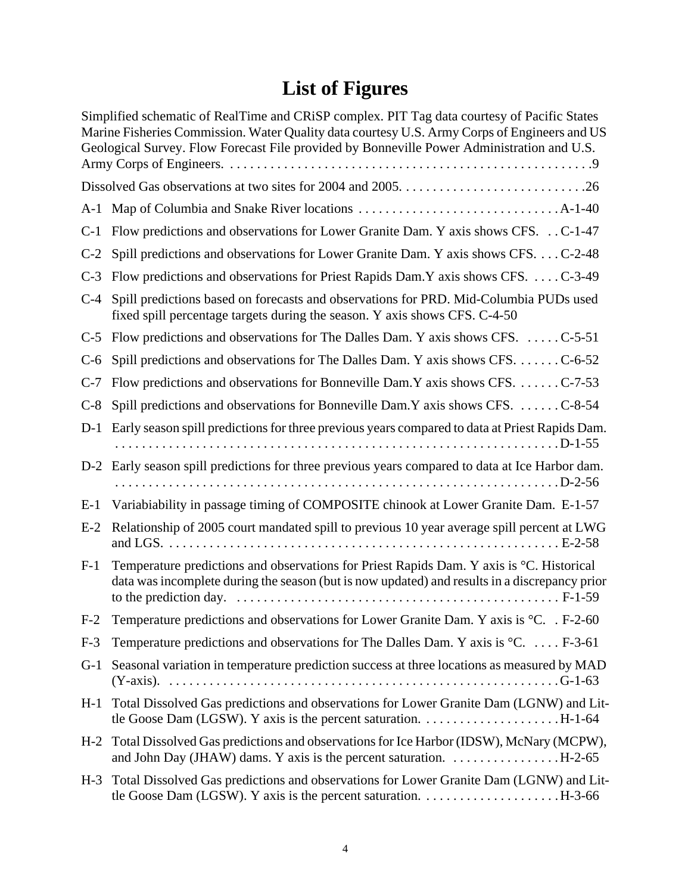# List of Figures

Simplified schematic of RealTime and CRiSP complex. PIT Tag data courtesy of Pacific States Marine Fisheries Commission. Water Quality data courtesy U.S. Army Corps of Engineers and US Geological Survey. Flow Forecast File provided by Bonneville Power Administration and U.S. Army Corps of Engineers. . . . . . . . . . . . . . . . . . . . . . . . . . . . . . . . . . . . . . . . . . . . . . . . . . . . . .9

Dissolved Gas observations at two sites for 2004 and 2005. . . . . . . . . . . . . . . . . . . . . . . . . . . .26

A-1 Map of Columbia and Snake River locations . . . . . . . . . . . . . . . . . . . . . . . . . . . . . . A-1-40

C-1 Flow predictions and observations for Lower Granite Dam. Y axis shows CFS. . . C-1-47

C-2 Spill predictions and observations for Lower Granite Dam. Y axis shows CFS. . . . C-2-48

C-3 Flow predictions and observations for Priest Rapids Dam.Y axis shows CFS. . . . . C-3-49

C-4 Spill predictions based on forecasts and observations for PRD. Mid-Columbia PUDs used fixed spill percentage targets during the season. Y axis shows CFS. C-4-50

C-5 Flow predictions and observations for The Dalles Dam. Y axis shows CFS. . . . . . C-5-51

C-6 Spill predictions and observations for The Dalles Dam. Y axis shows CFS. . . . . . . C-6-52

C-7 Flow predictions and observations for Bonneville Dam.Y axis shows CFS. . . . . . . C-7-53

C-8 Spill predictions and observations for Bonneville Dam.Y axis shows CFS. . . . . . . C-8-54

D-1 Early season spill predictions for three previous years compared to data at Priest Rapids Dam. . . . . . . . . . . . . . . . . . . . . . . . . . . . . . . . . . . . . . . . . . . . . . . . . . . . . . . . . . . . . . . . . . D-1-55

D-2 Early season spill predictions for three previous years compared to data at Ice Harbor dam. . . . . . . . . . . . . . . . . . . . . . . . . . . . . . . . . . . . . . . . . . . . . . . . . . . . . . . . . . . . . . . . . . D-2-56

E-1 Variabiability in passage timing of COMPOSITE chinook at Lower Granite Dam. E-1-57

E-2 Relationship of 2005 court mandated spill to previous 10 year average spill percent at LWG and LGS. . . . . . . . . . . . . . . . . . . . . . . . . . . . . . . . . . . . . . . . . . . . . . . . . . . . . . . . . . E-2-58

F-1 Temperature predictions and observations for Priest Rapids Dam. Y axis is °C. Historical data was incomplete during the season (but is now updated) and results in a discrepancy prior to the prediction day. . . . . . . . . . . . . . . . . . . . . . . . . . . . . . . . . . . . . . . . . . . . . . . . . F-1-59

F-2 Temperature predictions and observations for Lower Granite Dam. Y axis is °C. . F-2-60

F-3 Temperature predictions and observations for The Dalles Dam. Y axis is °C. . . . . F-3-61

G-1 Seasonal variation in temperature prediction success at three locations as measured by MAD (Y-axis). . . . . . . . . . . . . . . . . . . . . . . . . . . . . . . . . . . . . . . . . . . . . . . . . . . . . . . . . . G-1-63

H-1 Total Dissolved Gas predictions and observations for Lower Granite Dam (LGNW) and Little Goose Dam (LGSW). Y axis is the percent saturation. . . . . . . . . . . . . . . . . . . . . H-1-64

H-2 Total Dissolved Gas predictions and observations for Ice Harbor (IDSW), McNary (MCPW), and John Day (JHAW) dams. Y axis is the percent saturation. . . . . . . . . . . . . . . . . H-2-65

H-3 Total Dissolved Gas predictions and observations for Lower Granite Dam (LGNW) and Little Goose Dam (LGSW). Y axis is the percent saturation. . . . . . . . . . . . . . . . . . . . . H-3-66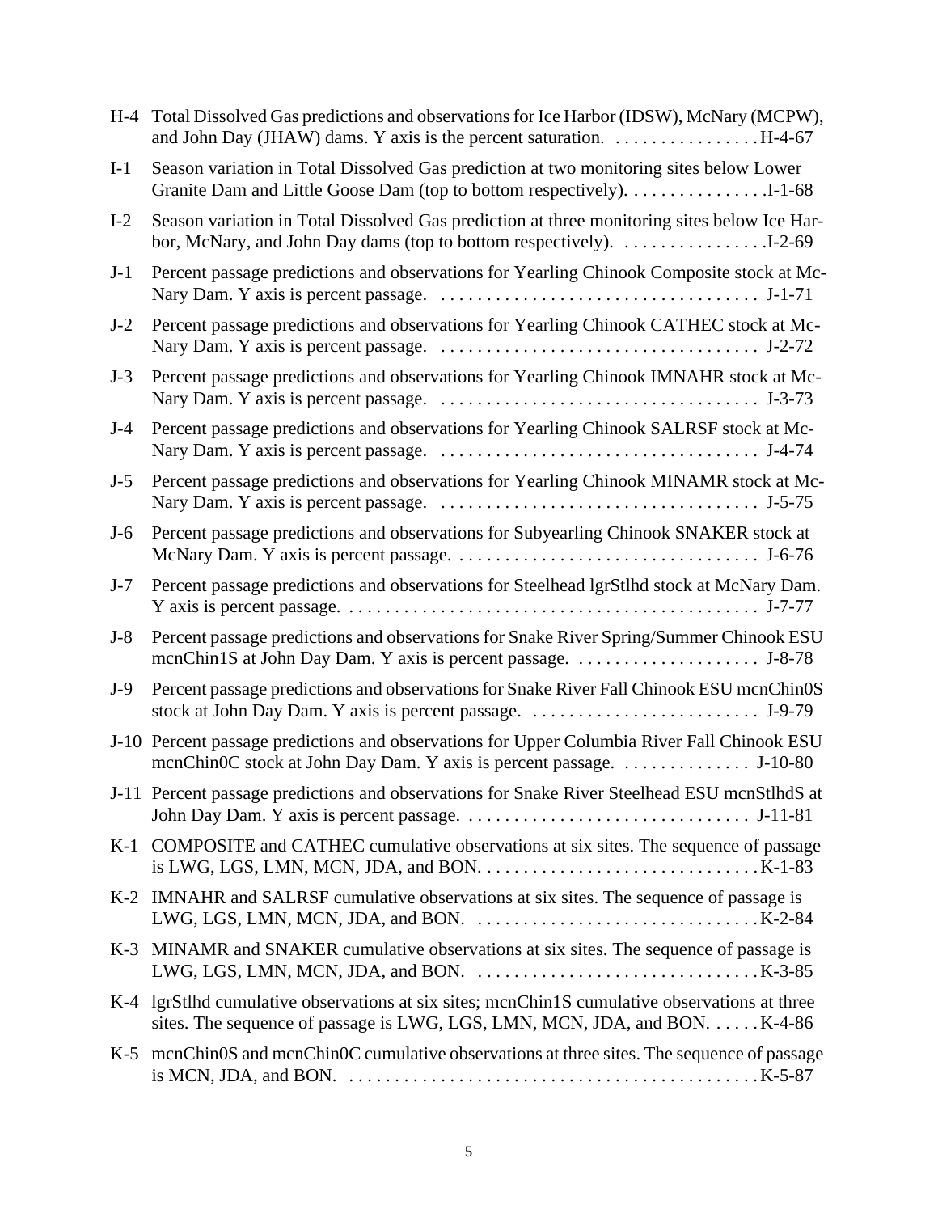H-4 Total Dissolved Gas predictions and observations for Ice Harbor (IDSW), McNary (MCPW), and John Day (JHAW) dams. Y axis is the percent saturation. . . . . . . . . . . . . . . . H-4-67

I-1 Season variation in Total Dissolved Gas prediction at two monitoring sites below Lower Granite Dam and Little Goose Dam (top to bottom respectively). . . . . . . . . . . . . . . .I-1-68

I-2 Season variation in Total Dissolved Gas prediction at three monitoring sites below Ice Harbor, McNary, and John Day dams (top to bottom respectively). . . . . . . . . . . . . . . . .I-2-69

J-1 Percent passage predictions and observations for Yearling Chinook Composite stock at McNary Dam. Y axis is percent passage. . . . . . . . . . . . . . . . . . . . . . . . . . . . . . . . . . . J-1-71

J-2 Percent passage predictions and observations for Yearling Chinook CATHEC stock at McNary Dam. Y axis is percent passage. . . . . . . . . . . . . . . . . . . . . . . . . . . . . . . . . . . J-2-72

J-3 Percent passage predictions and observations for Yearling Chinook IMNAHR stock at McNary Dam. Y axis is percent passage. . . . . . . . . . . . . . . . . . . . . . . . . . . . . . . . . . . J-3-73

J-4 Percent passage predictions and observations for Yearling Chinook SALRSF stock at McNary Dam. Y axis is percent passage. . . . . . . . . . . . . . . . . . . . . . . . . . . . . . . . . . . J-4-74

J-5 Percent passage predictions and observations for Yearling Chinook MINAMR stock at McNary Dam. Y axis is percent passage. . . . . . . . . . . . . . . . . . . . . . . . . . . . . . . . . . . J-5-75

J-6 Percent passage predictions and observations for Subyearling Chinook SNAKER stock at McNary Dam. Y axis is percent passage. . . . . . . . . . . . . . . . . . . . . . . . . . . . . . . . . J-6-76

J-7 Percent passage predictions and observations for Steelhead lgrStlhd stock at McNary Dam. Y axis is percent passage. . . . . . . . . . . . . . . . . . . . . . . . . . . . . . . . . . . . . . . . . . . . . J-7-77

J-8 Percent passage predictions and observations for Snake River Spring/Summer Chinook ESU mcnChin1S at John Day Dam. Y axis is percent passage. . . . . . . . . . . . . . . . . . . . J-8-78

J-9 Percent passage predictions and observations for Snake River Fall Chinook ESU mcnChin0S stock at John Day Dam. Y axis is percent passage. . . . . . . . . . . . . . . . . . . . . . . . . J-9-79

J-10 Percent passage predictions and observations for Upper Columbia River Fall Chinook ESU mcnChin0C stock at John Day Dam. Y axis is percent passage. . . . . . . . . . . . . . J-10-80

J-11 Percent passage predictions and observations for Snake River Steelhead ESU mcnStlhdS at John Day Dam. Y axis is percent passage. . . . . . . . . . . . . . . . . . . . . . . . . . . . . . . J-11-81

K-1 COMPOSITE and CATHEC cumulative observations at six sites. The sequence of passage is LWG, LGS, LMN, MCN, JDA, and BON. . . . . . . . . . . . . . . . . . . . . . . . . . . . . . .K-1-83

K-2 IMNAHR and SALRSF cumulative observations at six sites. The sequence of passage is LWG, LGS, LMN, MCN, JDA, and BON. . . . . . . . . . . . . . . . . . . . . . . . . . . . . . .K-2-84

K-3 MINAMR and SNAKER cumulative observations at six sites. The sequence of passage is LWG, LGS, LMN, MCN, JDA, and BON. . . . . . . . . . . . . . . . . . . . . . . . . . . . . . .K-3-85

K-4 lgrStlhd cumulative observations at six sites; mcnChin1S cumulative observations at three sites. The sequence of passage is LWG, LGS, LMN, MCN, JDA, and BON. . . . . .K-4-86

K-5 mcnChin0S and mcnChin0C cumulative observations at three sites. The sequence of passage is MCN, JDA, and BON. . . . . . . . . . . . . . . . . . . . . . . . . . . . . . . . . . . . . . . . . . . . .K-5-87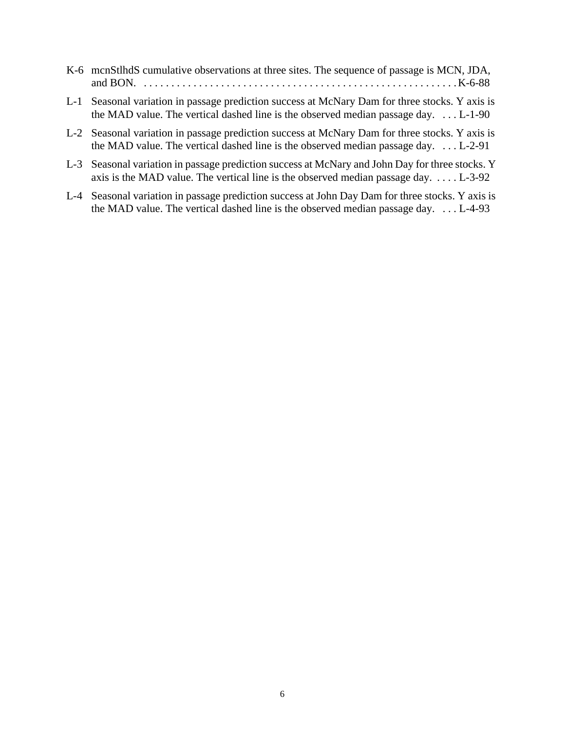K-6 mcnStlhdS cumulative observations at three sites. The sequence of passage is MCN, JDA, and BON. . . . . . . . . . . . . . . . . . . . . . . . . . . . . . . . . . . . . . . . . . . . . . . . . . . . . . . . K-6-88

L-1 Seasonal variation in passage prediction success at McNary Dam for three stocks. Y axis is the MAD value. The vertical dashed line is the observed median passage day. . . . L-1-90

L-2 Seasonal variation in passage prediction success at McNary Dam for three stocks. Y axis is the MAD value. The vertical dashed line is the observed median passage day. . . . L-2-91

L-3 Seasonal variation in passage prediction success at McNary and John Day for three stocks. Y axis is the MAD value. The vertical line is the observed median passage day. . . . . L-3-92

L-4 Seasonal variation in passage prediction success at John Day Dam for three stocks. Y axis is the MAD value. The vertical dashed line is the observed median passage day. . . . L-4-93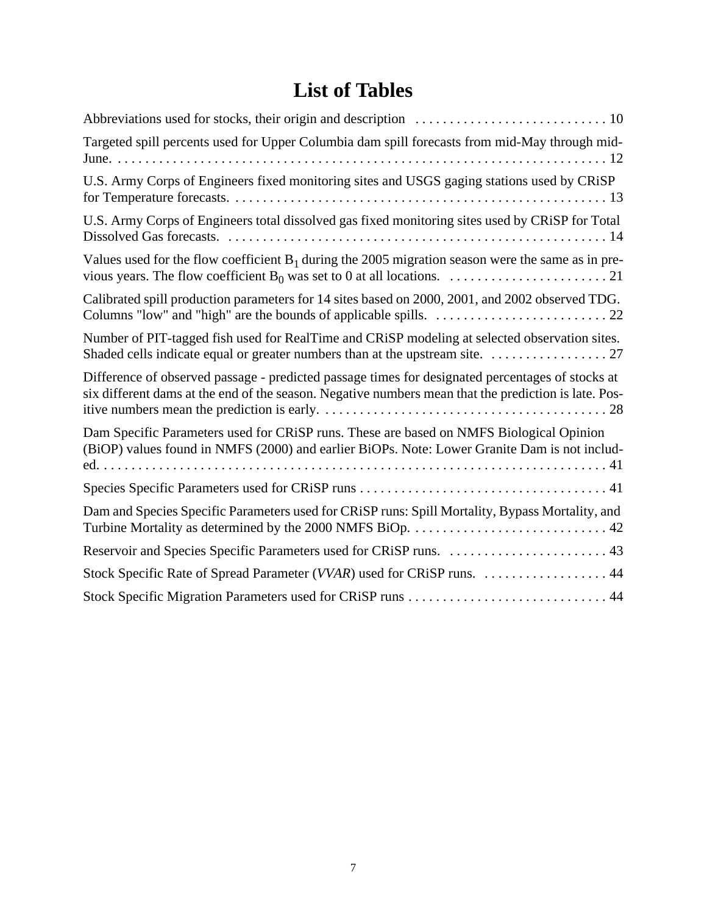# List of Tables

Abbreviations used for stocks, their origin and description . . . . . . . . . . . . . . . . . . . . . . . . . . . . 10

Targeted spill percents used for Upper Columbia dam spill forecasts from mid-May through mid-June. . . . . . . . . . . . . . . . . . . . . . . . . . . . . . . . . . . . . . . . . . . . . . . . . . . . . . . . . . . . . . . . . . . . . . . 12

U.S. Army Corps of Engineers fixed monitoring sites and USGS gaging stations used by CRiSP for Temperature forecasts. . . . . . . . . . . . . . . . . . . . . . . . . . . . . . . . . . . . . . . . . . . . . . . . . . . . . . 13

U.S. Army Corps of Engineers total dissolved gas fixed monitoring sites used by CRiSP for Total Dissolved Gas forecasts. . . . . . . . . . . . . . . . . . . . . . . . . . . . . . . . . . . . . . . . . . . . . . . . . . . . . . . 14

Values used for the flow coefficient $B_1$ during the 2005 migration season were the same as in previous years. The flow coefficient $B_0$ was set to 0 at all locations. . . . . . . . . . . . . . . . . . . . . . . . 21

Calibrated spill production parameters for 14 sites based on 2000, 2001, and 2002 observed TDG. Columns "low" and "high" are the bounds of applicable spills. . . . . . . . . . . . . . . . . . . . . . . . . . 22

Number of PIT-tagged fish used for RealTime and CRiSP modeling at selected observation sites. Shaded cells indicate equal or greater numbers than at the upstream site. . . . . . . . . . . . . . . . . . 27

Difference of observed passage - predicted passage times for designated percentages of stocks at six different dams at the end of the season. Negative numbers mean that the prediction is late. Positive numbers mean the prediction is early. . . . . . . . . . . . . . . . . . . . . . . . . . . . . . . . . . . . . . . . . . 28

Dam Specific Parameters used for CRiSP runs. These are based on NMFS Biological Opinion (BiOP) values found in NMFS (2000) and earlier BiOPs. Note: Lower Granite Dam is not included. . . . . . . . . . . . . . . . . . . . . . . . . . . . . . . . . . . . . . . . . . . . . . . . . . . . . . . . . . . . . . . . . . . . . . . . . 41

Species Specific Parameters used for CRiSP runs . . . . . . . . . . . . . . . . . . . . . . . . . . . . . . . . . . . . 41

Dam and Species Specific Parameters used for CRiSP runs: Spill Mortality, Bypass Mortality, and Turbine Mortality as determined by the 2000 NMFS BiOp. . . . . . . . . . . . . . . . . . . . . . . . . . . . . 42

Reservoir and Species Specific Parameters used for CRiSP runs. . . . . . . . . . . . . . . . . . . . . . . . 43

Stock Specific Rate of Spread Parameter (*VVAR*) used for CRiSP runs. . . . . . . . . . . . . . . . . . . 44

Stock Specific Migration Parameters used for CRiSP runs . . . . . . . . . . . . . . . . . . . . . . . . . . . . . 44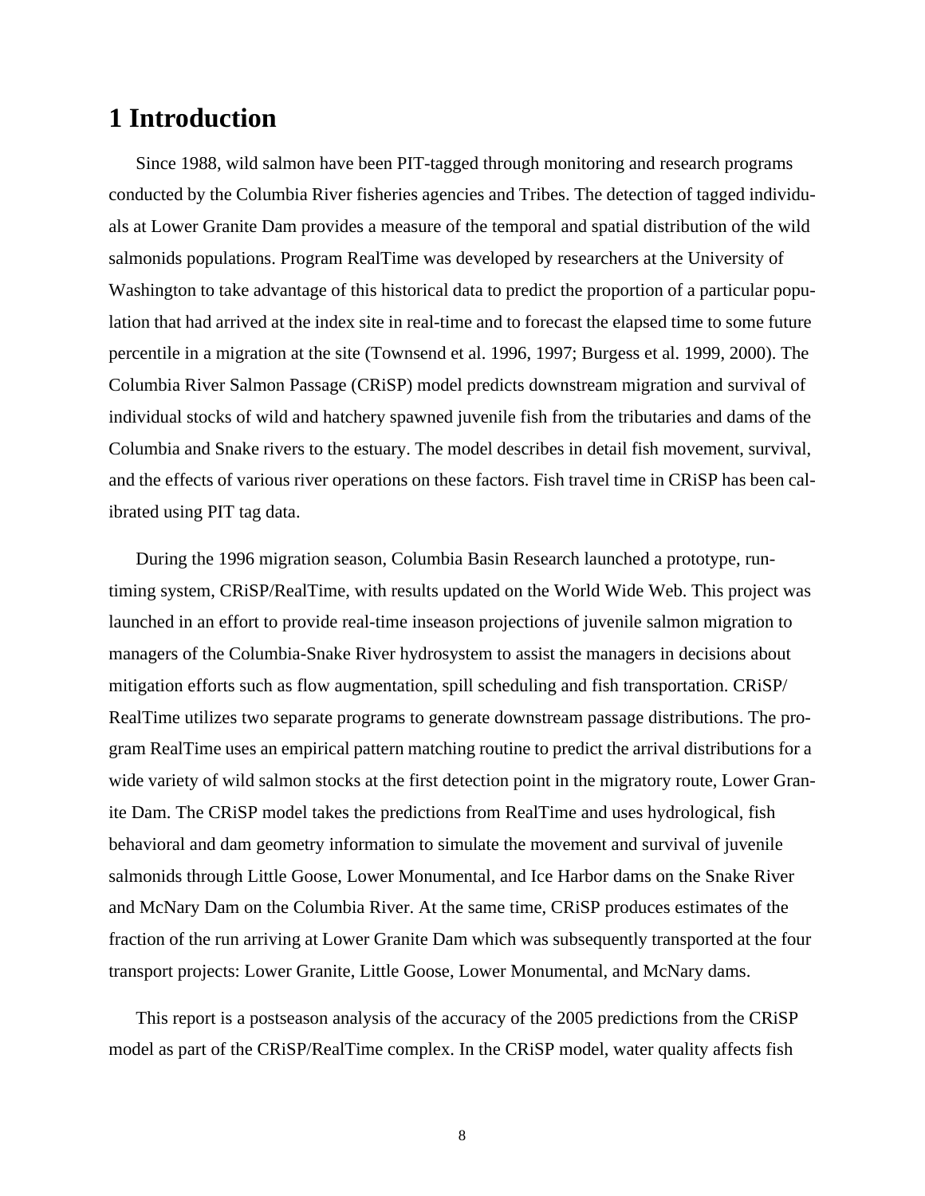# 1 Introduction

Since 1988, wild salmon have been PIT-tagged through monitoring and research programs conducted by the Columbia River fisheries agencies and Tribes. The detection of tagged individuals at Lower Granite Dam provides a measure of the temporal and spatial distribution of the wild salmonids populations. Program RealTime was developed by researchers at the University of Washington to take advantage of this historical data to predict the proportion of a particular population that had arrived at the index site in real-time and to forecast the elapsed time to some future percentile in a migration at the site (Townsend et al. 1996, 1997; Burgess et al. 1999, 2000). The Columbia River Salmon Passage (CRiSP) model predicts downstream migration and survival of individual stocks of wild and hatchery spawned juvenile fish from the tributaries and dams of the Columbia and Snake rivers to the estuary. The model describes in detail fish movement, survival, and the effects of various river operations on these factors. Fish travel time in CRiSP has been calibrated using PIT tag data.

During the 1996 migration season, Columbia Basin Research launched a prototype, run-timing system, CRiSP/RealTime, with results updated on the World Wide Web. This project was launched in an effort to provide real-time inseason projections of juvenile salmon migration to managers of the Columbia-Snake River hydrosystem to assist the managers in decisions about mitigation efforts such as flow augmentation, spill scheduling and fish transportation. CRiSP/RealTime utilizes two separate programs to generate downstream passage distributions. The program RealTime uses an empirical pattern matching routine to predict the arrival distributions for a wide variety of wild salmon stocks at the first detection point in the migratory route, Lower Granite Dam. The CRiSP model takes the predictions from RealTime and uses hydrological, fish behavioral and dam geometry information to simulate the movement and survival of juvenile salmonids through Little Goose, Lower Monumental, and Ice Harbor dams on the Snake River and McNary Dam on the Columbia River. At the same time, CRiSP produces estimates of the fraction of the run arriving at Lower Granite Dam which was subsequently transported at the four transport projects: Lower Granite, Little Goose, Lower Monumental, and McNary dams.

This report is a postseason analysis of the accuracy of the 2005 predictions from the CRiSP model as part of the CRiSP/RealTime complex. In the CRiSP model, water quality affects fish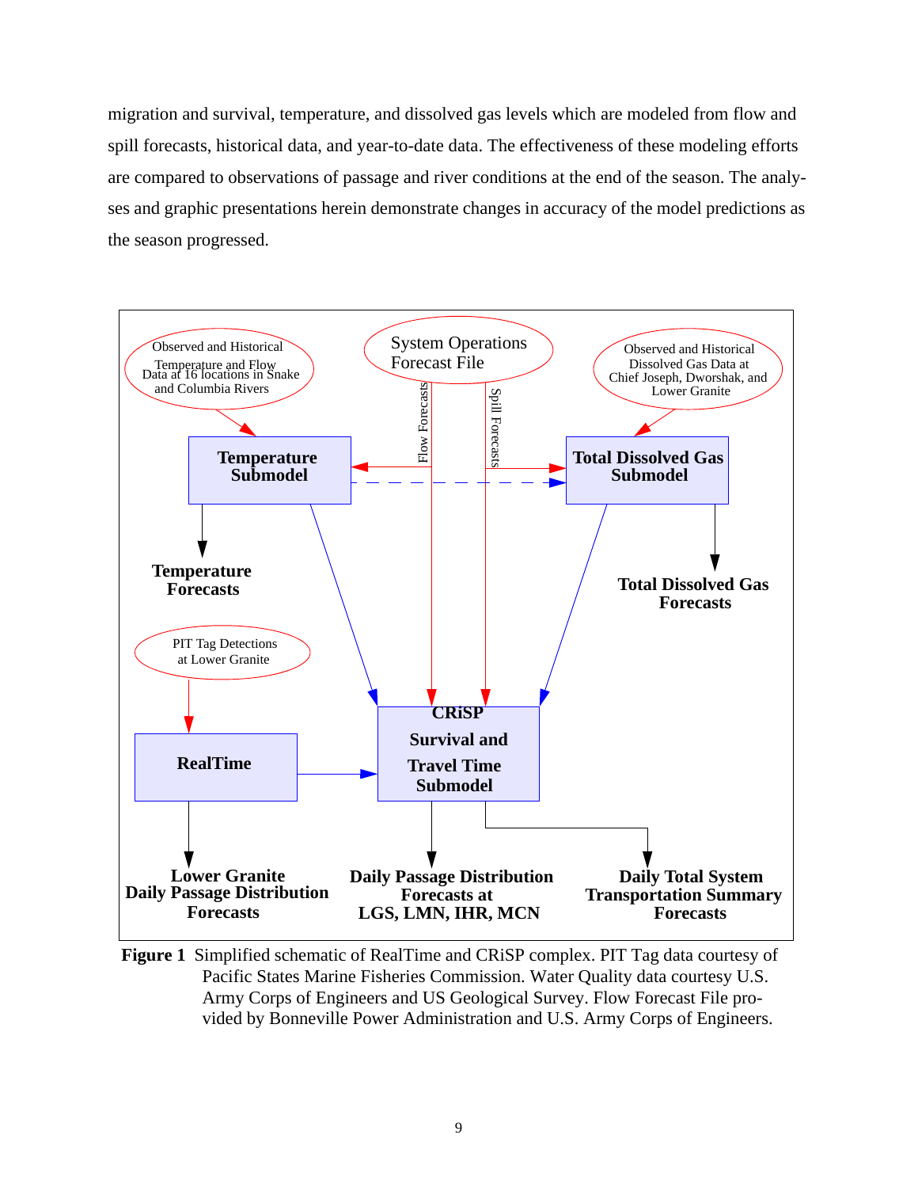migration and survival, temperature, and dissolved gas levels which are modeled from flow and spill forecasts, historical data, and year-to-date data. The effectiveness of these modeling efforts are compared to observations of passage and river conditions at the end of the season. The analyses and graphic presentations herein demonstrate changes in accuracy of the model predictions as the season progressed.

**Figure 1** Simplified schematic of RealTime and CRiSP complex. PIT Tag data courtesy of Pacific States Marine Fisheries Commission. Water Quality data courtesy U.S. Army Corps of Engineers and US Geological Survey. Flow Forecast File provided by Bonneville Power Administration and U.S. Army Corps of Engineers.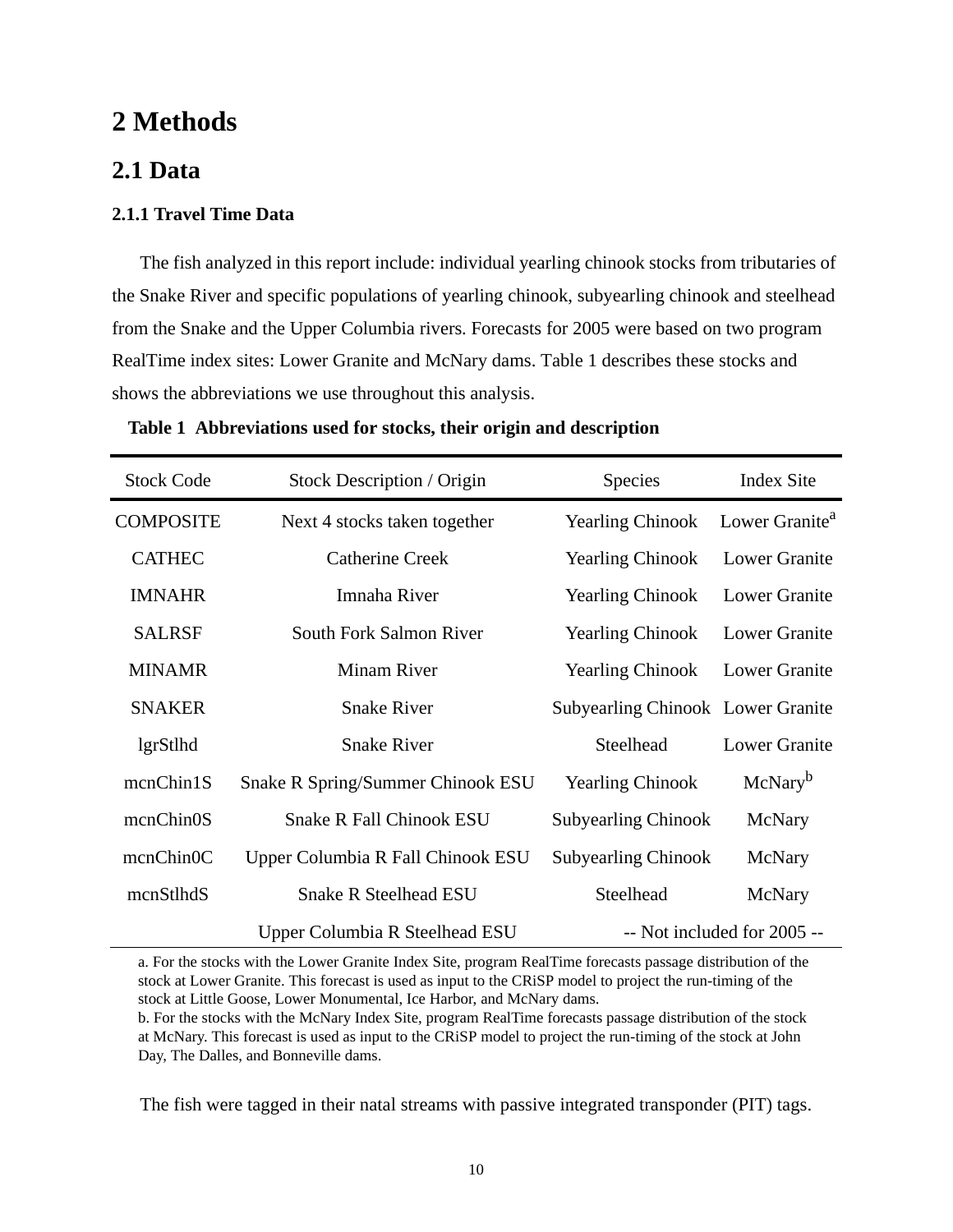# 2 Methods

## 2.1 Data

### 2.1.1 Travel Time Data

The fish analyzed in this report include: individual yearling chinook stocks from tributaries of the Snake River and specific populations of yearling chinook, subyearling chinook and steelhead from the Snake and the Upper Columbia rivers. Forecasts for 2005 were based on two program RealTime index sites: Lower Granite and McNary dams. Table 1 describes these stocks and shows the abbreviations we use throughout this analysis.

**Table 1 Abbreviations used for stocks, their origin and description**

| Stock Code | Stock Description / Origin | Species | Index Site |
|---|---|---|---|
| COMPOSITE | Next 4 stocks taken together | Yearling Chinook | Lower Granite[a] |
| CATHEC | Catherine Creek | Yearling Chinook | Lower Granite |
| IMNAHR | Imnaha River | Yearling Chinook | Lower Granite |
| SALRSF | South Fork Salmon River | Yearling Chinook | Lower Granite |
| MINAMR | Minam River | Yearling Chinook | Lower Granite |
| SNAKER | Snake River | Subyearling Chinook | Lower Granite |
| lgrStlhd | Snake River | Steelhead | Lower Granite |
| mcnChin1S | Snake R Spring/Summer Chinook ESU | Yearling Chinook | McNary[b] |
| mcnChin0S | Snake R Fall Chinook ESU | Subyearling Chinook | McNary |
| mcnChin0C | Upper Columbia R Fall Chinook ESU | Subyearling Chinook | McNary |
| mcnStlhdS | Snake R Steelhead ESU | Steelhead | McNary |
| | Upper Columbia R Steelhead ESU | -- Not included for 2005 -- | |

a. For the stocks with the Lower Granite Index Site, program RealTime forecasts passage distribution of the stock at Lower Granite. This forecast is used as input to the CRiSP model to project the run-timing of the stock at Little Goose, Lower Monumental, Ice Harbor, and McNary dams.
b. For the stocks with the McNary Index Site, program RealTime forecasts passage distribution of the stock at McNary. This forecast is used as input to the CRiSP model to project the run-timing of the stock at John Day, The Dalles, and Bonneville dams.

The fish were tagged in their natal streams with passive integrated transponder (PIT) tags.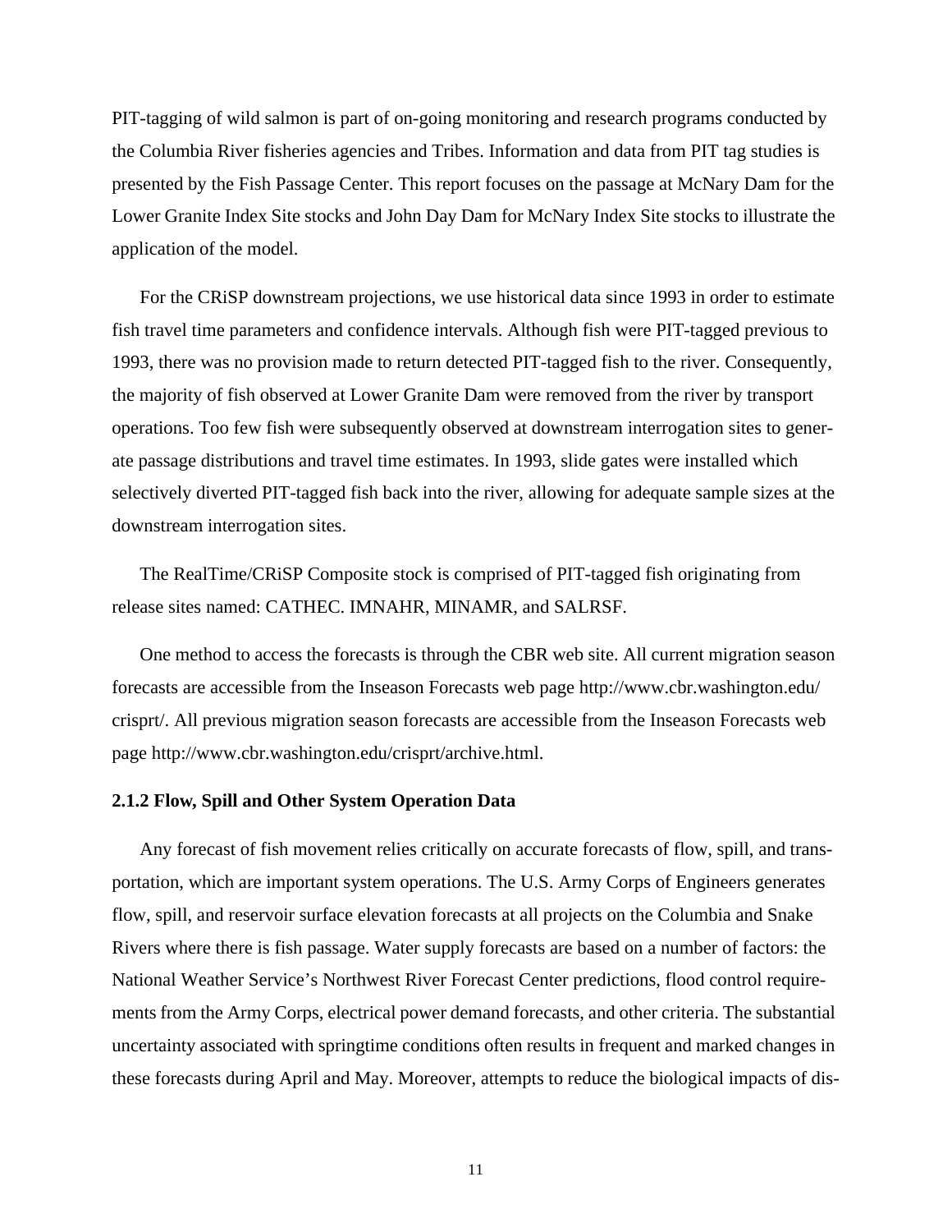PIT-tagging of wild salmon is part of on-going monitoring and research programs conducted by the Columbia River fisheries agencies and Tribes. Information and data from PIT tag studies is presented by the Fish Passage Center. This report focuses on the passage at McNary Dam for the Lower Granite Index Site stocks and John Day Dam for McNary Index Site stocks to illustrate the application of the model.

For the CRiSP downstream projections, we use historical data since 1993 in order to estimate fish travel time parameters and confidence intervals. Although fish were PIT-tagged previous to 1993, there was no provision made to return detected PIT-tagged fish to the river. Consequently, the majority of fish observed at Lower Granite Dam were removed from the river by transport operations. Too few fish were subsequently observed at downstream interrogation sites to generate passage distributions and travel time estimates. In 1993, slide gates were installed which selectively diverted PIT-tagged fish back into the river, allowing for adequate sample sizes at the downstream interrogation sites.

The RealTime/CRiSP Composite stock is comprised of PIT-tagged fish originating from release sites named: CATHEC. IMNAHR, MINAMR, and SALRSF.

One method to access the forecasts is through the CBR web site. All current migration season forecasts are accessible from the Inseason Forecasts web page http://www.cbr.washington.edu/crisprt/. All previous migration season forecasts are accessible from the Inseason Forecasts web page http://www.cbr.washington.edu/crisprt/archive.html.

### 2.1.2 Flow, Spill and Other System Operation Data

Any forecast of fish movement relies critically on accurate forecasts of flow, spill, and transportation, which are important system operations. The U.S. Army Corps of Engineers generates flow, spill, and reservoir surface elevation forecasts at all projects on the Columbia and Snake Rivers where there is fish passage. Water supply forecasts are based on a number of factors: the National Weather Service's Northwest River Forecast Center predictions, flood control requirements from the Army Corps, electrical power demand forecasts, and other criteria. The substantial uncertainty associated with springtime conditions often results in frequent and marked changes in these forecasts during April and May. Moreover, attempts to reduce the biological impacts of dis-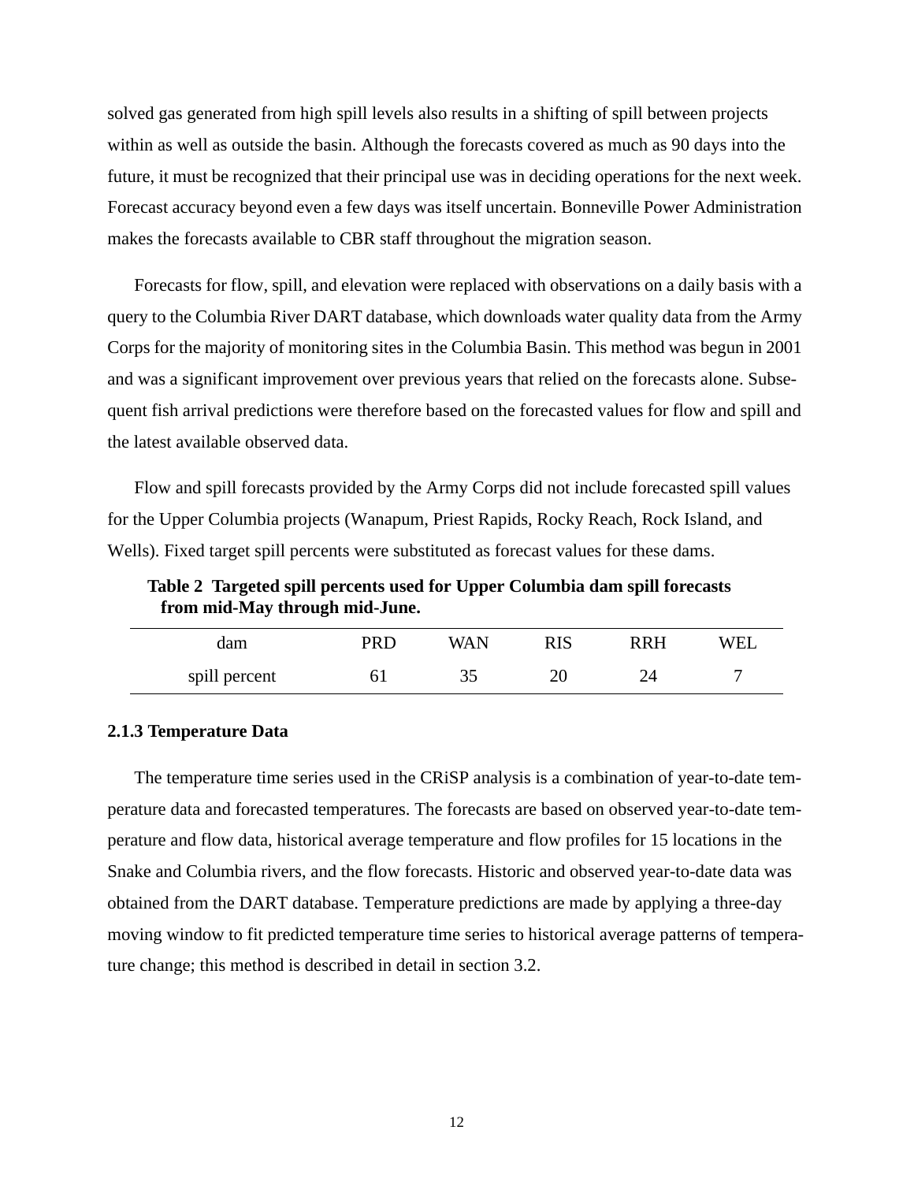solved gas generated from high spill levels also results in a shifting of spill between projects within as well as outside the basin. Although the forecasts covered as much as 90 days into the future, it must be recognized that their principal use was in deciding operations for the next week. Forecast accuracy beyond even a few days was itself uncertain. Bonneville Power Administration makes the forecasts available to CBR staff throughout the migration season.

Forecasts for flow, spill, and elevation were replaced with observations on a daily basis with a query to the Columbia River DART database, which downloads water quality data from the Army Corps for the majority of monitoring sites in the Columbia Basin. This method was begun in 2001 and was a significant improvement over previous years that relied on the forecasts alone. Subsequent fish arrival predictions were therefore based on the forecasted values for flow and spill and the latest available observed data.

Flow and spill forecasts provided by the Army Corps did not include forecasted spill values for the Upper Columbia projects (Wanapum, Priest Rapids, Rocky Reach, Rock Island, and Wells). Fixed target spill percents were substituted as forecast values for these dams.

**Table 2 Targeted spill percents used for Upper Columbia dam spill forecasts from mid-May through mid-June.**

| dam | PRD | WAN | RIS | RRH | WEL |
|---|---|---|---|---|---|
| spill percent | 61 | 35 | 20 | 24 | 7 |

### 2.1.3 Temperature Data

The temperature time series used in the CRiSP analysis is a combination of year-to-date temperature data and forecasted temperatures. The forecasts are based on observed year-to-date temperature and flow data, historical average temperature and flow profiles for 15 locations in the Snake and Columbia rivers, and the flow forecasts. Historic and observed year-to-date data was obtained from the DART database. Temperature predictions are made by applying a three-day moving window to fit predicted temperature time series to historical average patterns of temperature change; this method is described in detail in section 3.2.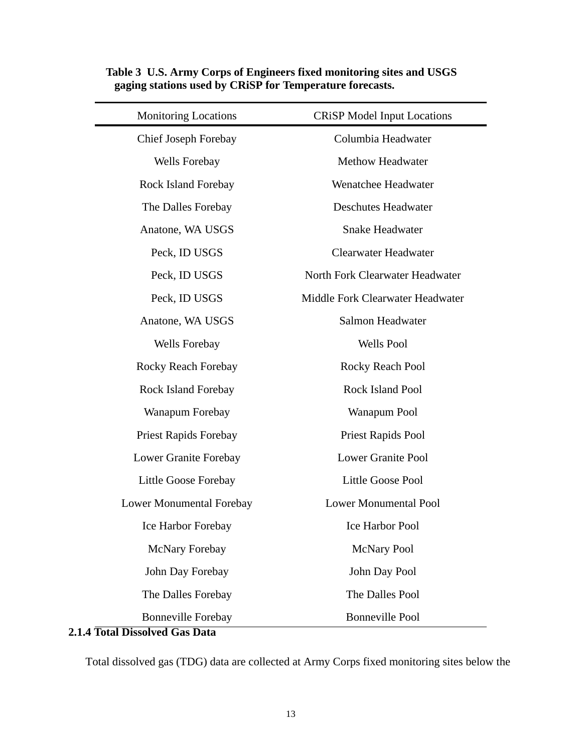**Table 3 U.S. Army Corps of Engineers fixed monitoring sites and USGS gaging stations used by CRiSP for Temperature forecasts.**

| Monitoring Locations | CRiSP Model Input Locations |
| --- | --- |
| Chief Joseph Forebay | Columbia Headwater |
| Wells Forebay | Methow Headwater |
| Rock Island Forebay | Wenatchee Headwater |
| The Dalles Forebay | Deschutes Headwater |
| Anatone, WA USGS | Snake Headwater |
| Peck, ID USGS | Clearwater Headwater |
| Peck, ID USGS | North Fork Clearwater Headwater |
| Peck, ID USGS | Middle Fork Clearwater Headwater |
| Anatone, WA USGS | Salmon Headwater |
| Wells Forebay | Wells Pool |
| Rocky Reach Forebay | Rocky Reach Pool |
| Rock Island Forebay | Rock Island Pool |
| Wanapum Forebay | Wanapum Pool |
| Priest Rapids Forebay | Priest Rapids Pool |
| Lower Granite Forebay | Lower Granite Pool |
| Little Goose Forebay | Little Goose Pool |
| Lower Monumental Forebay | Lower Monumental Pool |
| Ice Harbor Forebay | Ice Harbor Pool |
| McNary Forebay | McNary Pool |
| John Day Forebay | John Day Pool |
| The Dalles Forebay | The Dalles Pool |
| Bonneville Forebay | Bonneville Pool |

### 2.1.4 Total Dissolved Gas Data

Total dissolved gas (TDG) data are collected at Army Corps fixed monitoring sites below the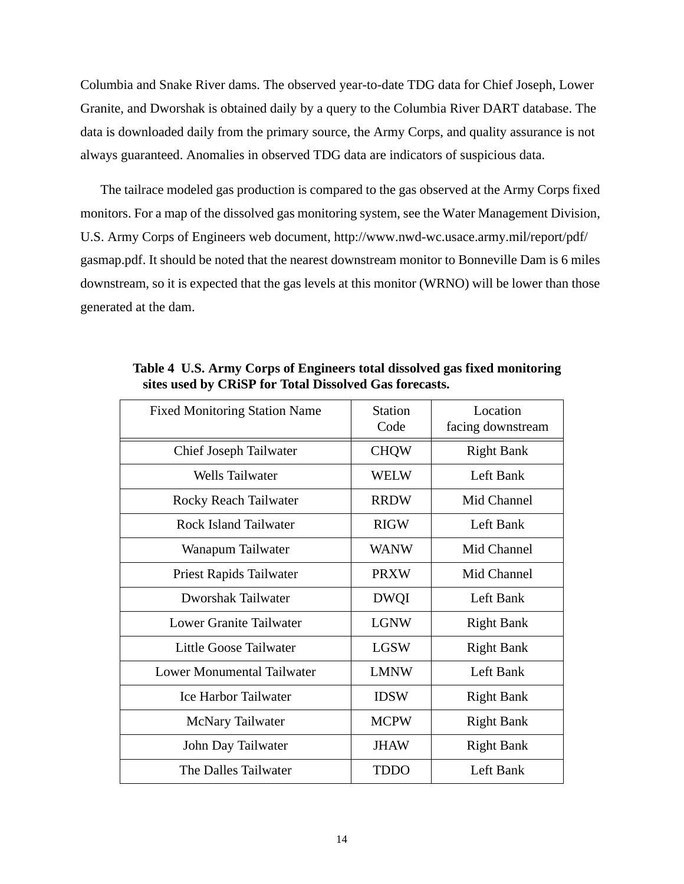Columbia and Snake River dams. The observed year-to-date TDG data for Chief Joseph, Lower Granite, and Dworshak is obtained daily by a query to the Columbia River DART database. The data is downloaded daily from the primary source, the Army Corps, and quality assurance is not always guaranteed. Anomalies in observed TDG data are indicators of suspicious data.

The tailrace modeled gas production is compared to the gas observed at the Army Corps fixed monitors. For a map of the dissolved gas monitoring system, see the Water Management Division, U.S. Army Corps of Engineers web document, http://www.nwd-wc.usace.army.mil/report/pdf/gasmap.pdf. It should be noted that the nearest downstream monitor to Bonneville Dam is 6 miles downstream, so it is expected that the gas levels at this monitor (WRNO) will be lower than those generated at the dam.

**Table 4 U.S. Army Corps of Engineers total dissolved gas fixed monitoring sites used by CRiSP for Total Dissolved Gas forecasts.**

| Fixed Monitoring Station Name | Station Code | Location facing downstream |
|---|---|---|
| Chief Joseph Tailwater | CHQW | Right Bank |
| Wells Tailwater | WELW | Left Bank |
| Rocky Reach Tailwater | RRDW | Mid Channel |
| Rock Island Tailwater | RIGW | Left Bank |
| Wanapum Tailwater | WANW | Mid Channel |
| Priest Rapids Tailwater | PRXW | Mid Channel |
| Dworshak Tailwater | DWQI | Left Bank |
| Lower Granite Tailwater | LGNW | Right Bank |
| Little Goose Tailwater | LGSW | Right Bank |
| Lower Monumental Tailwater | LMNW | Left Bank |
| Ice Harbor Tailwater | IDSW | Right Bank |
| McNary Tailwater | MCPW | Right Bank |
| John Day Tailwater | JHAW | Right Bank |
| The Dalles Tailwater | TDDO | Left Bank |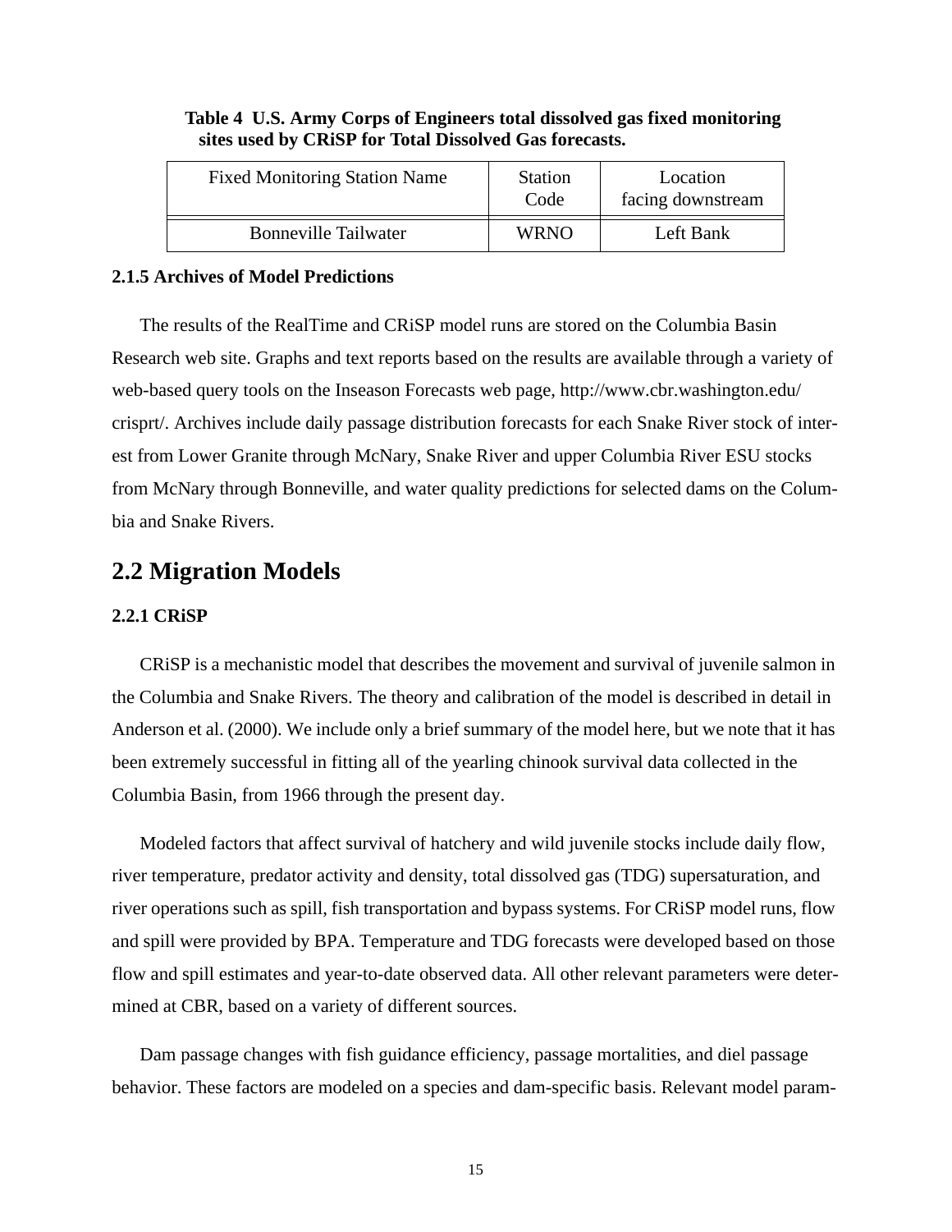**Table 4 U.S. Army Corps of Engineers total dissolved gas fixed monitoring sites used by CRiSP for Total Dissolved Gas forecasts.**

| Fixed Monitoring Station Name | Station Code | Location facing downstream |
|---|---|---|
| Bonneville Tailwater | WRNO | Left Bank |

### 2.1.5 Archives of Model Predictions

The results of the RealTime and CRiSP model runs are stored on the Columbia Basin Research web site. Graphs and text reports based on the results are available through a variety of web-based query tools on the Inseason Forecasts web page, http://www.cbr.washington.edu/crisprt/. Archives include daily passage distribution forecasts for each Snake River stock of interest from Lower Granite through McNary, Snake River and upper Columbia River ESU stocks from McNary through Bonneville, and water quality predictions for selected dams on the Columbia and Snake Rivers.

## 2.2 Migration Models

### 2.2.1 CRiSP

CRiSP is a mechanistic model that describes the movement and survival of juvenile salmon in the Columbia and Snake Rivers. The theory and calibration of the model is described in detail in Anderson et al. (2000). We include only a brief summary of the model here, but we note that it has been extremely successful in fitting all of the yearling chinook survival data collected in the Columbia Basin, from 1966 through the present day.

Modeled factors that affect survival of hatchery and wild juvenile stocks include daily flow, river temperature, predator activity and density, total dissolved gas (TDG) supersaturation, and river operations such as spill, fish transportation and bypass systems. For CRiSP model runs, flow and spill were provided by BPA. Temperature and TDG forecasts were developed based on those flow and spill estimates and year-to-date observed data. All other relevant parameters were determined at CBR, based on a variety of different sources.

Dam passage changes with fish guidance efficiency, passage mortalities, and diel passage behavior. These factors are modeled on a species and dam-specific basis. Relevant model param-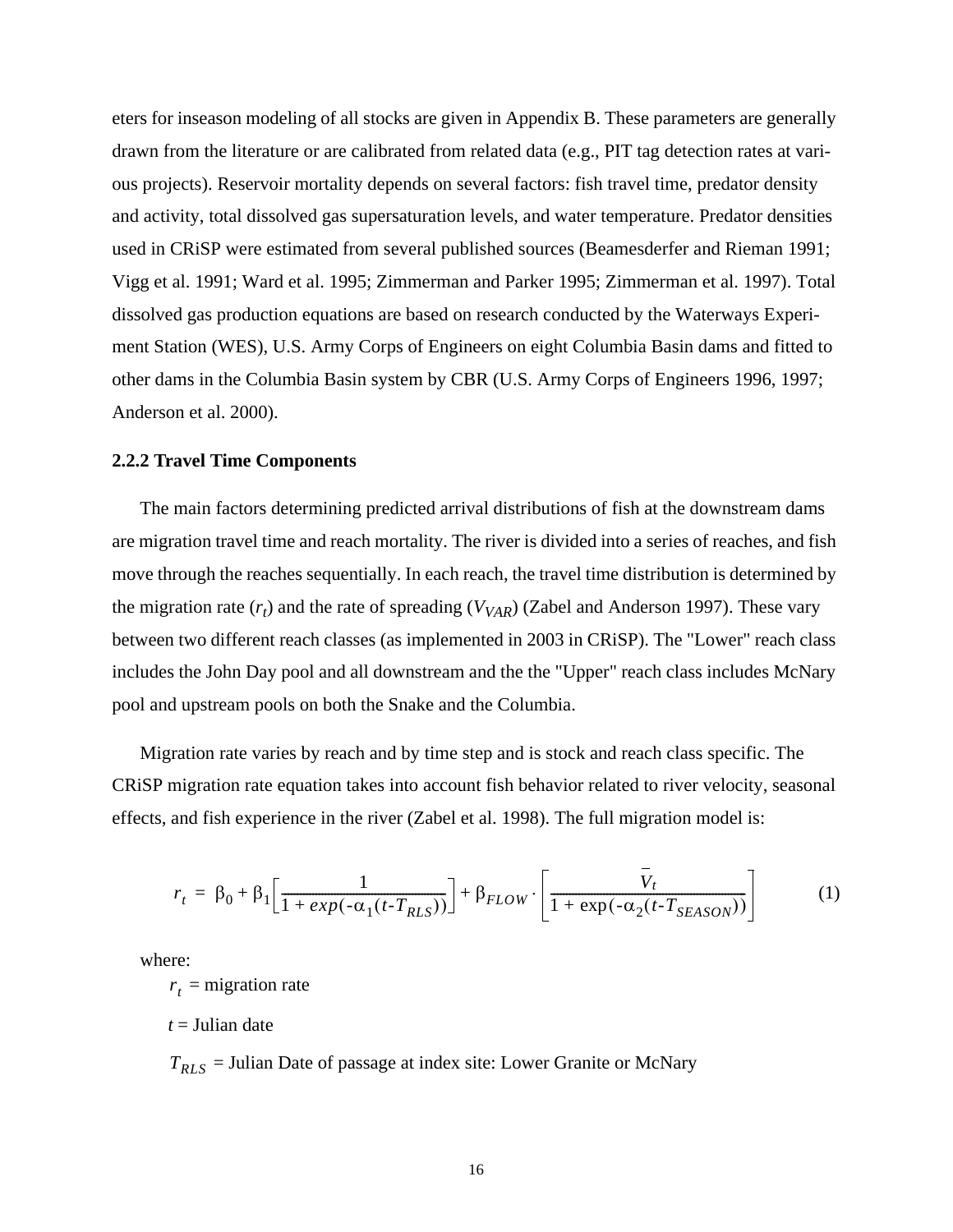eters for inseason modeling of all stocks are given in Appendix B. These parameters are generally drawn from the literature or are calibrated from related data (e.g., PIT tag detection rates at various projects). Reservoir mortality depends on several factors: fish travel time, predator density and activity, total dissolved gas supersaturation levels, and water temperature. Predator densities used in CRiSP were estimated from several published sources (Beamesderfer and Rieman 1991; Vigg et al. 1991; Ward et al. 1995; Zimmerman and Parker 1995; Zimmerman et al. 1997). Total dissolved gas production equations are based on research conducted by the Waterways Experiment Station (WES), U.S. Army Corps of Engineers on eight Columbia Basin dams and fitted to other dams in the Columbia Basin system by CBR (U.S. Army Corps of Engineers 1996, 1997; Anderson et al. 2000).

### 2.2.2 Travel Time Components

The main factors determining predicted arrival distributions of fish at the downstream dams are migration travel time and reach mortality. The river is divided into a series of reaches, and fish move through the reaches sequentially. In each reach, the travel time distribution is determined by the migration rate ($r_t$) and the rate of spreading ($V_{VAR}$) (Zabel and Anderson 1997). These vary between two different reach classes (as implemented in 2003 in CRiSP). The "Lower" reach class includes the John Day pool and all downstream and the the "Upper" reach class includes McNary pool and upstream pools on both the Snake and the Columbia.

Migration rate varies by reach and by time step and is stock and reach class specific. The CRiSP migration rate equation takes into account fish behavior related to river velocity, seasonal effects, and fish experience in the river (Zabel et al. 1998). The full migration model is:

$$r_t = \beta_0 + \beta_1 \left[ \frac{1}{1 + exp(-\alpha_1(t - T_{RLS}))} \right] + \beta_{FLOW} \cdot \left[ \frac{\bar{V}_t}{1 + \exp(-\alpha_2(t - T_{SEASON}))} \right] \tag{1}$$

where:

$r_t$ = migration rate

$t$ = Julian date

$T_{RLS}$ = Julian Date of passage at index site: Lower Granite or McNary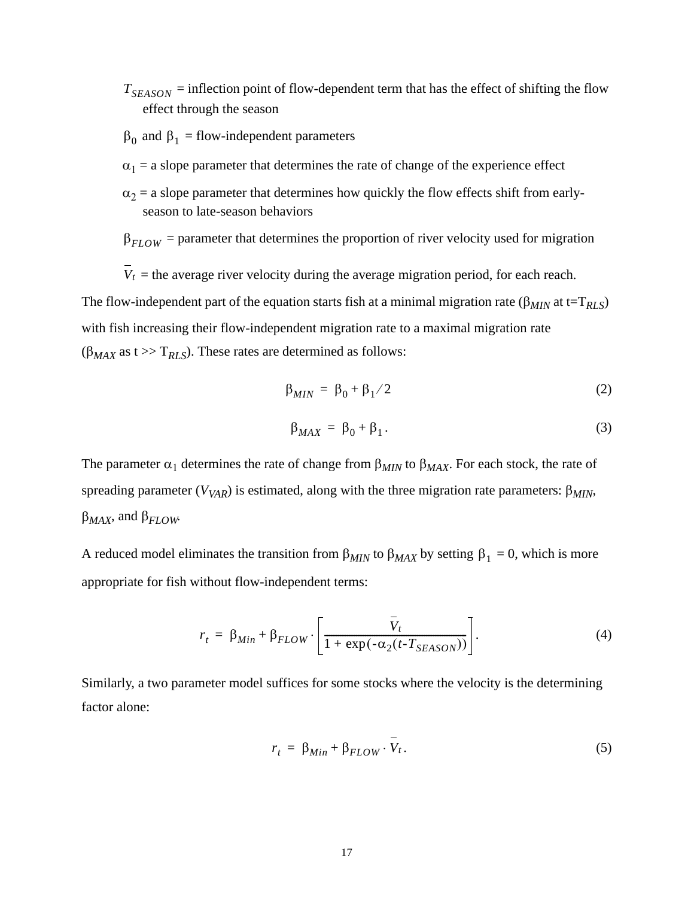$T_{SEASON}$ = inflection point of flow-dependent term that has the effect of shifting the flow effect through the season

$\beta_0$ and $\beta_1$ = flow-independent parameters

$\alpha_1$ = a slope parameter that determines the rate of change of the experience effect

$\alpha_2$ = a slope parameter that determines how quickly the flow effects shift from early-season to late-season behaviors

$\beta_{FLOW}$ = parameter that determines the proportion of river velocity used for migration

$\bar{V}_t$ = the average river velocity during the average migration period, for each reach.

The flow-independent part of the equation starts fish at a minimal migration rate ($\beta_{MIN}$ at t=$T_{RLS}$) with fish increasing their flow-independent migration rate to a maximal migration rate ($\beta_{MAX}$ as t >> $T_{RLS}$). These rates are determined as follows:

$$\beta_{MIN} = \beta_0 + \beta_1 / 2 \tag{2}$$

$$\beta_{MAX} = \beta_0 + \beta_1 . \tag{3}$$

The parameter $\alpha_1$ determines the rate of change from $\beta_{MIN}$ to $\beta_{MAX}$. For each stock, the rate of spreading parameter ($V_{VAR}$) is estimated, along with the three migration rate parameters: $\beta_{MIN}$, $\beta_{MAX}$, and $\beta_{FLOW}$.

A reduced model eliminates the transition from $\beta_{MIN}$ to $\beta_{MAX}$ by setting $\beta_1 = 0$, which is more appropriate for fish without flow-independent terms:

$$r_t = \beta_{Min} + \beta_{FLOW} \cdot \left[ \frac{\bar{V}_t}{1 + \exp(-\alpha_2(t - T_{SEASON}))} \right] . \tag{4}$$

Similarly, a two parameter model suffices for some stocks where the velocity is the determining factor alone:

$$r_t = \beta_{Min} + \beta_{FLOW} \cdot \bar{V}_t . \tag{5}$$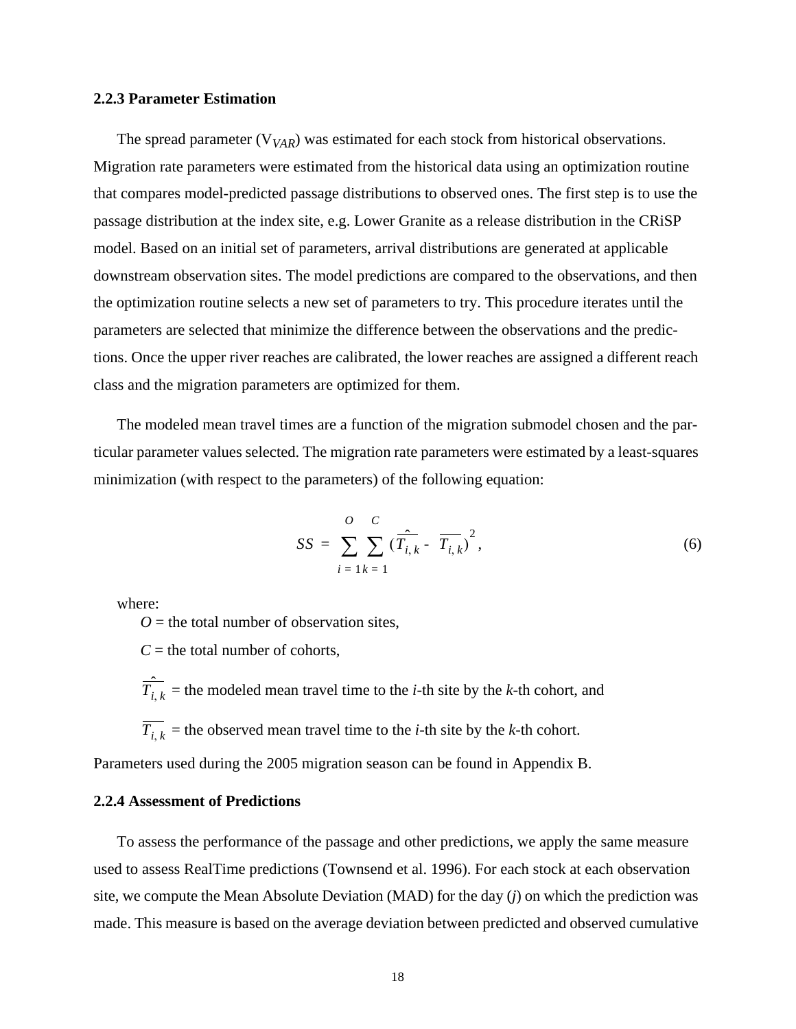### 2.2.3 Parameter Estimation

The spread parameter ($V_{VAR}$) was estimated for each stock from historical observations. Migration rate parameters were estimated from the historical data using an optimization routine that compares model-predicted passage distributions to observed ones. The first step is to use the passage distribution at the index site, e.g. Lower Granite as a release distribution in the CRiSP model. Based on an initial set of parameters, arrival distributions are generated at applicable downstream observation sites. The model predictions are compared to the observations, and then the optimization routine selects a new set of parameters to try. This procedure iterates until the parameters are selected that minimize the difference between the observations and the predictions. Once the upper river reaches are calibrated, the lower reaches are assigned a different reach class and the migration parameters are optimized for them.

The modeled mean travel times are a function of the migration submodel chosen and the particular parameter values selected. The migration rate parameters were estimated by a least-squares minimization (with respect to the parameters) of the following equation:

$$SS = \sum_{i=1}^{O} \sum_{k=1}^{C} \left( \hat{\overline{T_{i,k}}} - \overline{T_{i,k}} \right)^2 , \tag{6}$$

where:

$O$ = the total number of observation sites,

$C$ = the total number of cohorts,

$\hat{\overline{T_{i,k}}}$ = the modeled mean travel time to the $i$-th site by the $k$-th cohort, and

$\overline{T_{i,k}}$ = the observed mean travel time to the $i$-th site by the $k$-th cohort.

Parameters used during the 2005 migration season can be found in Appendix B.

### 2.2.4 Assessment of Predictions

To assess the performance of the passage and other predictions, we apply the same measure used to assess RealTime predictions (Townsend et al. 1996). For each stock at each observation site, we compute the Mean Absolute Deviation (MAD) for the day ($j$) on which the prediction was made. This measure is based on the average deviation between predicted and observed cumulative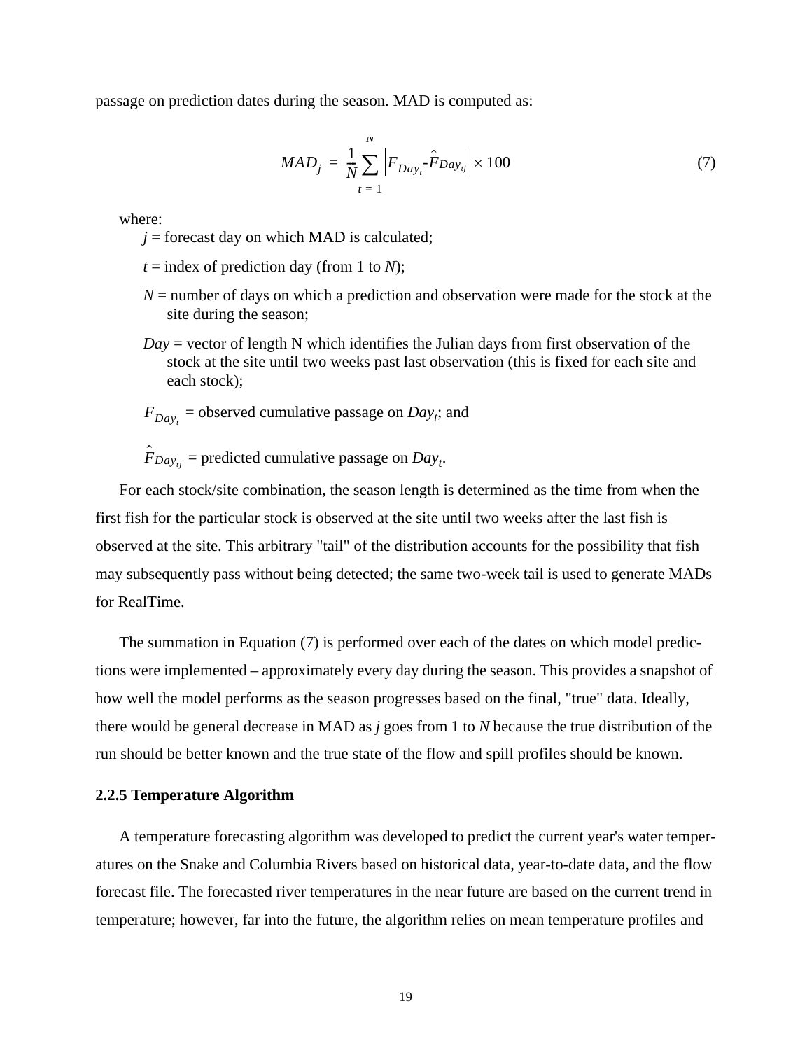passage on prediction dates during the season. MAD is computed as:

$$MAD_j = \frac{1}{N}\sum_{t=1}^{N}\left|F_{Day_t} - \hat{F}_{Day_{tj}}\right| \times 100 \tag{7}$$

where:

$j$ = forecast day on which MAD is calculated;

$t$ = index of prediction day (from 1 to $N$);

$N$ = number of days on which a prediction and observation were made for the stock at the site during the season;

$Day$ = vector of length N which identifies the Julian days from first observation of the stock at the site until two weeks past last observation (this is fixed for each site and each stock);

$F_{Day_t}$ = observed cumulative passage on $Day_t$; and

$\hat{F}_{Day_{tj}}$ = predicted cumulative passage on $Day_t$.

For each stock/site combination, the season length is determined as the time from when the first fish for the particular stock is observed at the site until two weeks after the last fish is observed at the site. This arbitrary "tail" of the distribution accounts for the possibility that fish may subsequently pass without being detected; the same two-week tail is used to generate MADs for RealTime.

The summation in Equation (7) is performed over each of the dates on which model predictions were implemented – approximately every day during the season. This provides a snapshot of how well the model performs as the season progresses based on the final, "true" data. Ideally, there would be general decrease in MAD as $j$ goes from 1 to $N$ because the true distribution of the run should be better known and the true state of the flow and spill profiles should be known.

### 2.2.5 Temperature Algorithm

A temperature forecasting algorithm was developed to predict the current year's water temperatures on the Snake and Columbia Rivers based on historical data, year-to-date data, and the flow forecast file. The forecasted river temperatures in the near future are based on the current trend in temperature; however, far into the future, the algorithm relies on mean temperature profiles and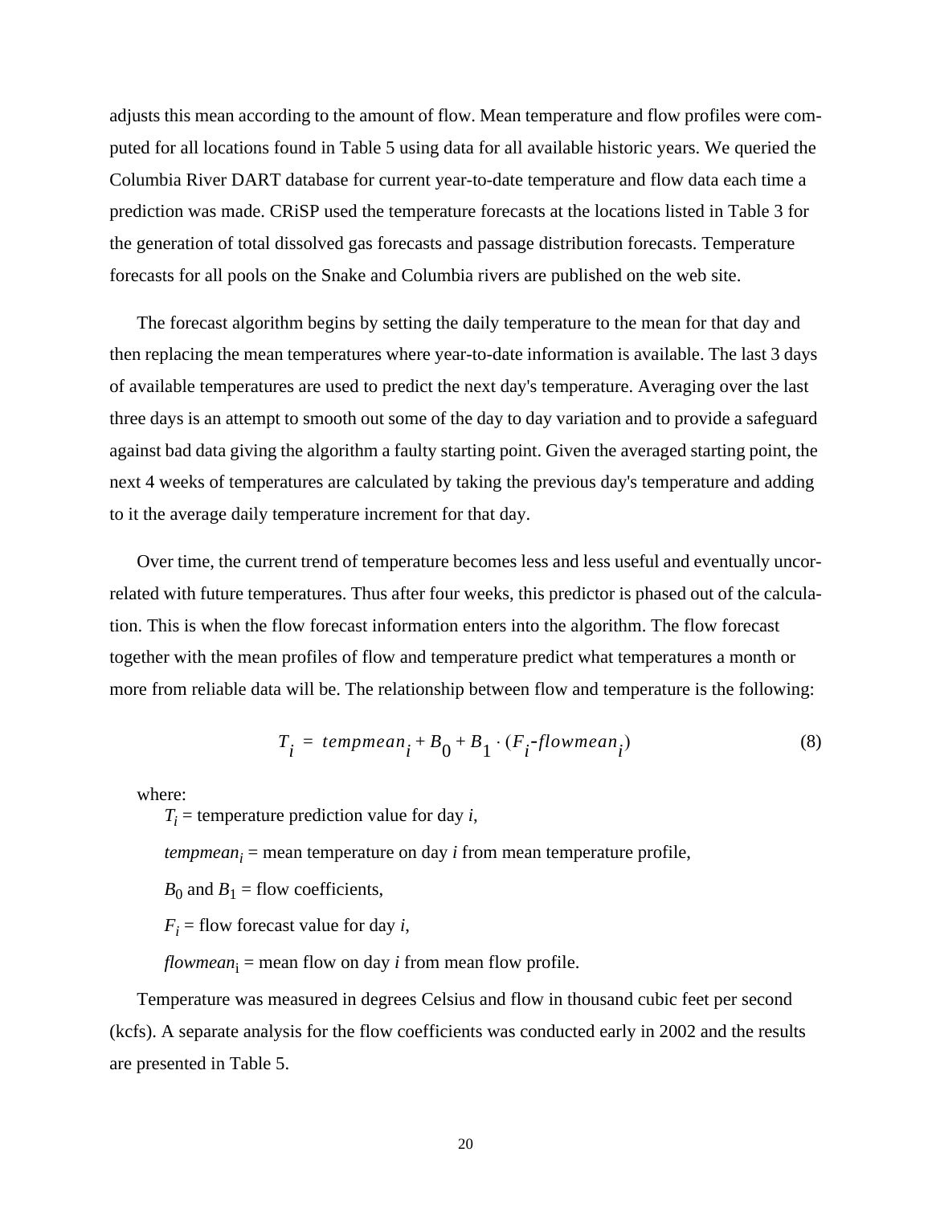adjusts this mean according to the amount of flow. Mean temperature and flow profiles were computed for all locations found in Table 5 using data for all available historic years. We queried the Columbia River DART database for current year-to-date temperature and flow data each time a prediction was made. CRiSP used the temperature forecasts at the locations listed in Table 3 for the generation of total dissolved gas forecasts and passage distribution forecasts. Temperature forecasts for all pools on the Snake and Columbia rivers are published on the web site.

The forecast algorithm begins by setting the daily temperature to the mean for that day and then replacing the mean temperatures where year-to-date information is available. The last 3 days of available temperatures are used to predict the next day's temperature. Averaging over the last three days is an attempt to smooth out some of the day to day variation and to provide a safeguard against bad data giving the algorithm a faulty starting point. Given the averaged starting point, the next 4 weeks of temperatures are calculated by taking the previous day's temperature and adding to it the average daily temperature increment for that day.

Over time, the current trend of temperature becomes less and less useful and eventually uncorrelated with future temperatures. Thus after four weeks, this predictor is phased out of the calculation. This is when the flow forecast information enters into the algorithm. The flow forecast together with the mean profiles of flow and temperature predict what temperatures a month or more from reliable data will be. The relationship between flow and temperature is the following:

$$T_i = tempmean_i + B_0 + B_1 \cdot (F_i - flowmean_i) \tag{8}$$

where:

$T_i$ = temperature prediction value for day *i*,

$tempmean_i$ = mean temperature on day *i* from mean temperature profile,

$B_0$ and $B_1$ = flow coefficients,

$F_i$ = flow forecast value for day *i*,

$flowmean_i$ = mean flow on day *i* from mean flow profile.

Temperature was measured in degrees Celsius and flow in thousand cubic feet per second (kcfs). A separate analysis for the flow coefficients was conducted early in 2002 and the results are presented in Table 5.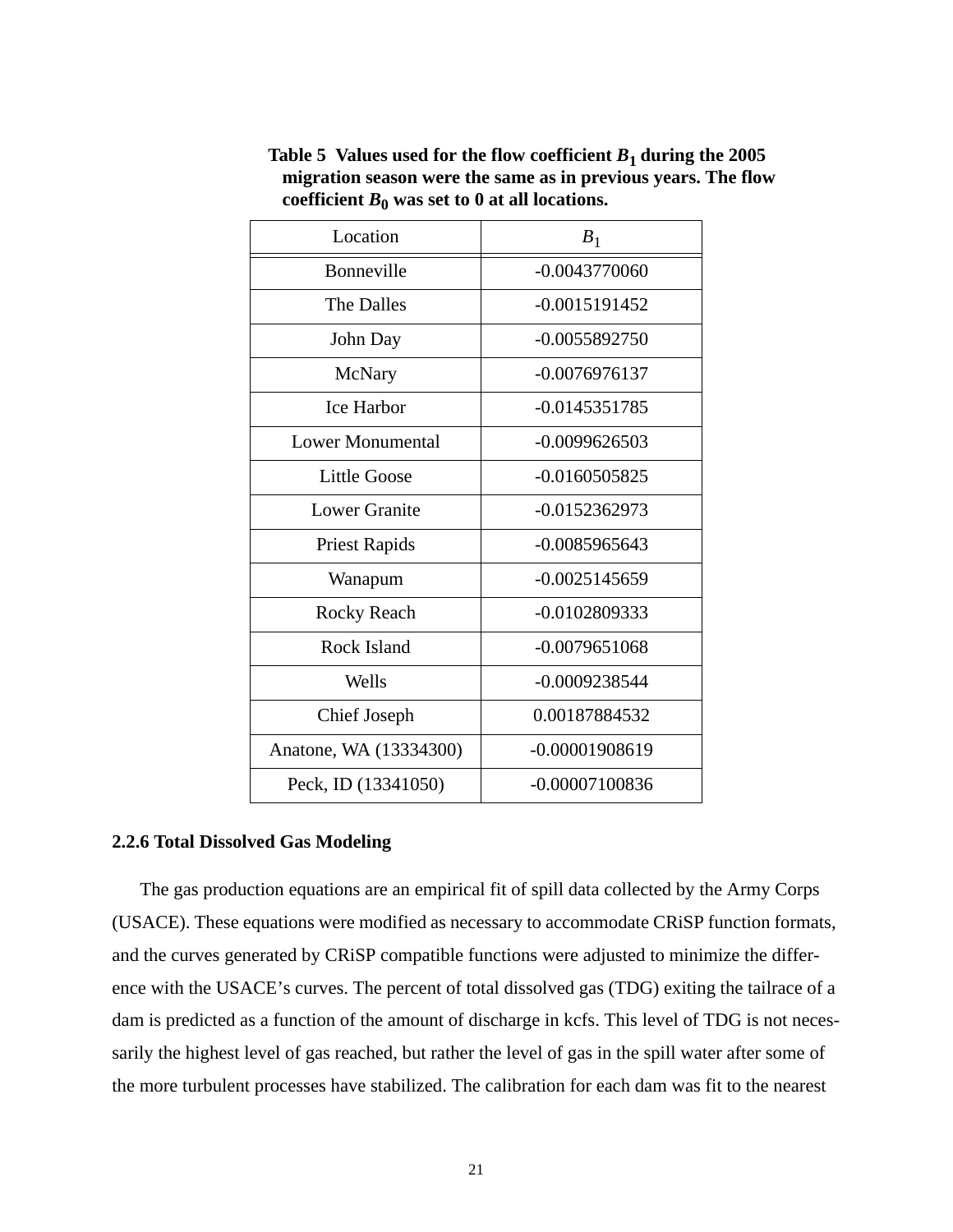**Table 5 Values used for the flow coefficient $B_1$ during the 2005 migration season were the same as in previous years. The flow coefficient $B_0$ was set to 0 at all locations.**

| Location | $B_1$ |
|---|---|
| Bonneville | -0.0043770060 |
| The Dalles | -0.0015191452 |
| John Day | -0.0055892750 |
| McNary | -0.0076976137 |
| Ice Harbor | -0.0145351785 |
| Lower Monumental | -0.0099626503 |
| Little Goose | -0.0160505825 |
| Lower Granite | -0.0152362973 |
| Priest Rapids | -0.0085965643 |
| Wanapum | -0.0025145659 |
| Rocky Reach | -0.0102809333 |
| Rock Island | -0.0079651068 |
| Wells | -0.0009238544 |
| Chief Joseph | 0.00187884532 |
| Anatone, WA (13334300) | -0.00001908619 |
| Peck, ID (13341050) | -0.00007100836 |

### 2.2.6 Total Dissolved Gas Modeling

The gas production equations are an empirical fit of spill data collected by the Army Corps (USACE). These equations were modified as necessary to accommodate CRiSP function formats, and the curves generated by CRiSP compatible functions were adjusted to minimize the difference with the USACE's curves. The percent of total dissolved gas (TDG) exiting the tailrace of a dam is predicted as a function of the amount of discharge in kcfs. This level of TDG is not necessarily the highest level of gas reached, but rather the level of gas in the spill water after some of the more turbulent processes have stabilized. The calibration for each dam was fit to the nearest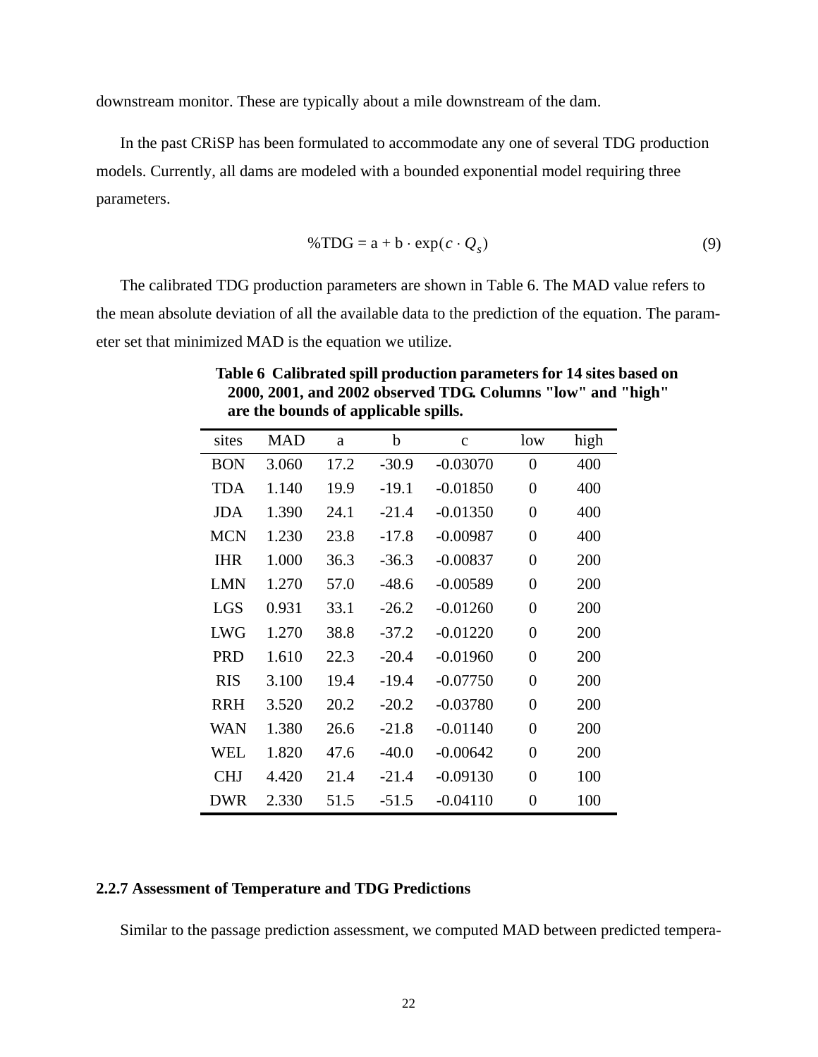downstream monitor. These are typically about a mile downstream of the dam.

In the past CRiSP has been formulated to accommodate any one of several TDG production models. Currently, all dams are modeled with a bounded exponential model requiring three parameters.

$$\%\text{TDG} = \text{a} + \text{b} \cdot \exp(c \cdot Q_s) \tag{9}$$

The calibrated TDG production parameters are shown in Table 6. The MAD value refers to the mean absolute deviation of all the available data to the prediction of the equation. The parameter set that minimized MAD is the equation we utilize.

**Table 6 Calibrated spill production parameters for 14 sites based on 2000, 2001, and 2002 observed TDG. Columns "low" and "high" are the bounds of applicable spills.**

| sites | MAD | a | b | c | low | high |
|---|---|---|---|---|---|---|
| BON | 3.060 | 17.2 | -30.9 | -0.03070 | 0 | 400 |
| TDA | 1.140 | 19.9 | -19.1 | -0.01850 | 0 | 400 |
| JDA | 1.390 | 24.1 | -21.4 | -0.01350 | 0 | 400 |
| MCN | 1.230 | 23.8 | -17.8 | -0.00987 | 0 | 400 |
| IHR | 1.000 | 36.3 | -36.3 | -0.00837 | 0 | 200 |
| LMN | 1.270 | 57.0 | -48.6 | -0.00589 | 0 | 200 |
| LGS | 0.931 | 33.1 | -26.2 | -0.01260 | 0 | 200 |
| LWG | 1.270 | 38.8 | -37.2 | -0.01220 | 0 | 200 |
| PRD | 1.610 | 22.3 | -20.4 | -0.01960 | 0 | 200 |
| RIS | 3.100 | 19.4 | -19.4 | -0.07750 | 0 | 200 |
| RRH | 3.520 | 20.2 | -20.2 | -0.03780 | 0 | 200 |
| WAN | 1.380 | 26.6 | -21.8 | -0.01140 | 0 | 200 |
| WEL | 1.820 | 47.6 | -40.0 | -0.00642 | 0 | 200 |
| CHJ | 4.420 | 21.4 | -21.4 | -0.09130 | 0 | 100 |
| DWR | 2.330 | 51.5 | -51.5 | -0.04110 | 0 | 100 |

### 2.2.7 Assessment of Temperature and TDG Predictions

Similar to the passage prediction assessment, we computed MAD between predicted tempera-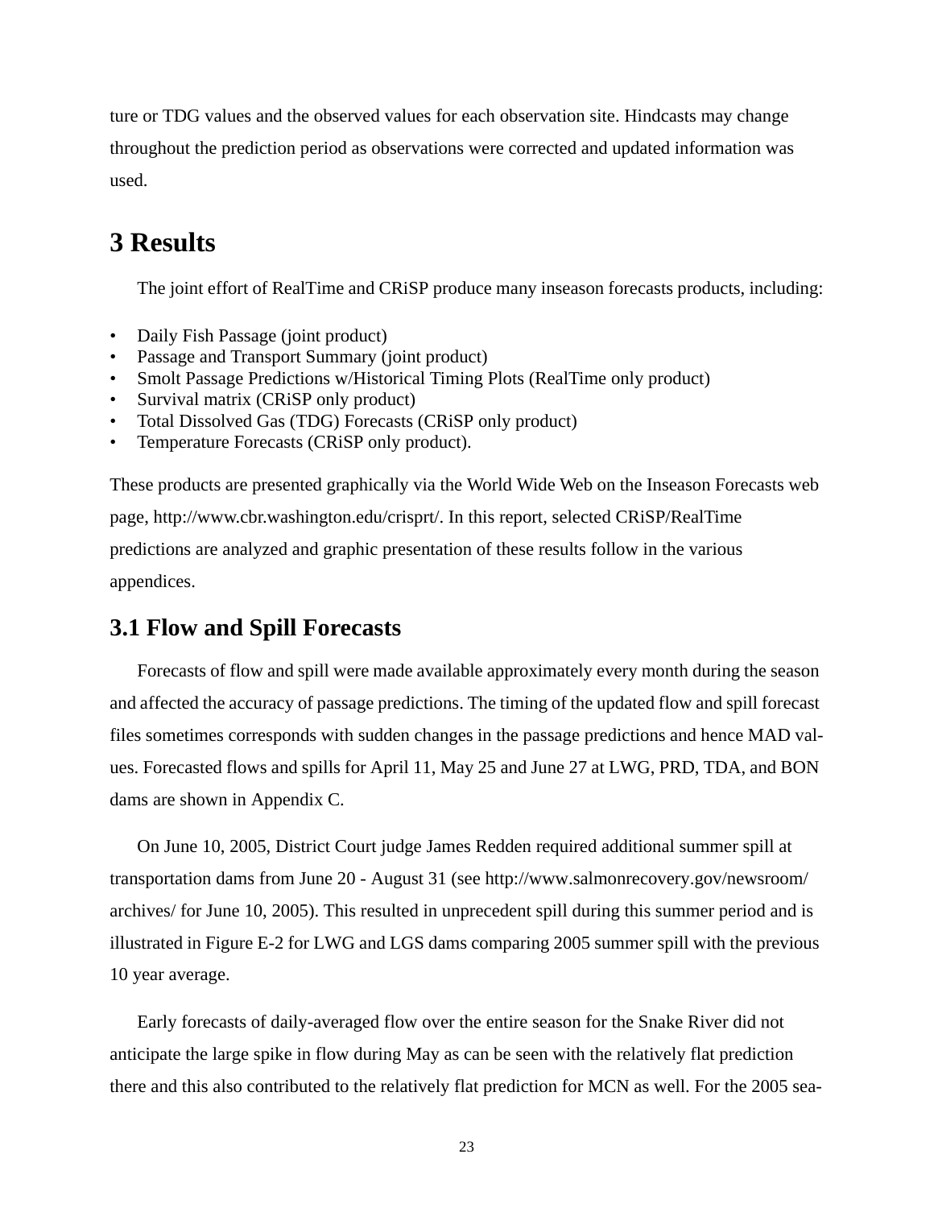ture or TDG values and the observed values for each observation site. Hindcasts may change throughout the prediction period as observations were corrected and updated information was used.

# 3 Results

The joint effort of RealTime and CRiSP produce many inseason forecasts products, including:

- Daily Fish Passage (joint product)
- Passage and Transport Summary (joint product)
- Smolt Passage Predictions w/Historical Timing Plots (RealTime only product)
- Survival matrix (CRiSP only product)
- Total Dissolved Gas (TDG) Forecasts (CRiSP only product)
- Temperature Forecasts (CRiSP only product).

These products are presented graphically via the World Wide Web on the Inseason Forecasts web page, http://www.cbr.washington.edu/crisprt/. In this report, selected CRiSP/RealTime predictions are analyzed and graphic presentation of these results follow in the various appendices.

## 3.1 Flow and Spill Forecasts

Forecasts of flow and spill were made available approximately every month during the season and affected the accuracy of passage predictions. The timing of the updated flow and spill forecast files sometimes corresponds with sudden changes in the passage predictions and hence MAD values. Forecasted flows and spills for April 11, May 25 and June 27 at LWG, PRD, TDA, and BON dams are shown in Appendix C.

On June 10, 2005, District Court judge James Redden required additional summer spill at transportation dams from June 20 - August 31 (see http://www.salmonrecovery.gov/newsroom/archives/ for June 10, 2005). This resulted in unprecedent spill during this summer period and is illustrated in Figure E-2 for LWG and LGS dams comparing 2005 summer spill with the previous 10 year average.

Early forecasts of daily-averaged flow over the entire season for the Snake River did not anticipate the large spike in flow during May as can be seen with the relatively flat prediction there and this also contributed to the relatively flat prediction for MCN as well. For the 2005 sea-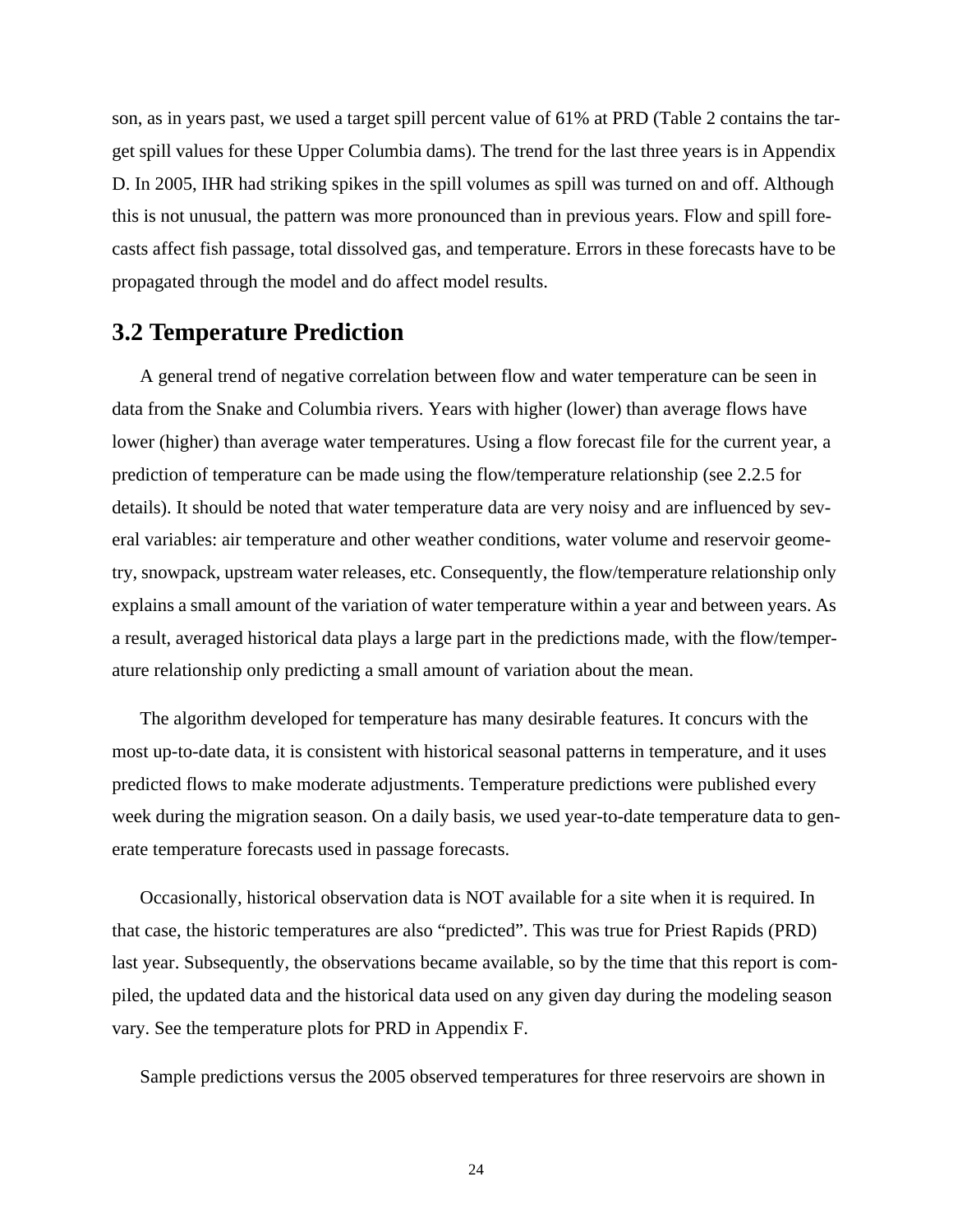son, as in years past, we used a target spill percent value of 61% at PRD (Table 2 contains the target spill values for these Upper Columbia dams). The trend for the last three years is in Appendix D. In 2005, IHR had striking spikes in the spill volumes as spill was turned on and off. Although this is not unusual, the pattern was more pronounced than in previous years. Flow and spill forecasts affect fish passage, total dissolved gas, and temperature. Errors in these forecasts have to be propagated through the model and do affect model results.

## 3.2 Temperature Prediction

A general trend of negative correlation between flow and water temperature can be seen in data from the Snake and Columbia rivers. Years with higher (lower) than average flows have lower (higher) than average water temperatures. Using a flow forecast file for the current year, a prediction of temperature can be made using the flow/temperature relationship (see 2.2.5 for details). It should be noted that water temperature data are very noisy and are influenced by several variables: air temperature and other weather conditions, water volume and reservoir geometry, snowpack, upstream water releases, etc. Consequently, the flow/temperature relationship only explains a small amount of the variation of water temperature within a year and between years. As a result, averaged historical data plays a large part in the predictions made, with the flow/temperature relationship only predicting a small amount of variation about the mean.

The algorithm developed for temperature has many desirable features. It concurs with the most up-to-date data, it is consistent with historical seasonal patterns in temperature, and it uses predicted flows to make moderate adjustments. Temperature predictions were published every week during the migration season. On a daily basis, we used year-to-date temperature data to generate temperature forecasts used in passage forecasts.

Occasionally, historical observation data is NOT available for a site when it is required. In that case, the historic temperatures are also “predicted”. This was true for Priest Rapids (PRD) last year. Subsequently, the observations became available, so by the time that this report is compiled, the updated data and the historical data used on any given day during the modeling season vary. See the temperature plots for PRD in Appendix F.

Sample predictions versus the 2005 observed temperatures for three reservoirs are shown in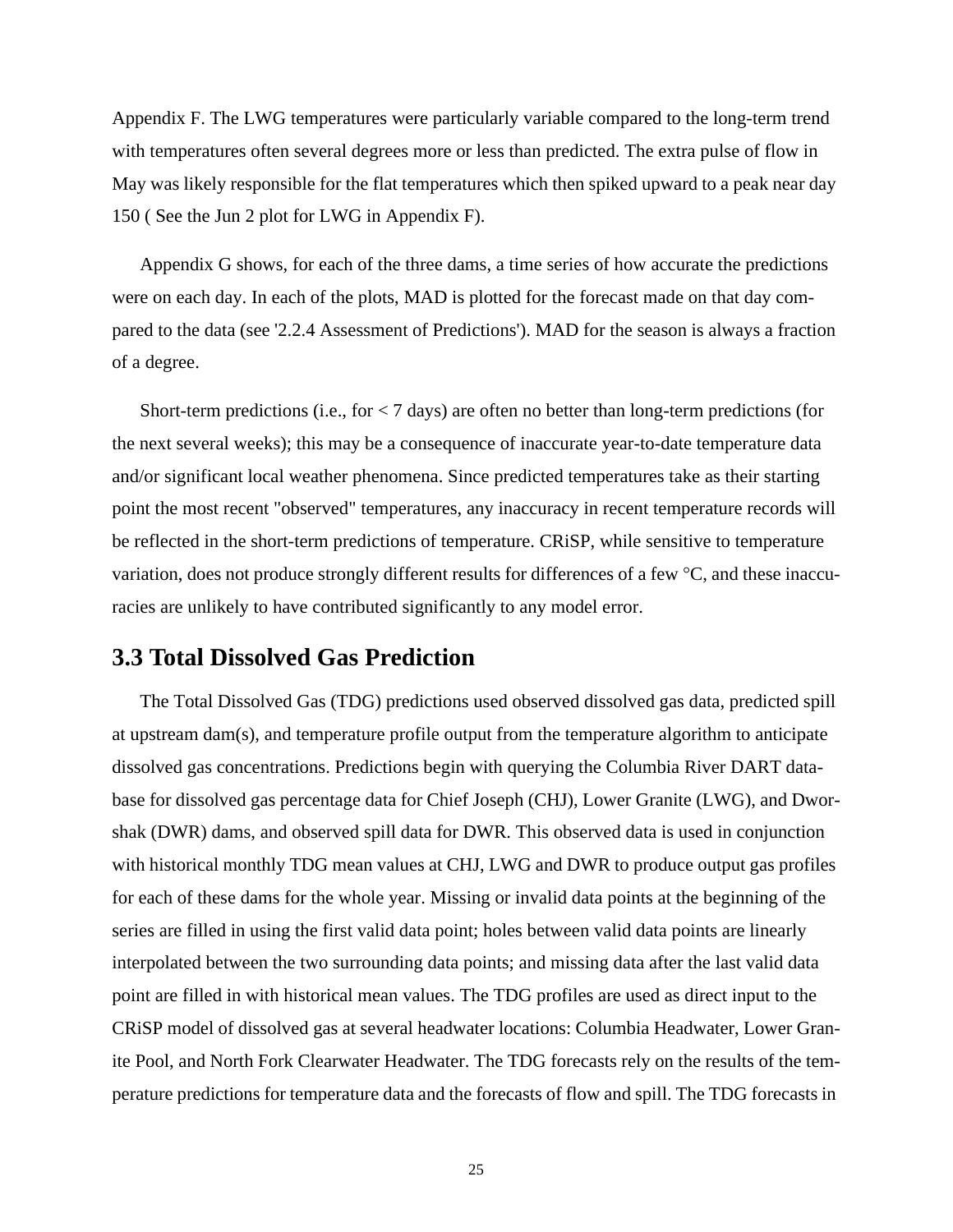Appendix F. The LWG temperatures were particularly variable compared to the long-term trend with temperatures often several degrees more or less than predicted. The extra pulse of flow in May was likely responsible for the flat temperatures which then spiked upward to a peak near day 150 ( See the Jun 2 plot for LWG in Appendix F).

Appendix G shows, for each of the three dams, a time series of how accurate the predictions were on each day. In each of the plots, MAD is plotted for the forecast made on that day compared to the data (see '2.2.4 Assessment of Predictions'). MAD for the season is always a fraction of a degree.

Short-term predictions (i.e., for < 7 days) are often no better than long-term predictions (for the next several weeks); this may be a consequence of inaccurate year-to-date temperature data and/or significant local weather phenomena. Since predicted temperatures take as their starting point the most recent "observed" temperatures, any inaccuracy in recent temperature records will be reflected in the short-term predictions of temperature. CRiSP, while sensitive to temperature variation, does not produce strongly different results for differences of a few °C, and these inaccuracies are unlikely to have contributed significantly to any model error.

## 3.3 Total Dissolved Gas Prediction

The Total Dissolved Gas (TDG) predictions used observed dissolved gas data, predicted spill at upstream dam(s), and temperature profile output from the temperature algorithm to anticipate dissolved gas concentrations. Predictions begin with querying the Columbia River DART database for dissolved gas percentage data for Chief Joseph (CHJ), Lower Granite (LWG), and Dworshak (DWR) dams, and observed spill data for DWR. This observed data is used in conjunction with historical monthly TDG mean values at CHJ, LWG and DWR to produce output gas profiles for each of these dams for the whole year. Missing or invalid data points at the beginning of the series are filled in using the first valid data point; holes between valid data points are linearly interpolated between the two surrounding data points; and missing data after the last valid data point are filled in with historical mean values. The TDG profiles are used as direct input to the CRiSP model of dissolved gas at several headwater locations: Columbia Headwater, Lower Granite Pool, and North Fork Clearwater Headwater. The TDG forecasts rely on the results of the temperature predictions for temperature data and the forecasts of flow and spill. The TDG forecasts in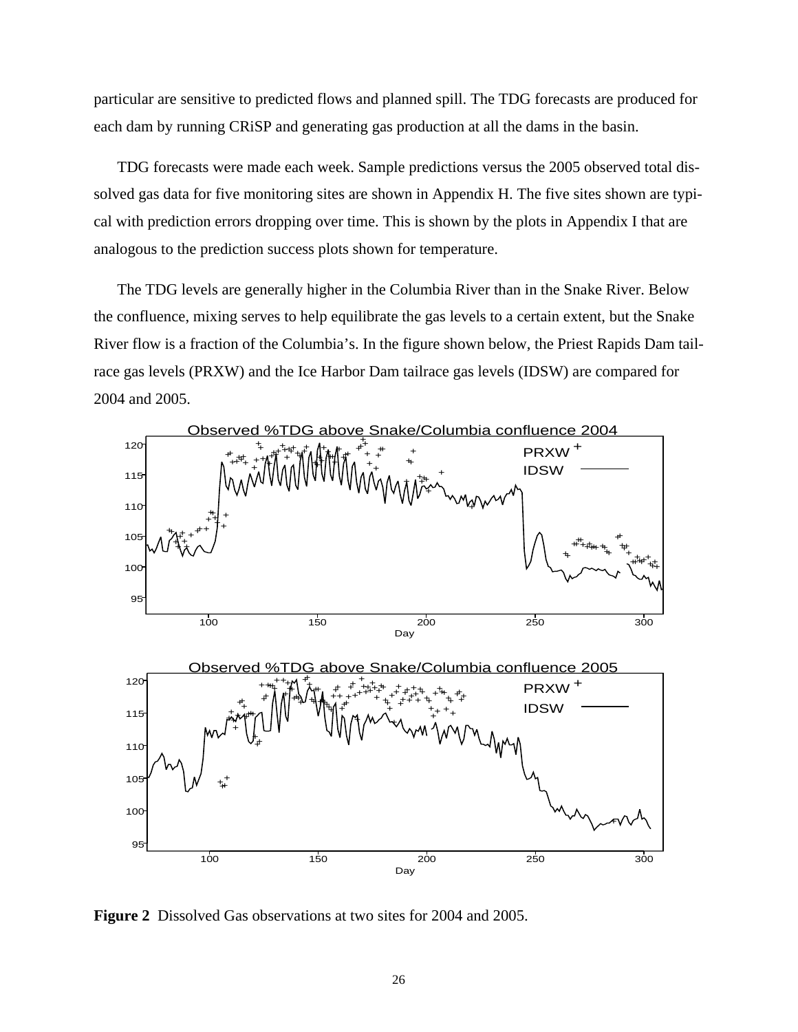particular are sensitive to predicted flows and planned spill. The TDG forecasts are produced for each dam by running CRiSP and generating gas production at all the dams in the basin.

TDG forecasts were made each week. Sample predictions versus the 2005 observed total dissolved gas data for five monitoring sites are shown in Appendix H. The five sites shown are typical with prediction errors dropping over time. This is shown by the plots in Appendix I that are analogous to the prediction success plots shown for temperature.

The TDG levels are generally higher in the Columbia River than in the Snake River. Below the confluence, mixing serves to help equilibrate the gas levels to a certain extent, but the Snake River flow is a fraction of the Columbia's. In the figure shown below, the Priest Rapids Dam tailrace gas levels (PRXW) and the Ice Harbor Dam tailrace gas levels (IDSW) are compared for 2004 and 2005.

**Figure 2** Dissolved Gas observations at two sites for 2004 and 2005.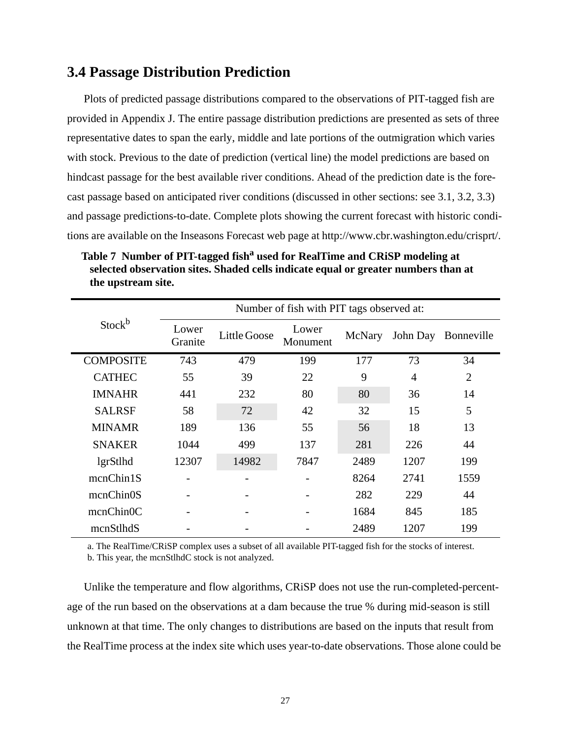## 3.4 Passage Distribution Prediction

Plots of predicted passage distributions compared to the observations of PIT-tagged fish are provided in Appendix J. The entire passage distribution predictions are presented as sets of three representative dates to span the early, middle and late portions of the outmigration which varies with stock. Previous to the date of prediction (vertical line) the model predictions are based on hindcast passage for the best available river conditions. Ahead of the prediction date is the forecast passage based on anticipated river conditions (discussed in other sections: see 3.1, 3.2, 3.3) and passage predictions-to-date. Complete plots showing the current forecast with historic conditions are available on the Inseasons Forecast web page at http://www.cbr.washington.edu/crisprt/.

**Table 7 Number of PIT-tagged fish[a] used for RealTime and CRiSP modeling at selected observation sites. Shaded cells indicate equal or greater numbers than at the upstream site.**

| Stock[b] | Number of fish with PIT tags observed at: | | | | | |
|---|---|---|---|---|---|---|
| | Lower Granite | Little Goose | Lower Monument | McNary | John Day | Bonneville |
| COMPOSITE | 743 | 479 | 199 | 177 | 73 | 34 |
| CATHEC | 55 | 39 | 22 | 9 | 4 | 2 |
| IMNAHR | 441 | 232 | 80 | 80 | 36 | 14 |
| SALRSF | 58 | 72 | 42 | 32 | 15 | 5 |
| MINAMR | 189 | 136 | 55 | 56 | 18 | 13 |
| SNAKER | 1044 | 499 | 137 | 281 | 226 | 44 |
| lgrStlhd | 12307 | 14982 | 7847 | 2489 | 1207 | 199 |
| mcnChin1S | - | - | - | 8264 | 2741 | 1559 |
| mcnChin0S | - | - | - | 282 | 229 | 44 |
| mcnChin0C | - | - | - | 1684 | 845 | 185 |
| mcnStlhdS | - | - | - | 2489 | 1207 | 199 |

a. The RealTime/CRiSP complex uses a subset of all available PIT-tagged fish for the stocks of interest.

b. This year, the mcnStlhdC stock is not analyzed.

Unlike the temperature and flow algorithms, CRiSP does not use the run-completed-percentage of the run based on the observations at a dam because the true % during mid-season is still unknown at that time. The only changes to distributions are based on the inputs that result from the RealTime process at the index site which uses year-to-date observations. Those alone could be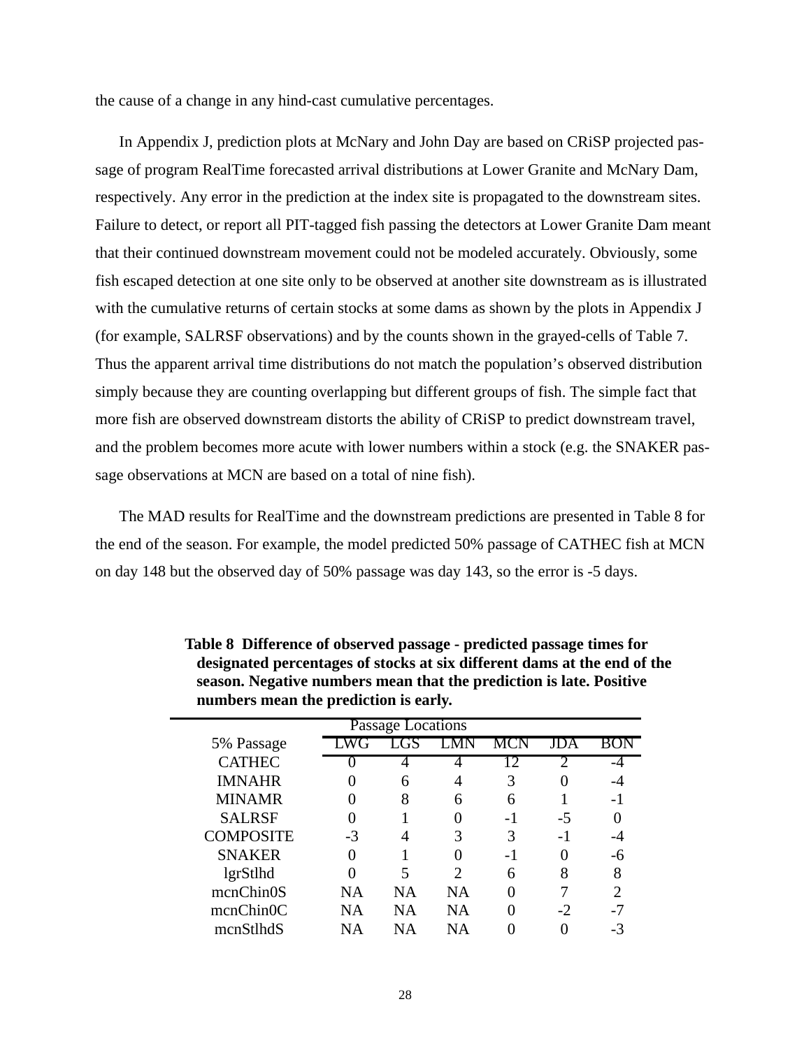the cause of a change in any hind-cast cumulative percentages.

In Appendix J, prediction plots at McNary and John Day are based on CRiSP projected passage of program RealTime forecasted arrival distributions at Lower Granite and McNary Dam, respectively. Any error in the prediction at the index site is propagated to the downstream sites. Failure to detect, or report all PIT-tagged fish passing the detectors at Lower Granite Dam meant that their continued downstream movement could not be modeled accurately. Obviously, some fish escaped detection at one site only to be observed at another site downstream as is illustrated with the cumulative returns of certain stocks at some dams as shown by the plots in Appendix J (for example, SALRSF observations) and by the counts shown in the grayed-cells of Table 7. Thus the apparent arrival time distributions do not match the population's observed distribution simply because they are counting overlapping but different groups of fish. The simple fact that more fish are observed downstream distorts the ability of CRiSP to predict downstream travel, and the problem becomes more acute with lower numbers within a stock (e.g. the SNAKER passage observations at MCN are based on a total of nine fish).

The MAD results for RealTime and the downstream predictions are presented in Table 8 for the end of the season. For example, the model predicted 50% passage of CATHEC fish at MCN on day 148 but the observed day of 50% passage was day 143, so the error is -5 days.

**Table 8 Difference of observed passage - predicted passage times for designated percentages of stocks at six different dams at the end of the season. Negative numbers mean that the prediction is late. Positive numbers mean the prediction is early.**

| | Passage Locations | | | | | |
|---|---|---|---|---|---|---|
| 5% Passage | LWG | LGS | LMN | MCN | JDA | BON |
| CATHEC | 0 | 4 | 4 | 12 | 2 | -4 |
| IMNAHR | 0 | 6 | 4 | 3 | 0 | -4 |
| MINAMR | 0 | 8 | 6 | 6 | 1 | -1 |
| SALRSF | 0 | 1 | 0 | -1 | -5 | 0 |
| COMPOSITE | -3 | 4 | 3 | 3 | -1 | -4 |
| SNAKER | 0 | 1 | 0 | -1 | 0 | -6 |
| lgrStlhd | 0 | 5 | 2 | 6 | 8 | 8 |
| mcnChin0S | NA | NA | NA | 0 | 7 | 2 |
| mcnChin0C | NA | NA | NA | 0 | -2 | -7 |
| mcnStlhdS | NA | NA | NA | 0 | 0 | -3 |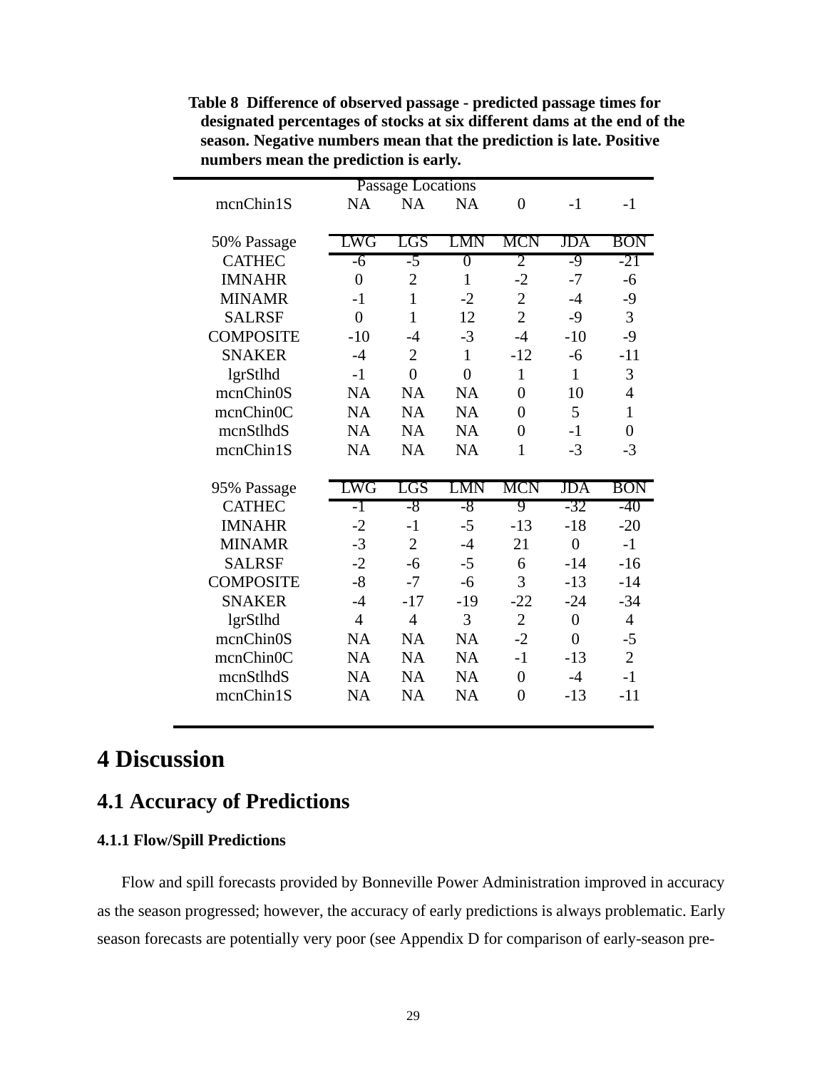**Table 8 Difference of observed passage - predicted passage times for designated percentages of stocks at six different dams at the end of the season. Negative numbers mean that the prediction is late. Positive numbers mean the prediction is early.**

| | Passage Locations | | | | | |
|---|---|---|---|---|---|---|
| mcnChin1S | NA | NA | NA | 0 | -1 | -1 |
| **50% Passage** | **LWG** | **LGS** | **LMN** | **MCN** | **JDA** | **BON** |
| CATHEC | -6 | -5 | 0 | 2 | -9 | -21 |
| IMNAHR | 0 | 2 | 1 | -2 | -7 | -6 |
| MINAMR | -1 | 1 | -2 | 2 | -4 | -9 |
| SALRSF | 0 | 1 | 12 | 2 | -9 | 3 |
| COMPOSITE | -10 | -4 | -3 | -4 | -10 | -9 |
| SNAKER | -4 | 2 | 1 | -12 | -6 | -11 |
| lgrStlhd | -1 | 0 | 0 | 1 | 1 | 3 |
| mcnChin0S | NA | NA | NA | 0 | 10 | 4 |
| mcnChin0C | NA | NA | NA | 0 | 5 | 1 |
| mcnStlhdS | NA | NA | NA | 0 | -1 | 0 |
| mcnChin1S | NA | NA | NA | 1 | -3 | -3 |
| **95% Passage** | **LWG** | **LGS** | **LMN** | **MCN** | **JDA** | **BON** |
| CATHEC | -1 | -8 | -8 | 9 | -32 | -40 |
| IMNAHR | -2 | -1 | -5 | -13 | -18 | -20 |
| MINAMR | -3 | 2 | -4 | 21 | 0 | -1 |
| SALRSF | -2 | -6 | -5 | 6 | -14 | -16 |
| COMPOSITE | -8 | -7 | -6 | 3 | -13 | -14 |
| SNAKER | -4 | -17 | -19 | -22 | -24 | -34 |
| lgrStlhd | 4 | 4 | 3 | 2 | 0 | 4 |
| mcnChin0S | NA | NA | NA | -2 | 0 | -5 |
| mcnChin0C | NA | NA | NA | -1 | -13 | 2 |
| mcnStlhdS | NA | NA | NA | 0 | -4 | -1 |
| mcnChin1S | NA | NA | NA | 0 | -13 | -11 |

# 4 Discussion

## 4.1 Accuracy of Predictions

### 4.1.1 Flow/Spill Predictions

Flow and spill forecasts provided by Bonneville Power Administration improved in accuracy as the season progressed; however, the accuracy of early predictions is always problematic. Early season forecasts are potentially very poor (see Appendix D for comparison of early-season pre-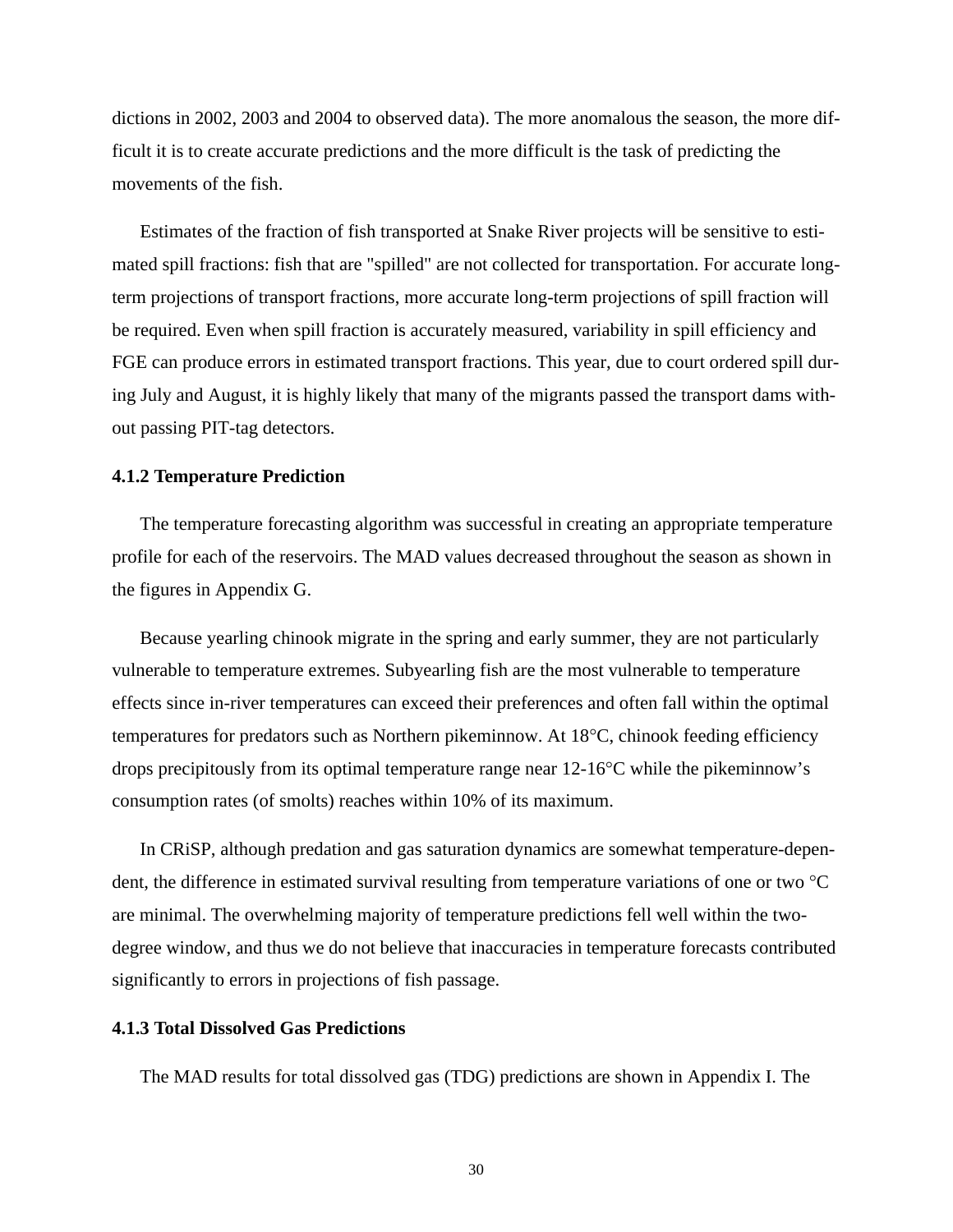dictions in 2002, 2003 and 2004 to observed data). The more anomalous the season, the more difficult it is to create accurate predictions and the more difficult is the task of predicting the movements of the fish.

Estimates of the fraction of fish transported at Snake River projects will be sensitive to estimated spill fractions: fish that are "spilled" are not collected for transportation. For accurate long-term projections of transport fractions, more accurate long-term projections of spill fraction will be required. Even when spill fraction is accurately measured, variability in spill efficiency and FGE can produce errors in estimated transport fractions. This year, due to court ordered spill during July and August, it is highly likely that many of the migrants passed the transport dams without passing PIT-tag detectors.

### 4.1.2 Temperature Prediction

The temperature forecasting algorithm was successful in creating an appropriate temperature profile for each of the reservoirs. The MAD values decreased throughout the season as shown in the figures in Appendix G.

Because yearling chinook migrate in the spring and early summer, they are not particularly vulnerable to temperature extremes. Subyearling fish are the most vulnerable to temperature effects since in-river temperatures can exceed their preferences and often fall within the optimal temperatures for predators such as Northern pikeminnow. At 18°C, chinook feeding efficiency drops precipitously from its optimal temperature range near 12-16°C while the pikeminnow's consumption rates (of smolts) reaches within 10% of its maximum.

In CRiSP, although predation and gas saturation dynamics are somewhat temperature-dependent, the difference in estimated survival resulting from temperature variations of one or two °C are minimal. The overwhelming majority of temperature predictions fell well within the two-degree window, and thus we do not believe that inaccuracies in temperature forecasts contributed significantly to errors in projections of fish passage.

### 4.1.3 Total Dissolved Gas Predictions

The MAD results for total dissolved gas (TDG) predictions are shown in Appendix I. The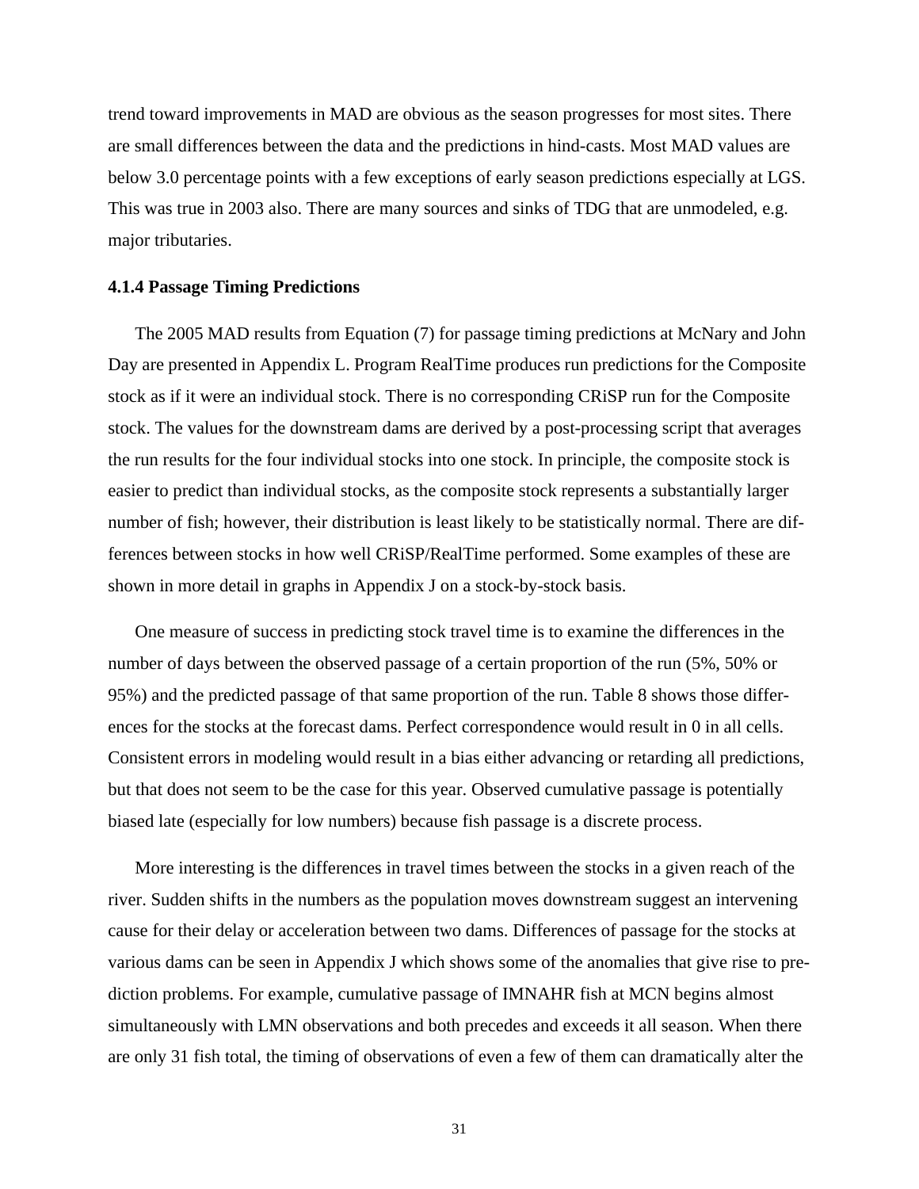trend toward improvements in MAD are obvious as the season progresses for most sites. There are small differences between the data and the predictions in hind-casts. Most MAD values are below 3.0 percentage points with a few exceptions of early season predictions especially at LGS. This was true in 2003 also. There are many sources and sinks of TDG that are unmodeled, e.g. major tributaries.

#### 4.1.4 Passage Timing Predictions

The 2005 MAD results from Equation (7) for passage timing predictions at McNary and John Day are presented in Appendix L. Program RealTime produces run predictions for the Composite stock as if it were an individual stock. There is no corresponding CRiSP run for the Composite stock. The values for the downstream dams are derived by a post-processing script that averages the run results for the four individual stocks into one stock. In principle, the composite stock is easier to predict than individual stocks, as the composite stock represents a substantially larger number of fish; however, their distribution is least likely to be statistically normal. There are differences between stocks in how well CRiSP/RealTime performed. Some examples of these are shown in more detail in graphs in Appendix J on a stock-by-stock basis.

One measure of success in predicting stock travel time is to examine the differences in the number of days between the observed passage of a certain proportion of the run (5%, 50% or 95%) and the predicted passage of that same proportion of the run. Table 8 shows those differences for the stocks at the forecast dams. Perfect correspondence would result in 0 in all cells. Consistent errors in modeling would result in a bias either advancing or retarding all predictions, but that does not seem to be the case for this year. Observed cumulative passage is potentially biased late (especially for low numbers) because fish passage is a discrete process.

More interesting is the differences in travel times between the stocks in a given reach of the river. Sudden shifts in the numbers as the population moves downstream suggest an intervening cause for their delay or acceleration between two dams. Differences of passage for the stocks at various dams can be seen in Appendix J which shows some of the anomalies that give rise to prediction problems. For example, cumulative passage of IMNAHR fish at MCN begins almost simultaneously with LMN observations and both precedes and exceeds it all season. When there are only 31 fish total, the timing of observations of even a few of them can dramatically alter the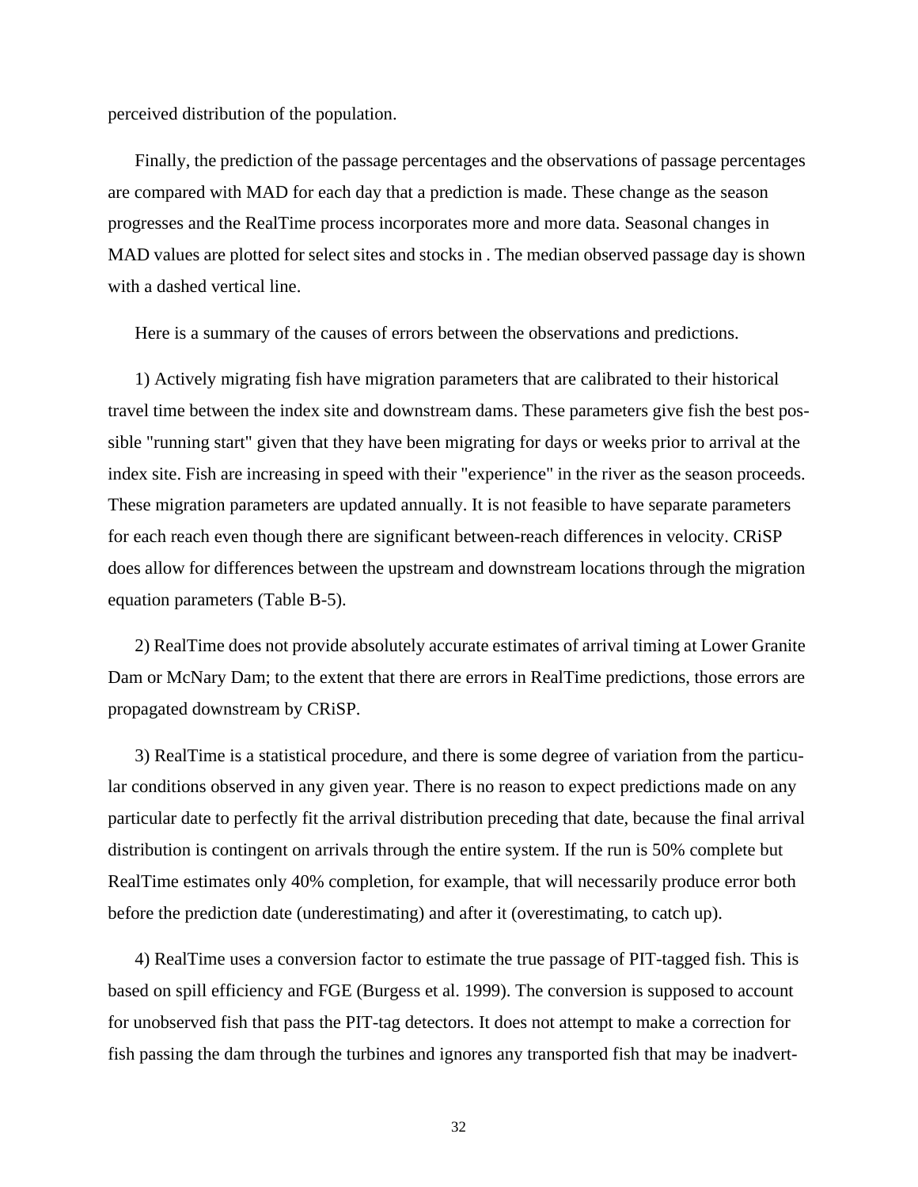perceived distribution of the population.

Finally, the prediction of the passage percentages and the observations of passage percentages are compared with MAD for each day that a prediction is made. These change as the season progresses and the RealTime process incorporates more and more data. Seasonal changes in MAD values are plotted for select sites and stocks in . The median observed passage day is shown with a dashed vertical line.

Here is a summary of the causes of errors between the observations and predictions.

1) Actively migrating fish have migration parameters that are calibrated to their historical travel time between the index site and downstream dams. These parameters give fish the best possible "running start" given that they have been migrating for days or weeks prior to arrival at the index site. Fish are increasing in speed with their "experience" in the river as the season proceeds. These migration parameters are updated annually. It is not feasible to have separate parameters for each reach even though there are significant between-reach differences in velocity. CRiSP does allow for differences between the upstream and downstream locations through the migration equation parameters (Table B-5).

2) RealTime does not provide absolutely accurate estimates of arrival timing at Lower Granite Dam or McNary Dam; to the extent that there are errors in RealTime predictions, those errors are propagated downstream by CRiSP.

3) RealTime is a statistical procedure, and there is some degree of variation from the particular conditions observed in any given year. There is no reason to expect predictions made on any particular date to perfectly fit the arrival distribution preceding that date, because the final arrival distribution is contingent on arrivals through the entire system. If the run is 50% complete but RealTime estimates only 40% completion, for example, that will necessarily produce error both before the prediction date (underestimating) and after it (overestimating, to catch up).

4) RealTime uses a conversion factor to estimate the true passage of PIT-tagged fish. This is based on spill efficiency and FGE (Burgess et al. 1999). The conversion is supposed to account for unobserved fish that pass the PIT-tag detectors. It does not attempt to make a correction for fish passing the dam through the turbines and ignores any transported fish that may be inadvert-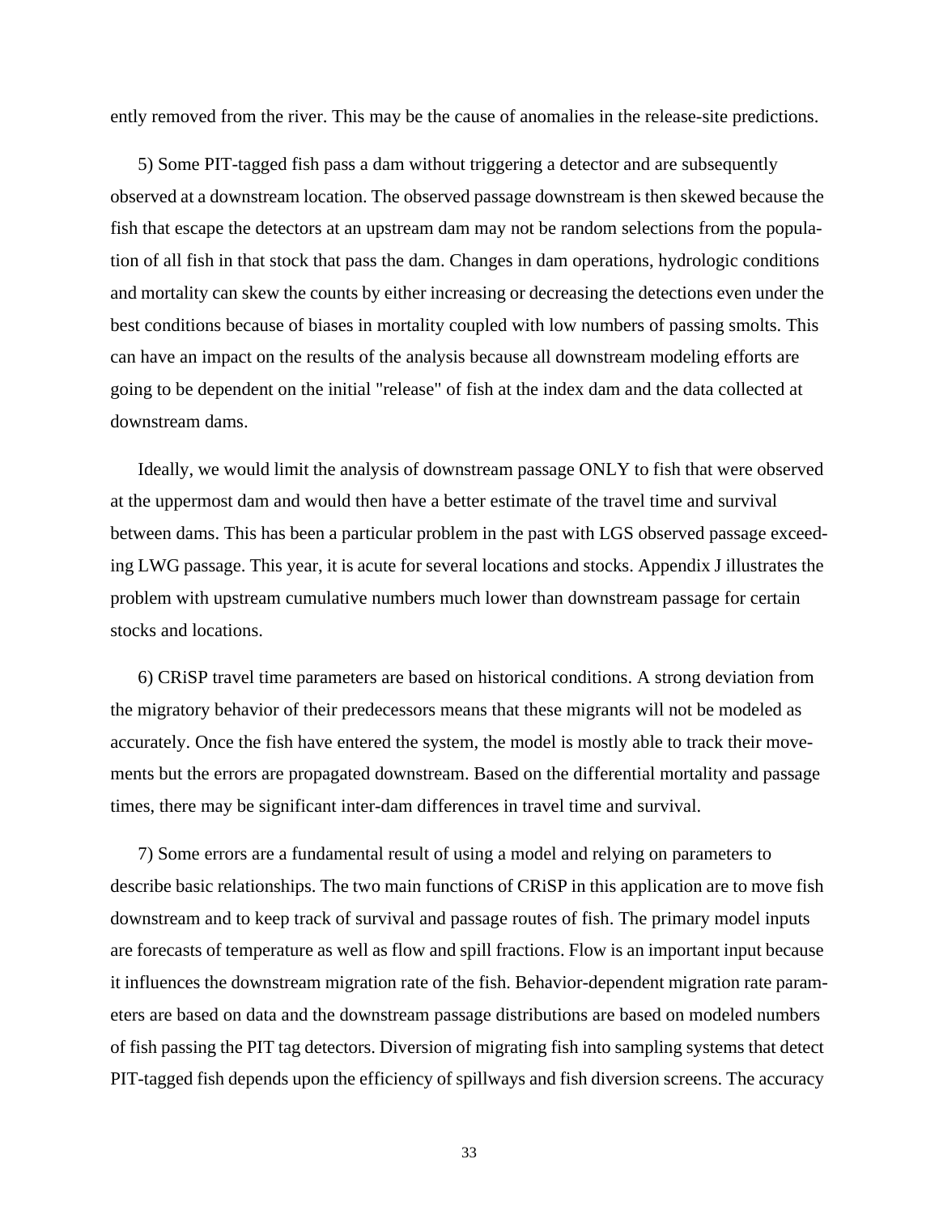ently removed from the river. This may be the cause of anomalies in the release-site predictions.

5) Some PIT-tagged fish pass a dam without triggering a detector and are subsequently observed at a downstream location. The observed passage downstream is then skewed because the fish that escape the detectors at an upstream dam may not be random selections from the population of all fish in that stock that pass the dam. Changes in dam operations, hydrologic conditions and mortality can skew the counts by either increasing or decreasing the detections even under the best conditions because of biases in mortality coupled with low numbers of passing smolts. This can have an impact on the results of the analysis because all downstream modeling efforts are going to be dependent on the initial "release" of fish at the index dam and the data collected at downstream dams.

Ideally, we would limit the analysis of downstream passage ONLY to fish that were observed at the uppermost dam and would then have a better estimate of the travel time and survival between dams. This has been a particular problem in the past with LGS observed passage exceeding LWG passage. This year, it is acute for several locations and stocks. Appendix J illustrates the problem with upstream cumulative numbers much lower than downstream passage for certain stocks and locations.

6) CRiSP travel time parameters are based on historical conditions. A strong deviation from the migratory behavior of their predecessors means that these migrants will not be modeled as accurately. Once the fish have entered the system, the model is mostly able to track their movements but the errors are propagated downstream. Based on the differential mortality and passage times, there may be significant inter-dam differences in travel time and survival.

7) Some errors are a fundamental result of using a model and relying on parameters to describe basic relationships. The two main functions of CRiSP in this application are to move fish downstream and to keep track of survival and passage routes of fish. The primary model inputs are forecasts of temperature as well as flow and spill fractions. Flow is an important input because it influences the downstream migration rate of the fish. Behavior-dependent migration rate parameters are based on data and the downstream passage distributions are based on modeled numbers of fish passing the PIT tag detectors. Diversion of migrating fish into sampling systems that detect PIT-tagged fish depends upon the efficiency of spillways and fish diversion screens. The accuracy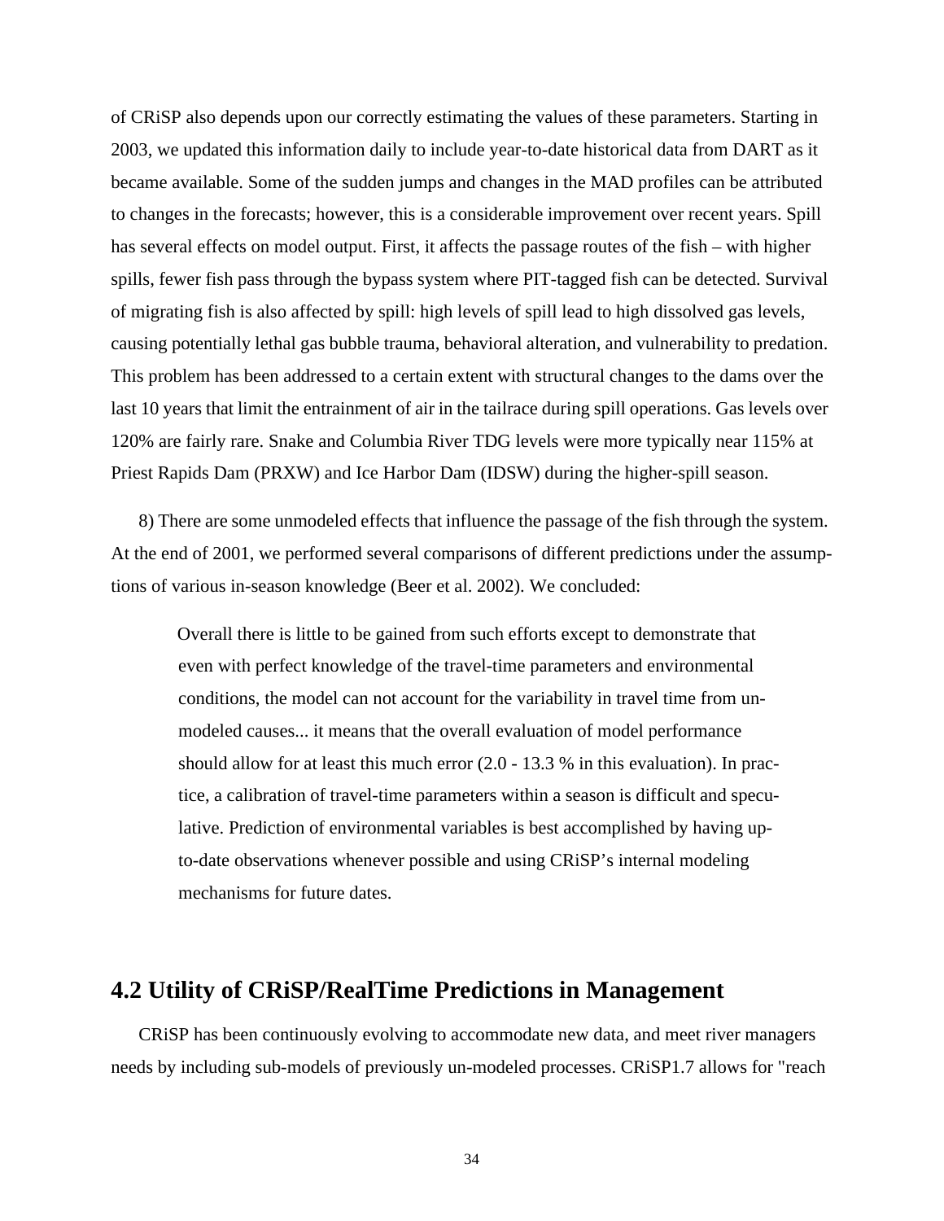of CRiSP also depends upon our correctly estimating the values of these parameters. Starting in 2003, we updated this information daily to include year-to-date historical data from DART as it became available. Some of the sudden jumps and changes in the MAD profiles can be attributed to changes in the forecasts; however, this is a considerable improvement over recent years. Spill has several effects on model output. First, it affects the passage routes of the fish – with higher spills, fewer fish pass through the bypass system where PIT-tagged fish can be detected. Survival of migrating fish is also affected by spill: high levels of spill lead to high dissolved gas levels, causing potentially lethal gas bubble trauma, behavioral alteration, and vulnerability to predation. This problem has been addressed to a certain extent with structural changes to the dams over the last 10 years that limit the entrainment of air in the tailrace during spill operations. Gas levels over 120% are fairly rare. Snake and Columbia River TDG levels were more typically near 115% at Priest Rapids Dam (PRXW) and Ice Harbor Dam (IDSW) during the higher-spill season.

8) There are some unmodeled effects that influence the passage of the fish through the system. At the end of 2001, we performed several comparisons of different predictions under the assumptions of various in-season knowledge (Beer et al. 2002). We concluded:

> Overall there is little to be gained from such efforts except to demonstrate that even with perfect knowledge of the travel-time parameters and environmental conditions, the model can not account for the variability in travel time from un-modeled causes... it means that the overall evaluation of model performance should allow for at least this much error (2.0 - 13.3 % in this evaluation). In practice, a calibration of travel-time parameters within a season is difficult and speculative. Prediction of environmental variables is best accomplished by having up-to-date observations whenever possible and using CRiSP's internal modeling mechanisms for future dates.

## 4.2 Utility of CRiSP/RealTime Predictions in Management

CRiSP has been continuously evolving to accommodate new data, and meet river managers needs by including sub-models of previously un-modeled processes. CRiSP1.7 allows for "reach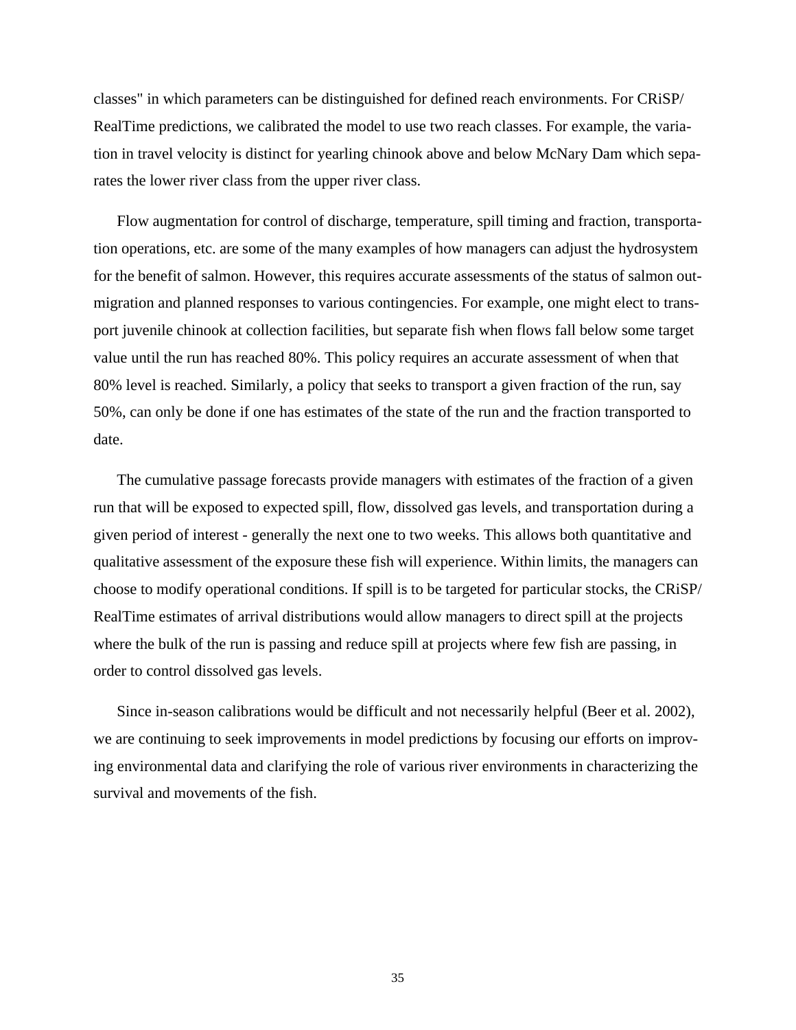classes" in which parameters can be distinguished for defined reach environments. For CRiSP/RealTime predictions, we calibrated the model to use two reach classes. For example, the variation in travel velocity is distinct for yearling chinook above and below McNary Dam which separates the lower river class from the upper river class.

Flow augmentation for control of discharge, temperature, spill timing and fraction, transportation operations, etc. are some of the many examples of how managers can adjust the hydrosystem for the benefit of salmon. However, this requires accurate assessments of the status of salmon outmigration and planned responses to various contingencies. For example, one might elect to transport juvenile chinook at collection facilities, but separate fish when flows fall below some target value until the run has reached 80%. This policy requires an accurate assessment of when that 80% level is reached. Similarly, a policy that seeks to transport a given fraction of the run, say 50%, can only be done if one has estimates of the state of the run and the fraction transported to date.

The cumulative passage forecasts provide managers with estimates of the fraction of a given run that will be exposed to expected spill, flow, dissolved gas levels, and transportation during a given period of interest - generally the next one to two weeks. This allows both quantitative and qualitative assessment of the exposure these fish will experience. Within limits, the managers can choose to modify operational conditions. If spill is to be targeted for particular stocks, the CRiSP/RealTime estimates of arrival distributions would allow managers to direct spill at the projects where the bulk of the run is passing and reduce spill at projects where few fish are passing, in order to control dissolved gas levels.

Since in-season calibrations would be difficult and not necessarily helpful (Beer et al. 2002), we are continuing to seek improvements in model predictions by focusing our efforts on improving environmental data and clarifying the role of various river environments in characterizing the survival and movements of the fish.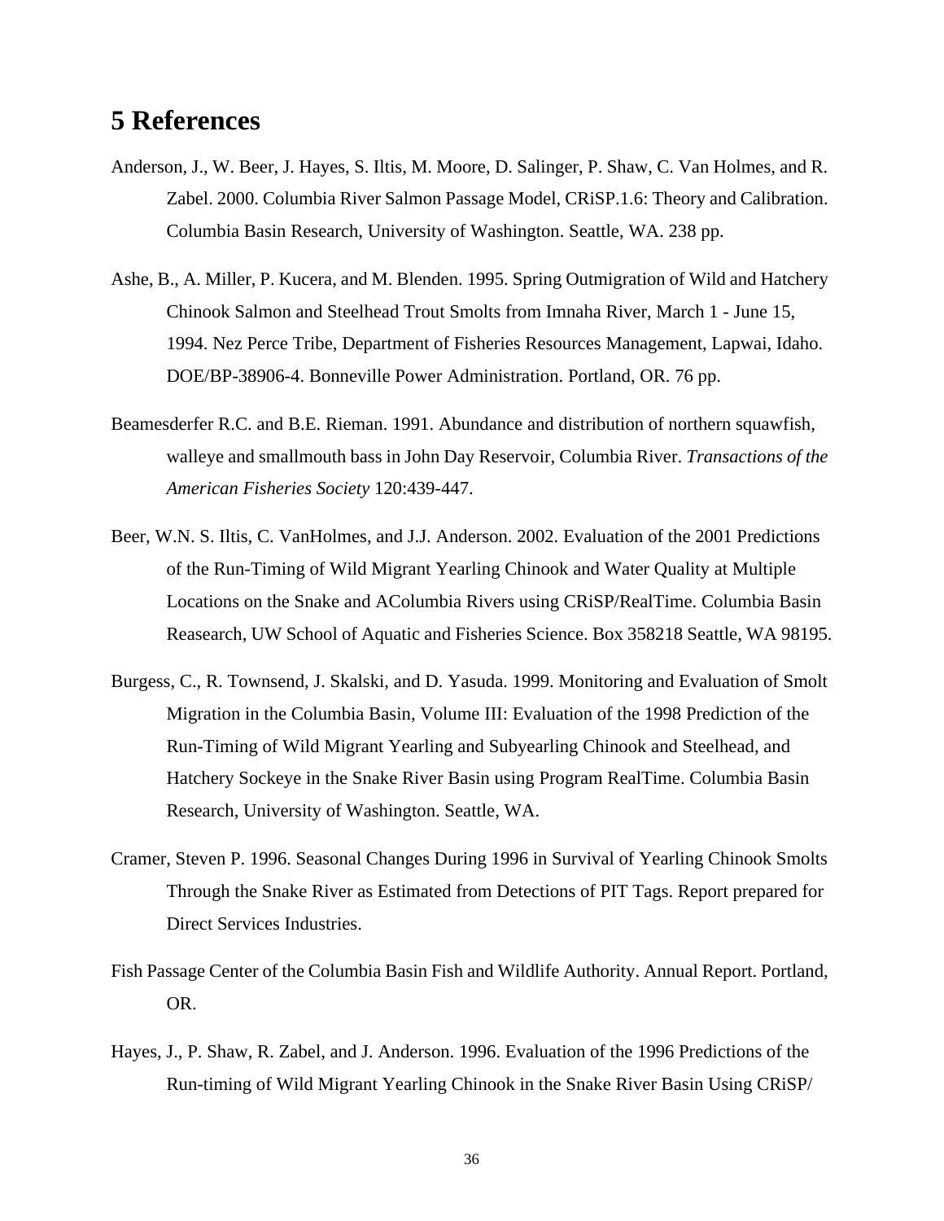# 5 References

Anderson, J., W. Beer, J. Hayes, S. Iltis, M. Moore, D. Salinger, P. Shaw, C. Van Holmes, and R. Zabel. 2000. Columbia River Salmon Passage Model, CRiSP.1.6: Theory and Calibration. Columbia Basin Research, University of Washington. Seattle, WA. 238 pp.

Ashe, B., A. Miller, P. Kucera, and M. Blenden. 1995. Spring Outmigration of Wild and Hatchery Chinook Salmon and Steelhead Trout Smolts from Imnaha River, March 1 - June 15, 1994. Nez Perce Tribe, Department of Fisheries Resources Management, Lapwai, Idaho. DOE/BP-38906-4. Bonneville Power Administration. Portland, OR. 76 pp.

Beamesderfer R.C. and B.E. Rieman. 1991. Abundance and distribution of northern squawfish, walleye and smallmouth bass in John Day Reservoir, Columbia River. *Transactions of the American Fisheries Society* 120:439-447.

Beer, W.N. S. Iltis, C. VanHolmes, and J.J. Anderson. 2002. Evaluation of the 2001 Predictions of the Run-Timing of Wild Migrant Yearling Chinook and Water Quality at Multiple Locations on the Snake and AColumbia Rivers using CRiSP/RealTime. Columbia Basin Reasearch, UW School of Aquatic and Fisheries Science. Box 358218 Seattle, WA 98195.

Burgess, C., R. Townsend, J. Skalski, and D. Yasuda. 1999. Monitoring and Evaluation of Smolt Migration in the Columbia Basin, Volume III: Evaluation of the 1998 Prediction of the Run-Timing of Wild Migrant Yearling and Subyearling Chinook and Steelhead, and Hatchery Sockeye in the Snake River Basin using Program RealTime. Columbia Basin Research, University of Washington. Seattle, WA.

Cramer, Steven P. 1996. Seasonal Changes During 1996 in Survival of Yearling Chinook Smolts Through the Snake River as Estimated from Detections of PIT Tags. Report prepared for Direct Services Industries.

Fish Passage Center of the Columbia Basin Fish and Wildlife Authority. Annual Report. Portland, OR.

Hayes, J., P. Shaw, R. Zabel, and J. Anderson. 1996. Evaluation of the 1996 Predictions of the Run-timing of Wild Migrant Yearling Chinook in the Snake River Basin Using CRiSP/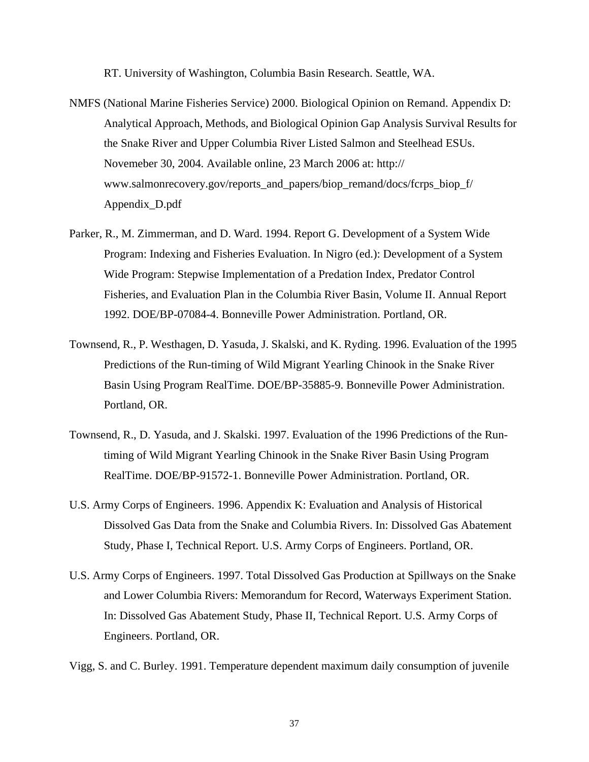RT. University of Washington, Columbia Basin Research. Seattle, WA.

NMFS (National Marine Fisheries Service) 2000. Biological Opinion on Remand. Appendix D: Analytical Approach, Methods, and Biological Opinion Gap Analysis Survival Results for the Snake River and Upper Columbia River Listed Salmon and Steelhead ESUs. Novemeber 30, 2004. Available online, 23 March 2006 at: http:// www.salmonrecovery.gov/reports_and_papers/biop_remand/docs/fcrps_biop_f/ Appendix_D.pdf

Parker, R., M. Zimmerman, and D. Ward. 1994. Report G. Development of a System Wide Program: Indexing and Fisheries Evaluation. In Nigro (ed.): Development of a System Wide Program: Stepwise Implementation of a Predation Index, Predator Control Fisheries, and Evaluation Plan in the Columbia River Basin, Volume II. Annual Report 1992. DOE/BP-07084-4. Bonneville Power Administration. Portland, OR.

Townsend, R., P. Westhagen, D. Yasuda, J. Skalski, and K. Ryding. 1996. Evaluation of the 1995 Predictions of the Run-timing of Wild Migrant Yearling Chinook in the Snake River Basin Using Program RealTime. DOE/BP-35885-9. Bonneville Power Administration. Portland, OR.

Townsend, R., D. Yasuda, and J. Skalski. 1997. Evaluation of the 1996 Predictions of the Run-timing of Wild Migrant Yearling Chinook in the Snake River Basin Using Program RealTime. DOE/BP-91572-1. Bonneville Power Administration. Portland, OR.

U.S. Army Corps of Engineers. 1996. Appendix K: Evaluation and Analysis of Historical Dissolved Gas Data from the Snake and Columbia Rivers. In: Dissolved Gas Abatement Study, Phase I, Technical Report. U.S. Army Corps of Engineers. Portland, OR.

U.S. Army Corps of Engineers. 1997. Total Dissolved Gas Production at Spillways on the Snake and Lower Columbia Rivers: Memorandum for Record, Waterways Experiment Station. In: Dissolved Gas Abatement Study, Phase II, Technical Report. U.S. Army Corps of Engineers. Portland, OR.

Vigg, S. and C. Burley. 1991. Temperature dependent maximum daily consumption of juvenile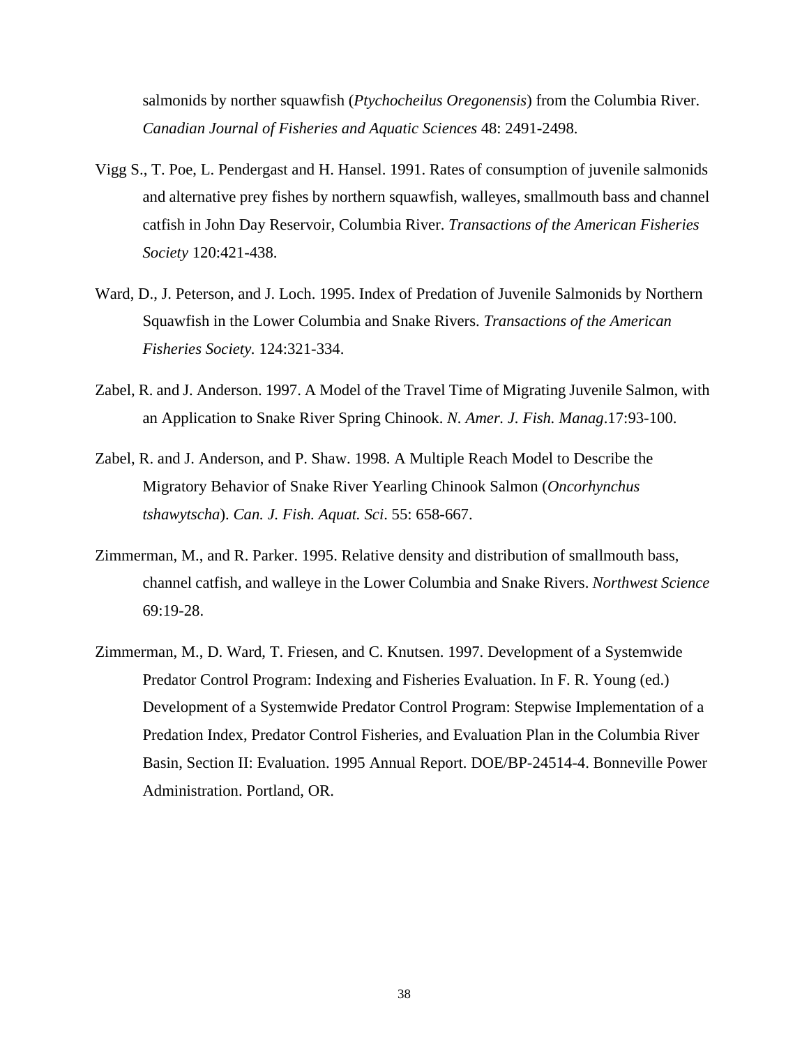salmonids by norther squawfish (*Ptychocheilus Oregonensis*) from the Columbia River. *Canadian Journal of Fisheries and Aquatic Sciences* 48: 2491-2498.

Vigg S., T. Poe, L. Pendergast and H. Hansel. 1991. Rates of consumption of juvenile salmonids and alternative prey fishes by northern squawfish, walleyes, smallmouth bass and channel catfish in John Day Reservoir, Columbia River. *Transactions of the American Fisheries Society* 120:421-438.

Ward, D., J. Peterson, and J. Loch. 1995. Index of Predation of Juvenile Salmonids by Northern Squawfish in the Lower Columbia and Snake Rivers. *Transactions of the American Fisheries Society.* 124:321-334.

Zabel, R. and J. Anderson. 1997. A Model of the Travel Time of Migrating Juvenile Salmon, with an Application to Snake River Spring Chinook. *N. Amer. J. Fish. Manag*.17:93-100.

Zabel, R. and J. Anderson, and P. Shaw. 1998. A Multiple Reach Model to Describe the Migratory Behavior of Snake River Yearling Chinook Salmon (*Oncorhynchus tshawytscha*). *Can. J. Fish. Aquat. Sci*. 55: 658-667.

Zimmerman, M., and R. Parker. 1995. Relative density and distribution of smallmouth bass, channel catfish, and walleye in the Lower Columbia and Snake Rivers. *Northwest Science* 69:19-28.

Zimmerman, M., D. Ward, T. Friesen, and C. Knutsen. 1997. Development of a Systemwide Predator Control Program: Indexing and Fisheries Evaluation. In F. R. Young (ed.) Development of a Systemwide Predator Control Program: Stepwise Implementation of a Predation Index, Predator Control Fisheries, and Evaluation Plan in the Columbia River Basin, Section II: Evaluation. 1995 Annual Report. DOE/BP-24514-4. Bonneville Power Administration. Portland, OR.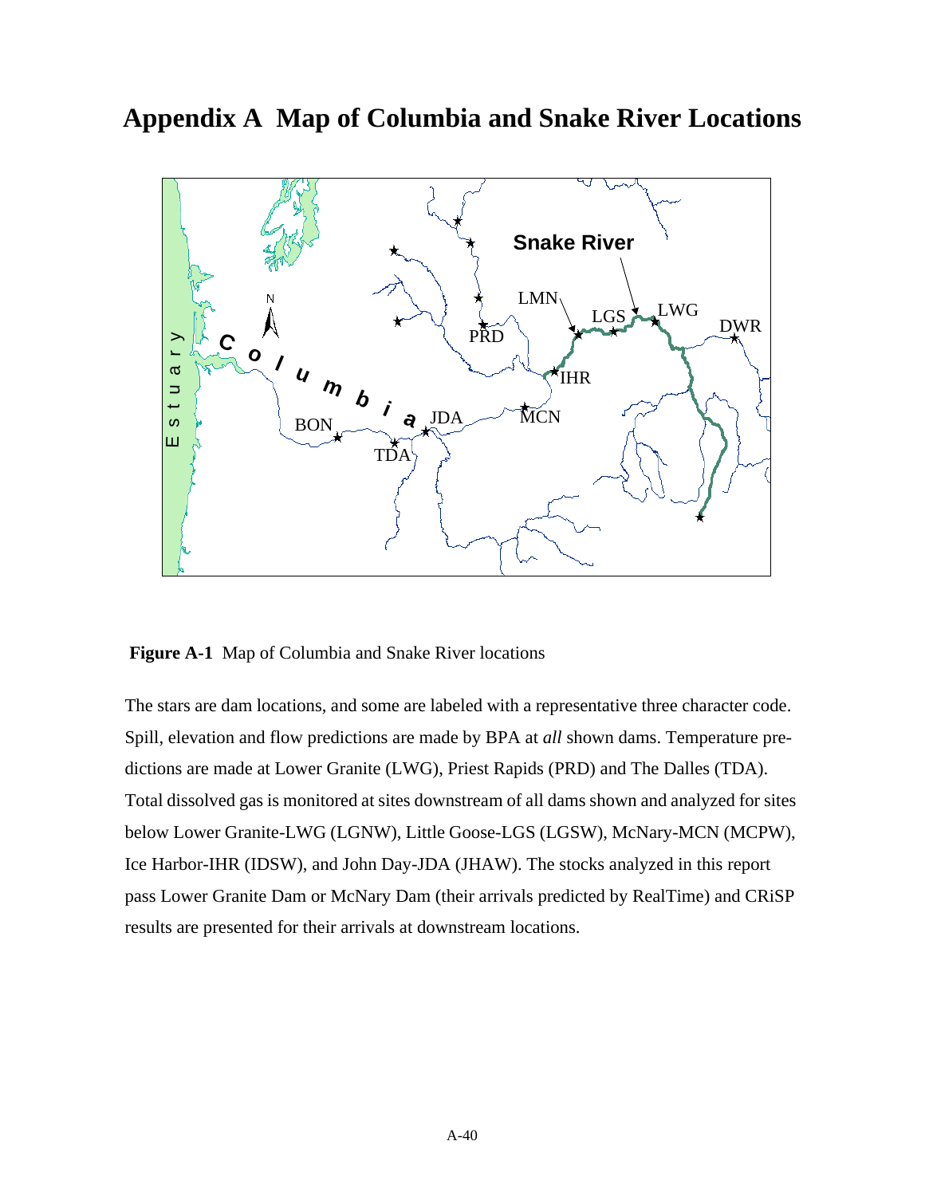# Appendix A  Map of Columbia and Snake River Locations

**Figure A-1** Map of Columbia and Snake River locations

The stars are dam locations, and some are labeled with a representative three character code. Spill, elevation and flow predictions are made by BPA at *all* shown dams. Temperature predictions are made at Lower Granite (LWG), Priest Rapids (PRD) and The Dalles (TDA). Total dissolved gas is monitored at sites downstream of all dams shown and analyzed for sites below Lower Granite-LWG (LGNW), Little Goose-LGS (LGSW), McNary-MCN (MCPW), Ice Harbor-IHR (IDSW), and John Day-JDA (JHAW). The stocks analyzed in this report pass Lower Granite Dam or McNary Dam (their arrivals predicted by RealTime) and CRiSP results are presented for their arrivals at downstream locations.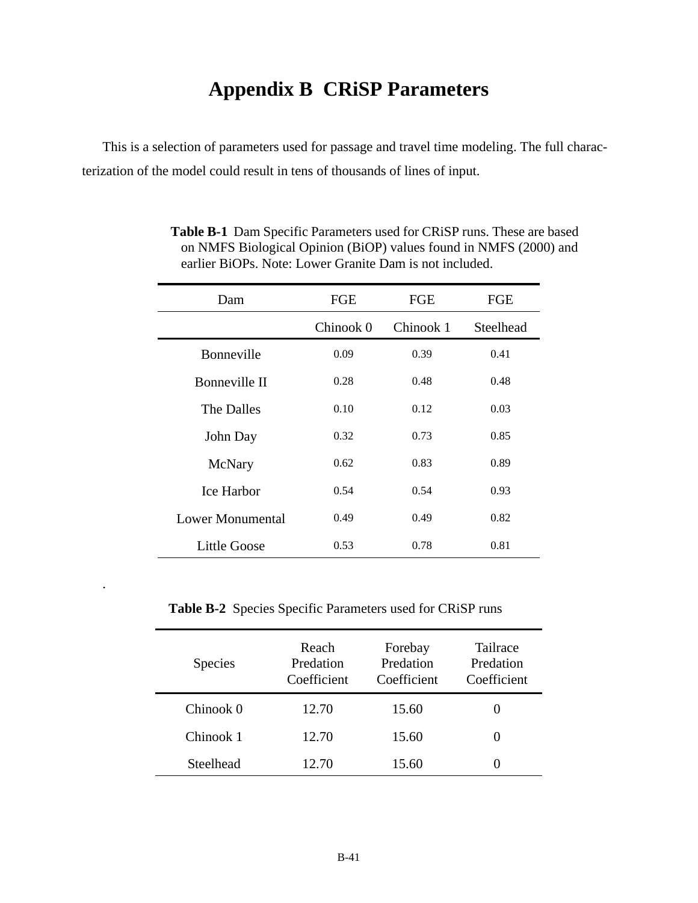# Appendix B  CRiSP Parameters

This is a selection of parameters used for passage and travel time modeling. The full characterization of the model could result in tens of thousands of lines of input.

**Table B-1** Dam Specific Parameters used for CRiSP runs. These are based on NMFS Biological Opinion (BiOP) values found in NMFS (2000) and earlier BiOPs. Note: Lower Granite Dam is not included.

| Dam | FGE | FGE | FGE |
|---|---|---|---|
| | Chinook 0 | Chinook 1 | Steelhead |
| Bonneville | 0.09 | 0.39 | 0.41 |
| Bonneville II | 0.28 | 0.48 | 0.48 |
| The Dalles | 0.10 | 0.12 | 0.03 |
| John Day | 0.32 | 0.73 | 0.85 |
| McNary | 0.62 | 0.83 | 0.89 |
| Ice Harbor | 0.54 | 0.54 | 0.93 |
| Lower Monumental | 0.49 | 0.49 | 0.82 |
| Little Goose | 0.53 | 0.78 | 0.81 |

.

**Table B-2** Species Specific Parameters used for CRiSP runs

| Species | Reach Predation Coefficient | Forebay Predation Coefficient | Tailrace Predation Coefficient |
|---|---|---|---|
| Chinook 0 | 12.70 | 15.60 | 0 |
| Chinook 1 | 12.70 | 15.60 | 0 |
| Steelhead | 12.70 | 15.60 | 0 |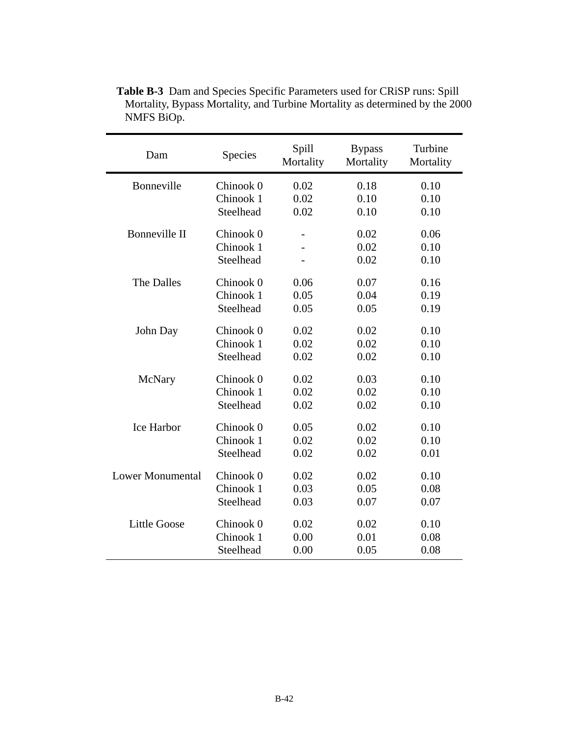**Table B-3** Dam and Species Specific Parameters used for CRiSP runs: Spill Mortality, Bypass Mortality, and Turbine Mortality as determined by the 2000 NMFS BiOp.

| Dam | Species | Spill Mortality | Bypass Mortality | Turbine Mortality |
|---|---|---|---|---|
| Bonneville | Chinook 0 | 0.02 | 0.18 | 0.10 |
| | Chinook 1 | 0.02 | 0.10 | 0.10 |
| | Steelhead | 0.02 | 0.10 | 0.10 |
| Bonneville II | Chinook 0 | - | 0.02 | 0.06 |
| | Chinook 1 | - | 0.02 | 0.10 |
| | Steelhead | - | 0.02 | 0.10 |
| The Dalles | Chinook 0 | 0.06 | 0.07 | 0.16 |
| | Chinook 1 | 0.05 | 0.04 | 0.19 |
| | Steelhead | 0.05 | 0.05 | 0.19 |
| John Day | Chinook 0 | 0.02 | 0.02 | 0.10 |
| | Chinook 1 | 0.02 | 0.02 | 0.10 |
| | Steelhead | 0.02 | 0.02 | 0.10 |
| McNary | Chinook 0 | 0.02 | 0.03 | 0.10 |
| | Chinook 1 | 0.02 | 0.02 | 0.10 |
| | Steelhead | 0.02 | 0.02 | 0.10 |
| Ice Harbor | Chinook 0 | 0.05 | 0.02 | 0.10 |
| | Chinook 1 | 0.02 | 0.02 | 0.10 |
| | Steelhead | 0.02 | 0.02 | 0.01 |
| Lower Monumental | Chinook 0 | 0.02 | 0.02 | 0.10 |
| | Chinook 1 | 0.03 | 0.05 | 0.08 |
| | Steelhead | 0.03 | 0.07 | 0.07 |
| Little Goose | Chinook 0 | 0.02 | 0.02 | 0.10 |
| | Chinook 1 | 0.00 | 0.01 | 0.08 |
| | Steelhead | 0.00 | 0.05 | 0.08 |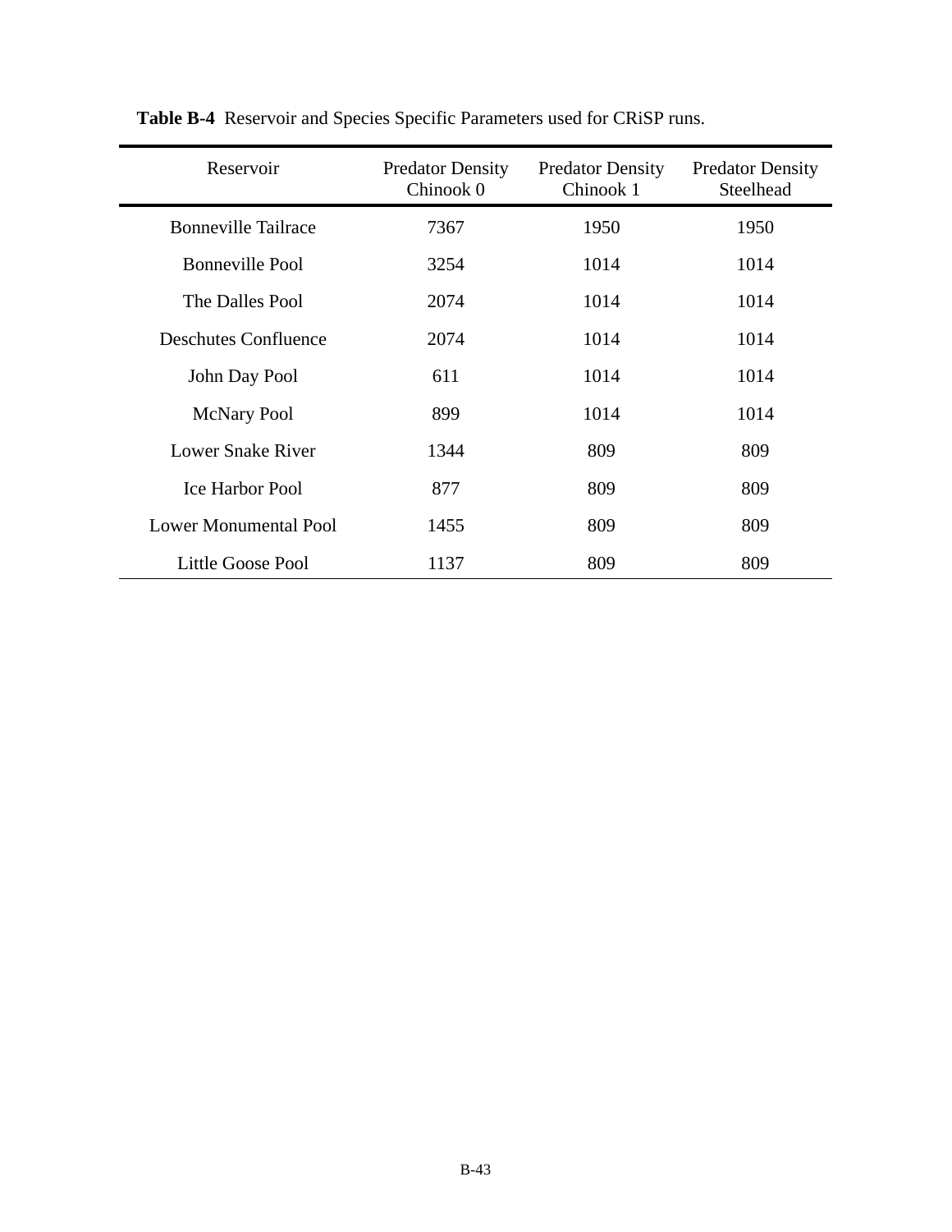**Table B-4** Reservoir and Species Specific Parameters used for CRiSP runs.

| Reservoir | Predator Density Chinook 0 | Predator Density Chinook 1 | Predator Density Steelhead |
|---|---|---|---|
| Bonneville Tailrace | 7367 | 1950 | 1950 |
| Bonneville Pool | 3254 | 1014 | 1014 |
| The Dalles Pool | 2074 | 1014 | 1014 |
| Deschutes Confluence | 2074 | 1014 | 1014 |
| John Day Pool | 611 | 1014 | 1014 |
| McNary Pool | 899 | 1014 | 1014 |
| Lower Snake River | 1344 | 809 | 809 |
| Ice Harbor Pool | 877 | 809 | 809 |
| Lower Monumental Pool | 1455 | 809 | 809 |
| Little Goose Pool | 1137 | 809 | 809 |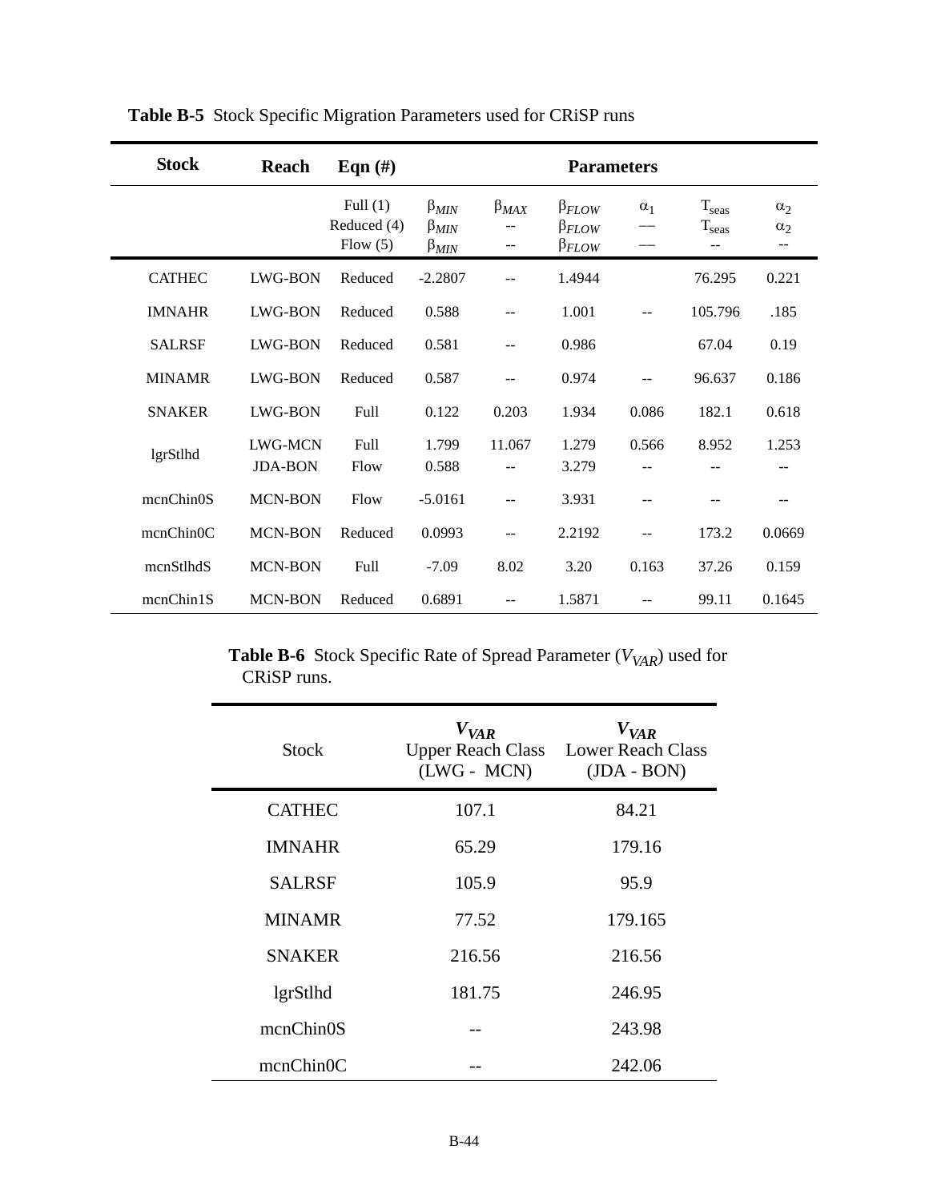**Table B-5** Stock Specific Migration Parameters used for CRiSP runs

| Stock | Reach | Eqn (#) | Parameters | | | | | |
|---|---|---|---|---|---|---|---|---|
| | | Full (1)<br>Reduced (4)<br>Flow (5) | $\beta_{MIN}$<br>$\beta_{MIN}$<br>$\beta_{MIN}$ | $\beta_{MAX}$<br>--<br>-- | $\beta_{FLOW}$<br>$\beta_{FLOW}$<br>$\beta_{FLOW}$ | $\alpha_1$<br>——<br>—— | $T_{seas}$<br>$T_{seas}$<br>-- | $\alpha_2$<br>$\alpha_2$<br>-- |
| CATHEC | LWG-BON | Reduced | -2.2807 | -- | 1.4944 | | 76.295 | 0.221 |
| IMNAHR | LWG-BON | Reduced | 0.588 | -- | 1.001 | -- | 105.796 | .185 |
| SALRSF | LWG-BON | Reduced | 0.581 | -- | 0.986 | | 67.04 | 0.19 |
| MINAMR | LWG-BON | Reduced | 0.587 | -- | 0.974 | -- | 96.637 | 0.186 |
| SNAKER | LWG-BON | Full | 0.122 | 0.203 | 1.934 | 0.086 | 182.1 | 0.618 |
| lgrStlhd | LWG-MCN<br>JDA-BON | Full<br>Flow | 1.799<br>0.588 | 11.067<br>-- | 1.279<br>3.279 | 0.566<br>-- | 8.952<br>-- | 1.253<br>-- |
| mcnChin0S | MCN-BON | Flow | -5.0161 | -- | 3.931 | -- | -- | -- |
| mcnChin0C | MCN-BON | Reduced | 0.0993 | -- | 2.2192 | -- | 173.2 | 0.0669 |
| mcnStlhdS | MCN-BON | Full | -7.09 | 8.02 | 3.20 | 0.163 | 37.26 | 0.159 |
| mcnChin1S | MCN-BON | Reduced | 0.6891 | -- | 1.5871 | -- | 99.11 | 0.1645 |

**Table B-6** Stock Specific Rate of Spread Parameter ($V_{VAR}$) used for CRiSP runs.

| Stock | $V_{VAR}$<br>Upper Reach Class<br>(LWG - MCN) | $V_{VAR}$<br>Lower Reach Class<br>(JDA - BON) |
|---|---|---|
| CATHEC | 107.1 | 84.21 |
| IMNAHR | 65.29 | 179.16 |
| SALRSF | 105.9 | 95.9 |
| MINAMR | 77.52 | 179.165 |
| SNAKER | 216.56 | 216.56 |
| lgrStlhd | 181.75 | 246.95 |
| mcnChin0S | -- | 243.98 |
| mcnChin0C | -- | 242.06 |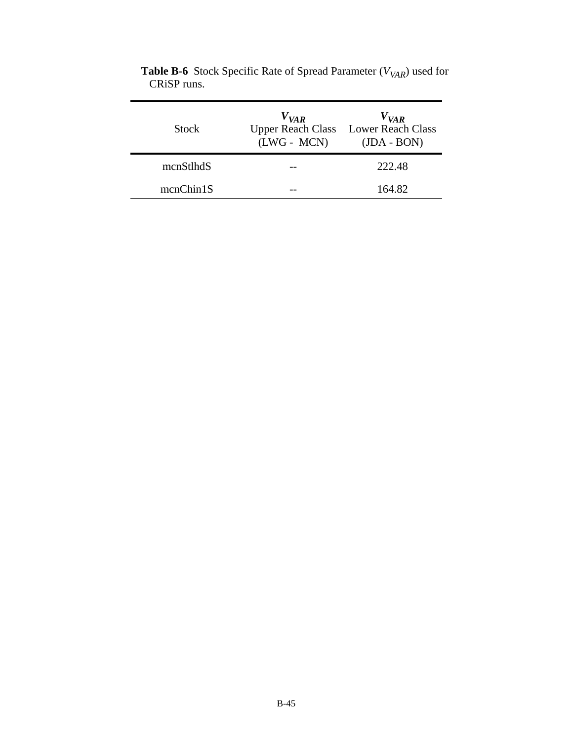**Table B-6** Stock Specific Rate of Spread Parameter ($V_{VAR}$) used for CRiSP runs.

| Stock | $V_{VAR}$ Upper Reach Class (LWG - MCN) | $V_{VAR}$ Lower Reach Class (JDA - BON) |
|---|---|---|
| mcnStlhdS | -- | 222.48 |
| mcnChin1S | -- | 164.82 |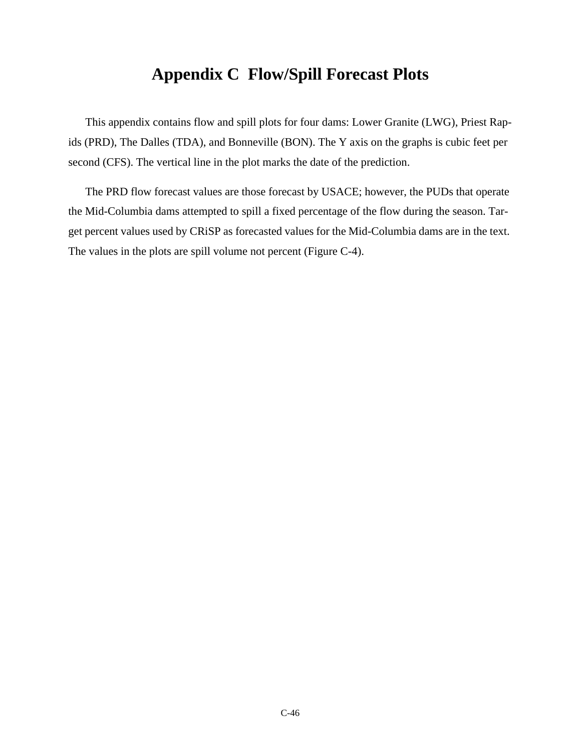# Appendix C Flow/Spill Forecast Plots

This appendix contains flow and spill plots for four dams: Lower Granite (LWG), Priest Rapids (PRD), The Dalles (TDA), and Bonneville (BON). The Y axis on the graphs is cubic feet per second (CFS). The vertical line in the plot marks the date of the prediction.

The PRD flow forecast values are those forecast by USACE; however, the PUDs that operate the Mid-Columbia dams attempted to spill a fixed percentage of the flow during the season. Target percent values used by CRiSP as forecasted values for the Mid-Columbia dams are in the text. The values in the plots are spill volume not percent (Figure C-4).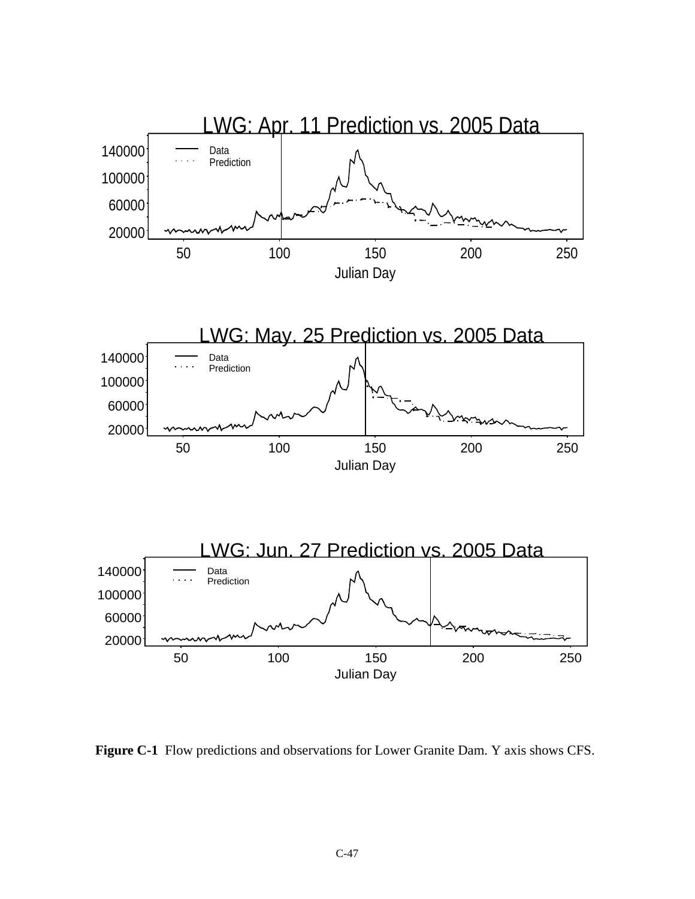LWG: Apr. 11 Prediction vs. 2005 Data

LWG: May. 25 Prediction vs. 2005 Data

LWG: Jun. 27 Prediction vs. 2005 Data

**Figure C-1** Flow predictions and observations for Lower Granite Dam. Y axis shows CFS.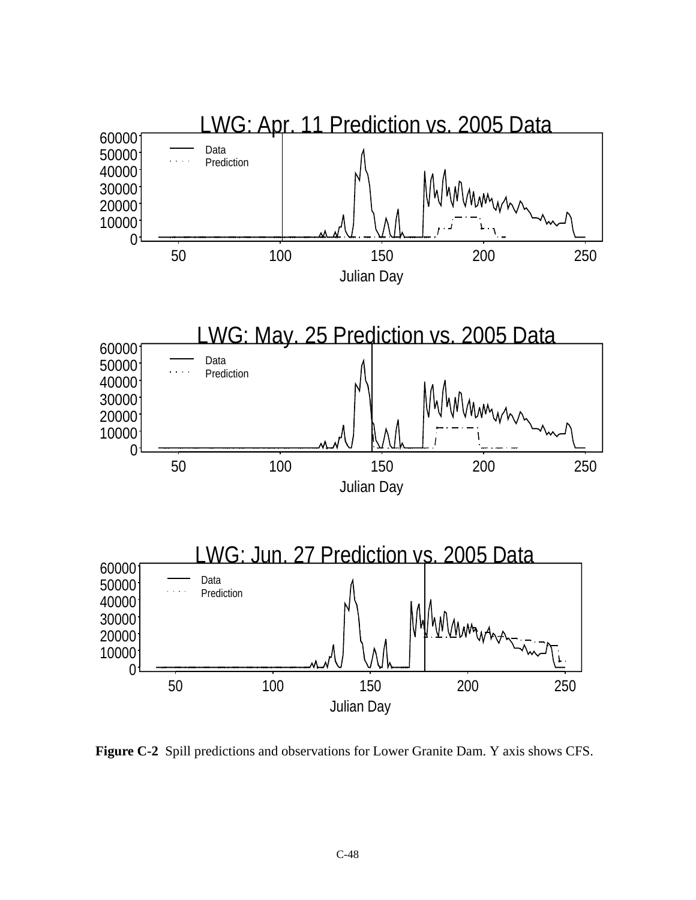LWG: Apr. 11 Prediction vs. 2005 Data

LWG: May. 25 Prediction vs. 2005 Data

LWG: Jun. 27 Prediction vs. 2005 Data

**Figure C-2** Spill predictions and observations for Lower Granite Dam. Y axis shows CFS.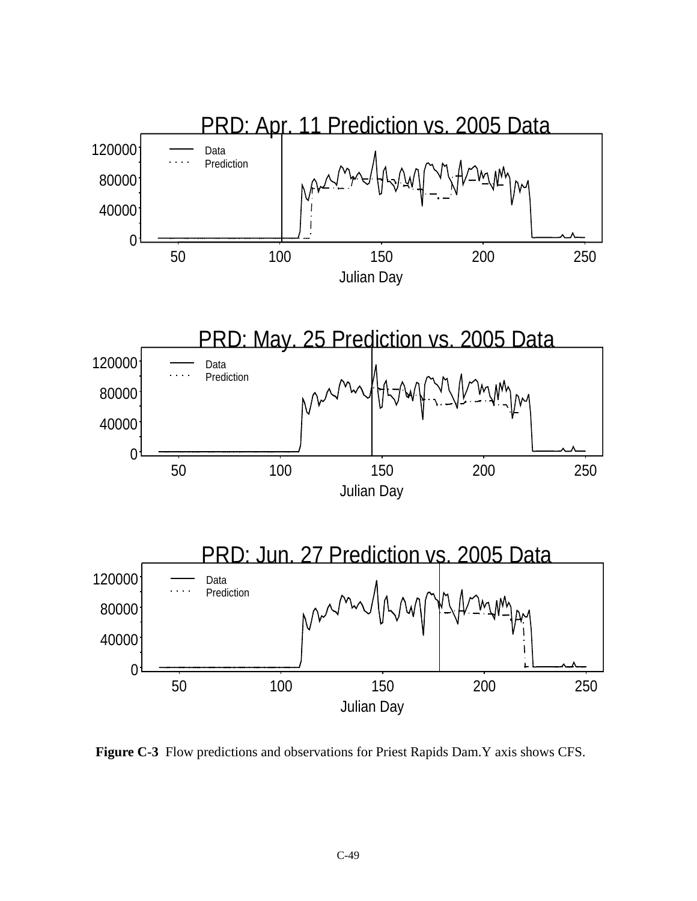PRD: Apr. 11 Prediction vs. 2005 Data

PRD: May. 25 Prediction vs. 2005 Data

PRD: Jun. 27 Prediction vs. 2005 Data

**Figure C-3** Flow predictions and observations for Priest Rapids Dam.Y axis shows CFS.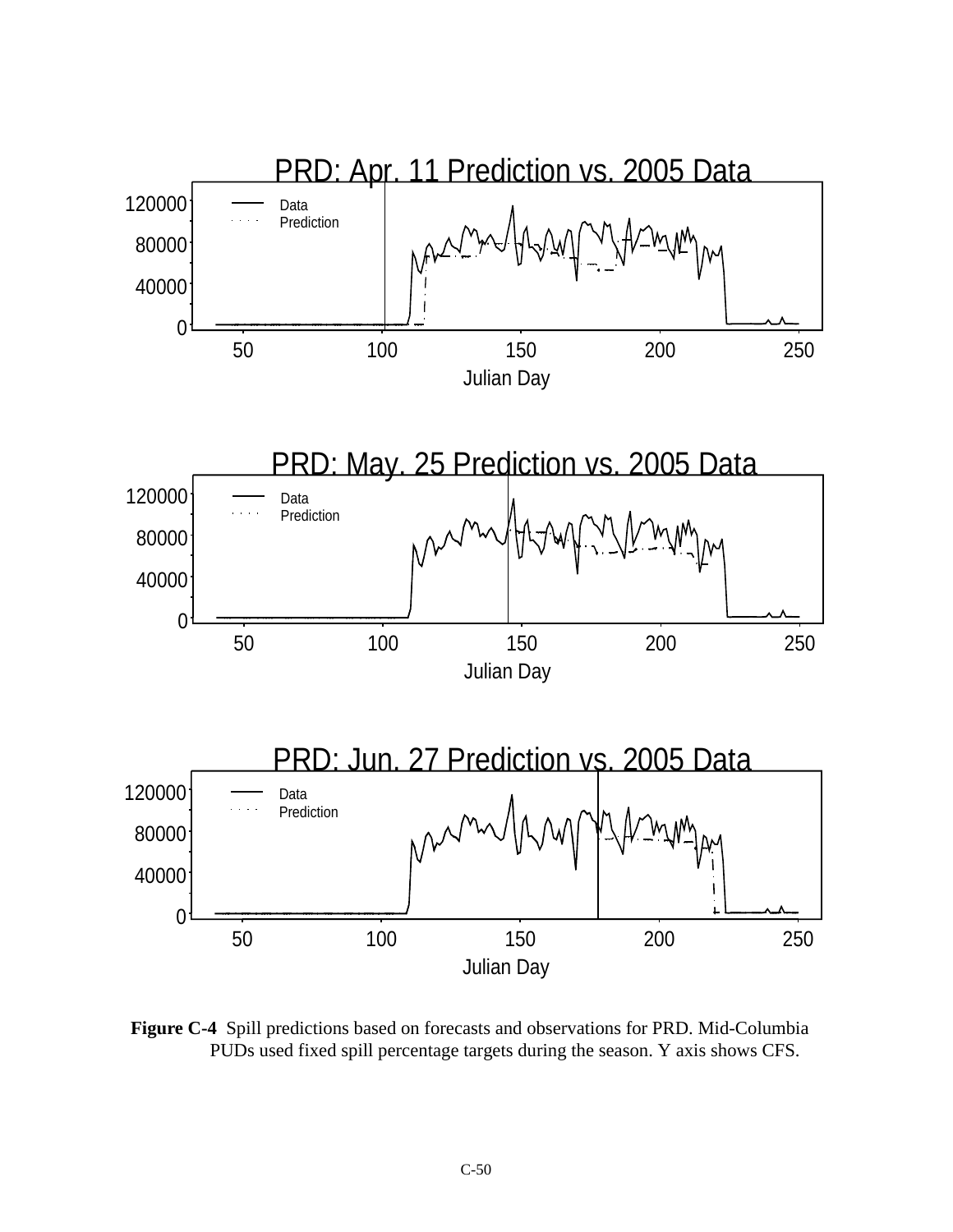PRD: Apr. 11 Prediction vs. 2005 Data

PRD: May. 25 Prediction vs. 2005 Data

PRD: Jun. 27 Prediction vs. 2005 Data

**Figure C-4** Spill predictions based on forecasts and observations for PRD. Mid-Columbia PUDs used fixed spill percentage targets during the season. Y axis shows CFS.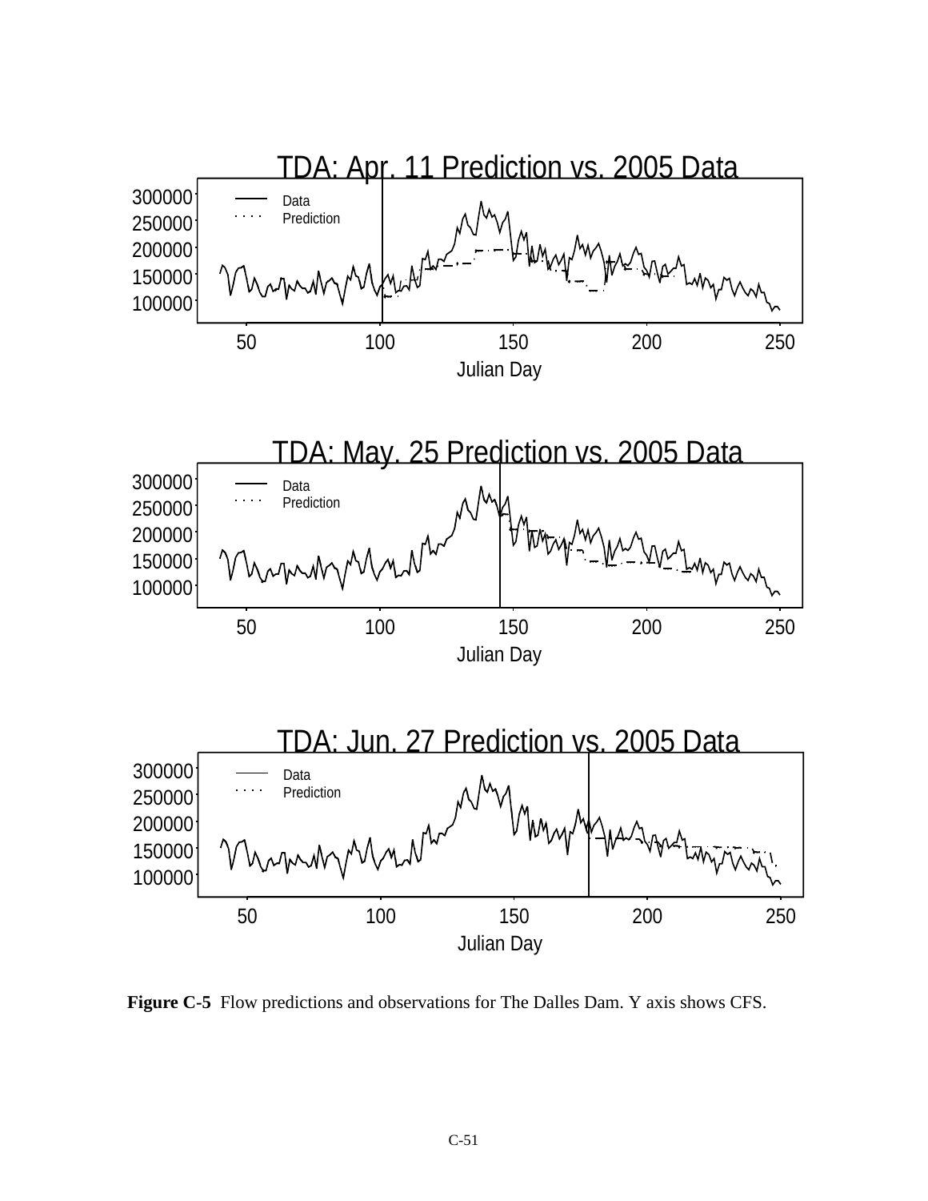**Figure C-5** Flow predictions and observations for The Dalles Dam. Y axis shows CFS.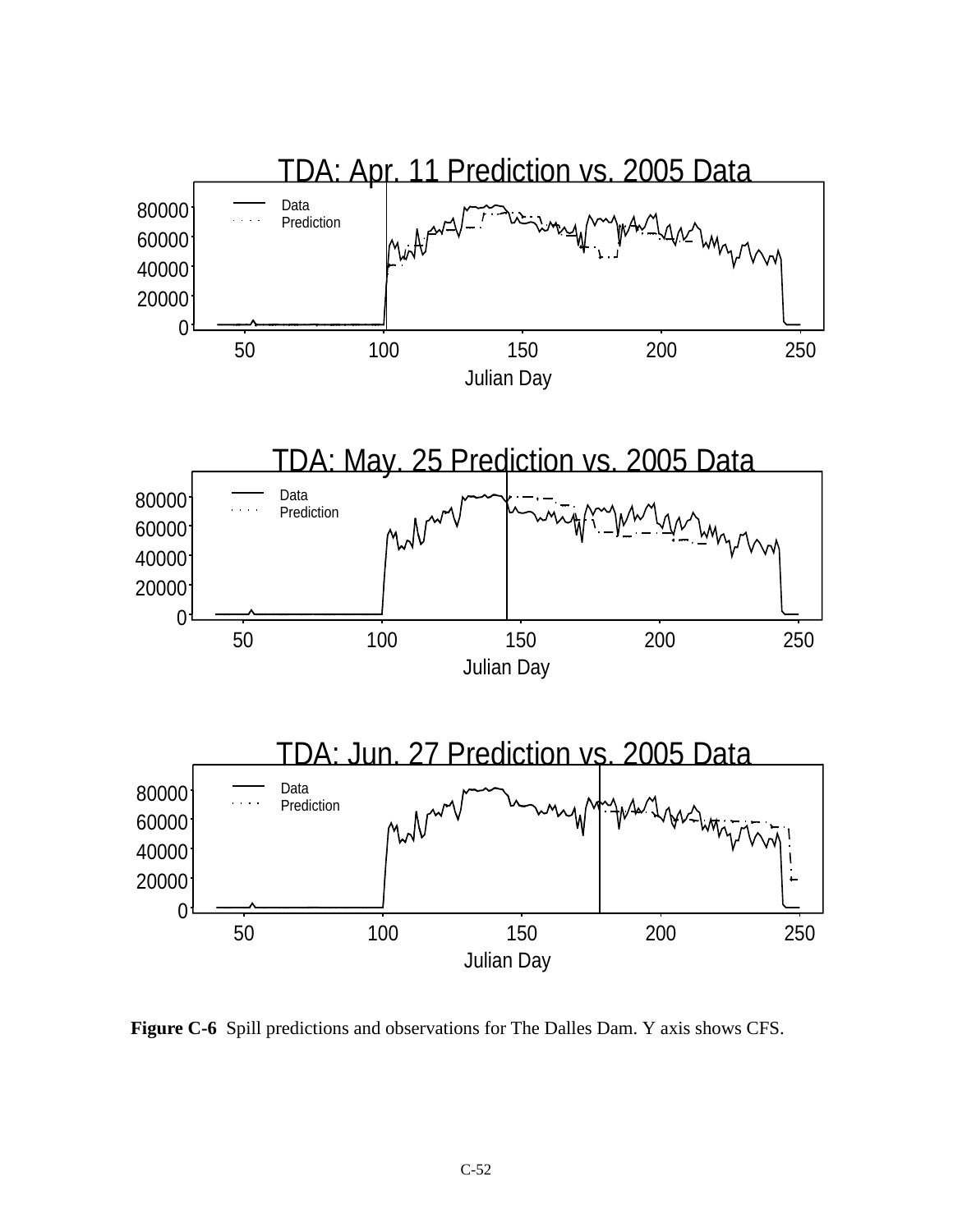TDA: Apr. 11 Prediction vs. 2005 Data

TDA: May. 25 Prediction vs. 2005 Data

TDA: Jun. 27 Prediction vs. 2005 Data

**Figure C-6** Spill predictions and observations for The Dalles Dam. Y axis shows CFS.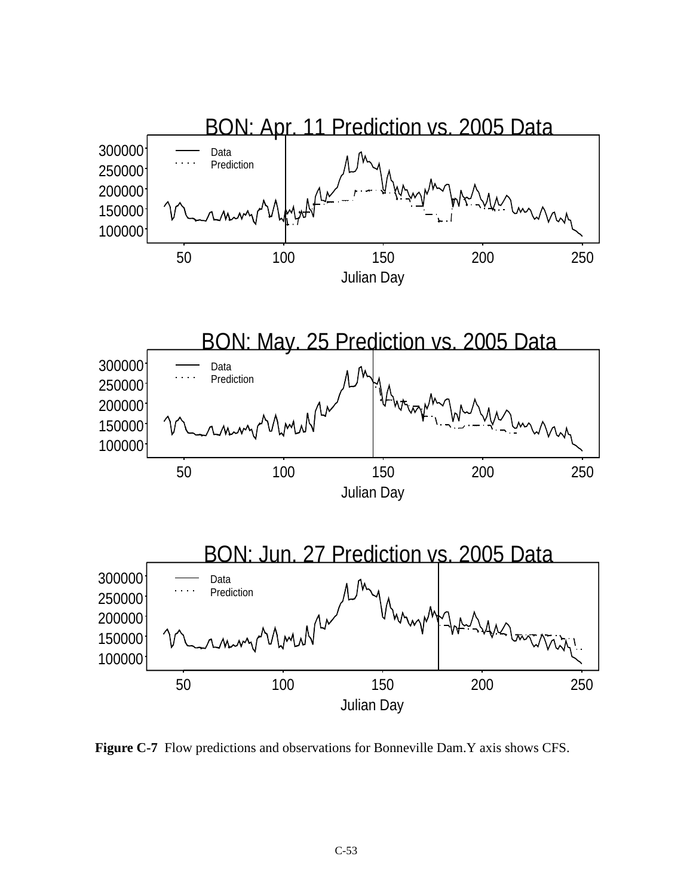BON: Apr. 11 Prediction vs. 2005 Data

BON: May. 25 Prediction vs. 2005 Data

BON: Jun. 27 Prediction vs. 2005 Data

**Figure C-7** Flow predictions and observations for Bonneville Dam.Y axis shows CFS.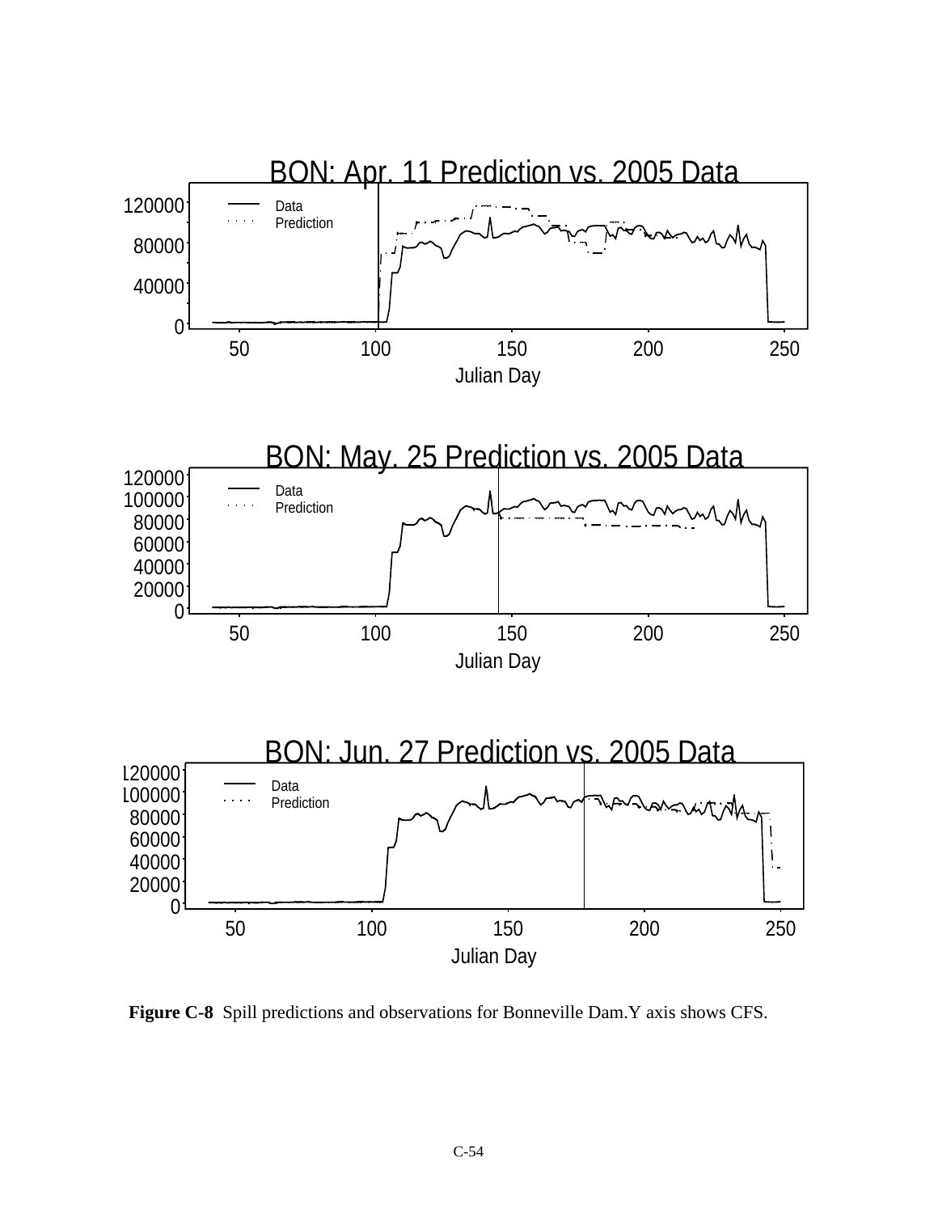**Figure C-8** Spill predictions and observations for Bonneville Dam.Y axis shows CFS.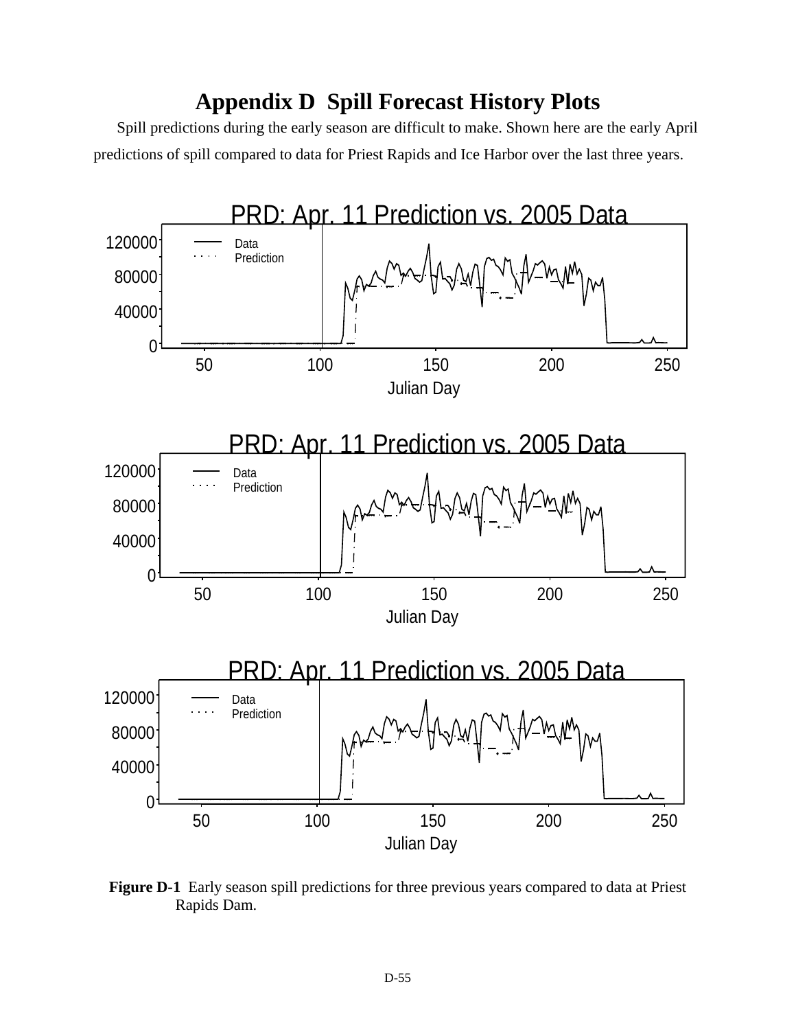# Appendix D Spill Forecast History Plots

Spill predictions during the early season are difficult to make. Shown here are the early April predictions of spill compared to data for Priest Rapids and Ice Harbor over the last three years.

**Figure D-1** Early season spill predictions for three previous years compared to data at Priest Rapids Dam.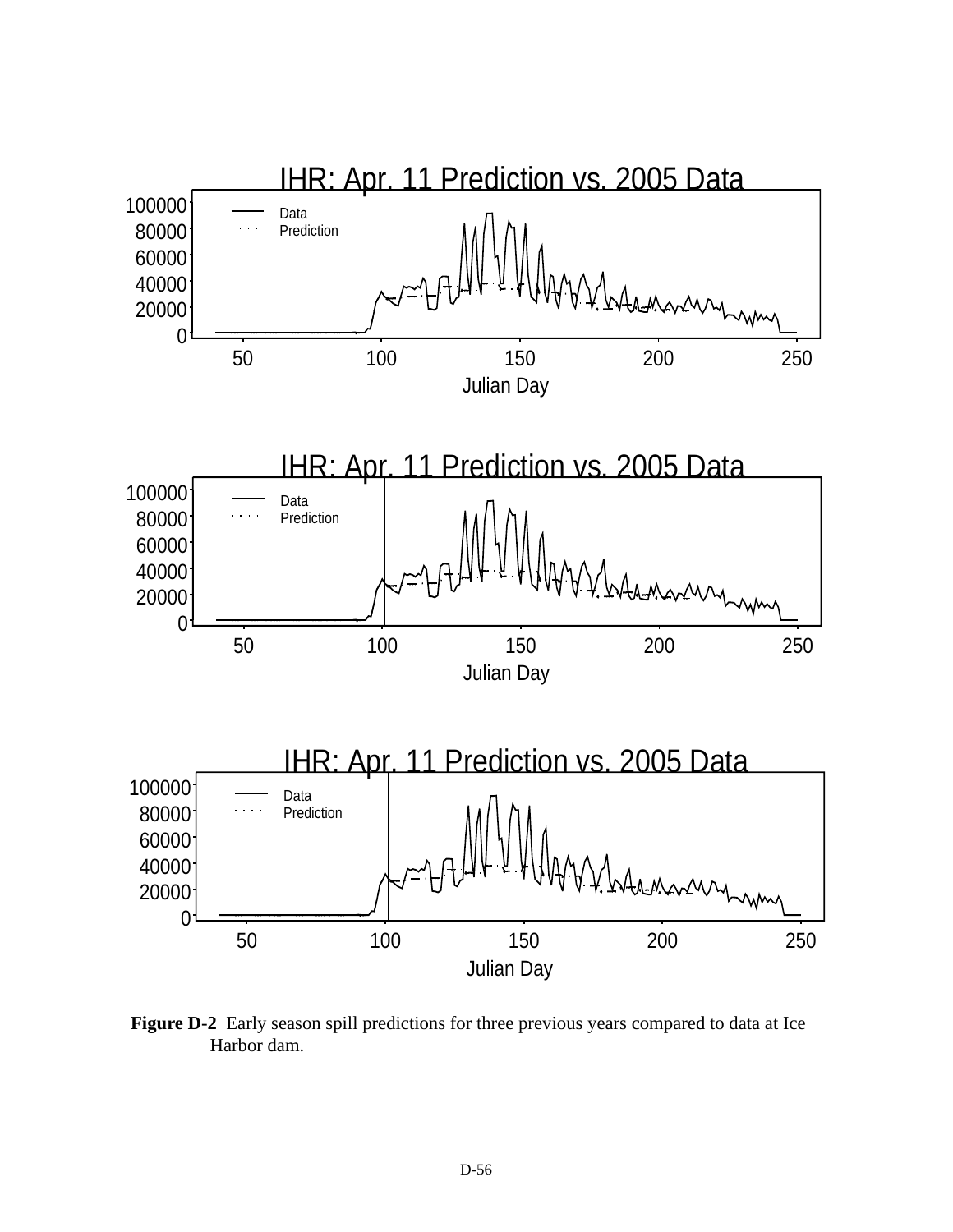IHR: Apr. 11 Prediction vs. 2005 Data

IHR: Apr. 11 Prediction vs. 2005 Data

IHR: Apr. 11 Prediction vs. 2005 Data

**Figure D-2** Early season spill predictions for three previous years compared to data at Ice Harbor dam.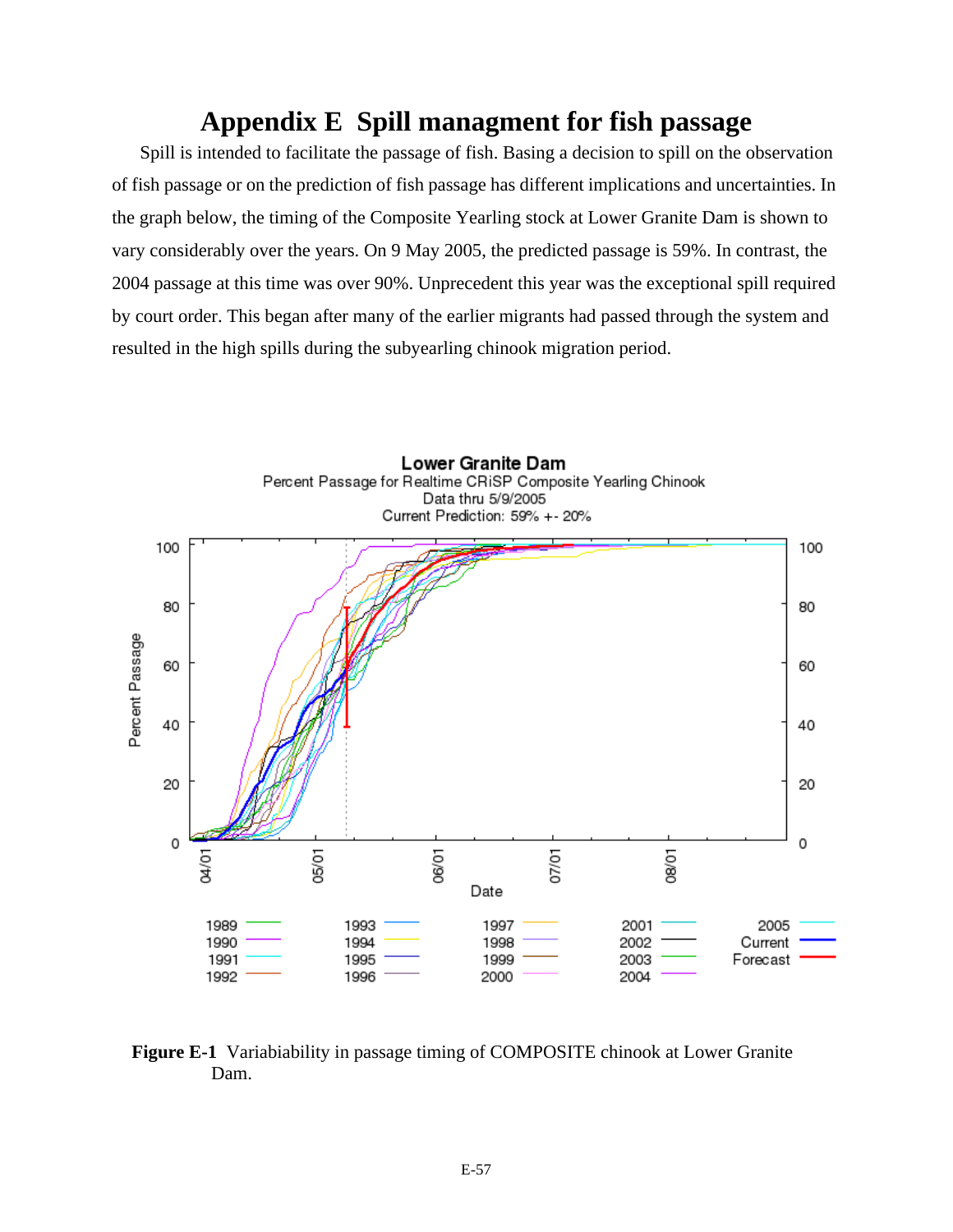# Appendix E Spill managment for fish passage

Spill is intended to facilitate the passage of fish. Basing a decision to spill on the observation of fish passage or on the prediction of fish passage has different implications and uncertainties. In the graph below, the timing of the Composite Yearling stock at Lower Granite Dam is shown to vary considerably over the years. On 9 May 2005, the predicted passage is 59%. In contrast, the 2004 passage at this time was over 90%. Unprecedent this year was the exceptional spill required by court order. This began after many of the earlier migrants had passed through the system and resulted in the high spills during the subyearling chinook migration period.

**Figure E-1** Variabiability in passage timing of COMPOSITE chinook at Lower Granite Dam.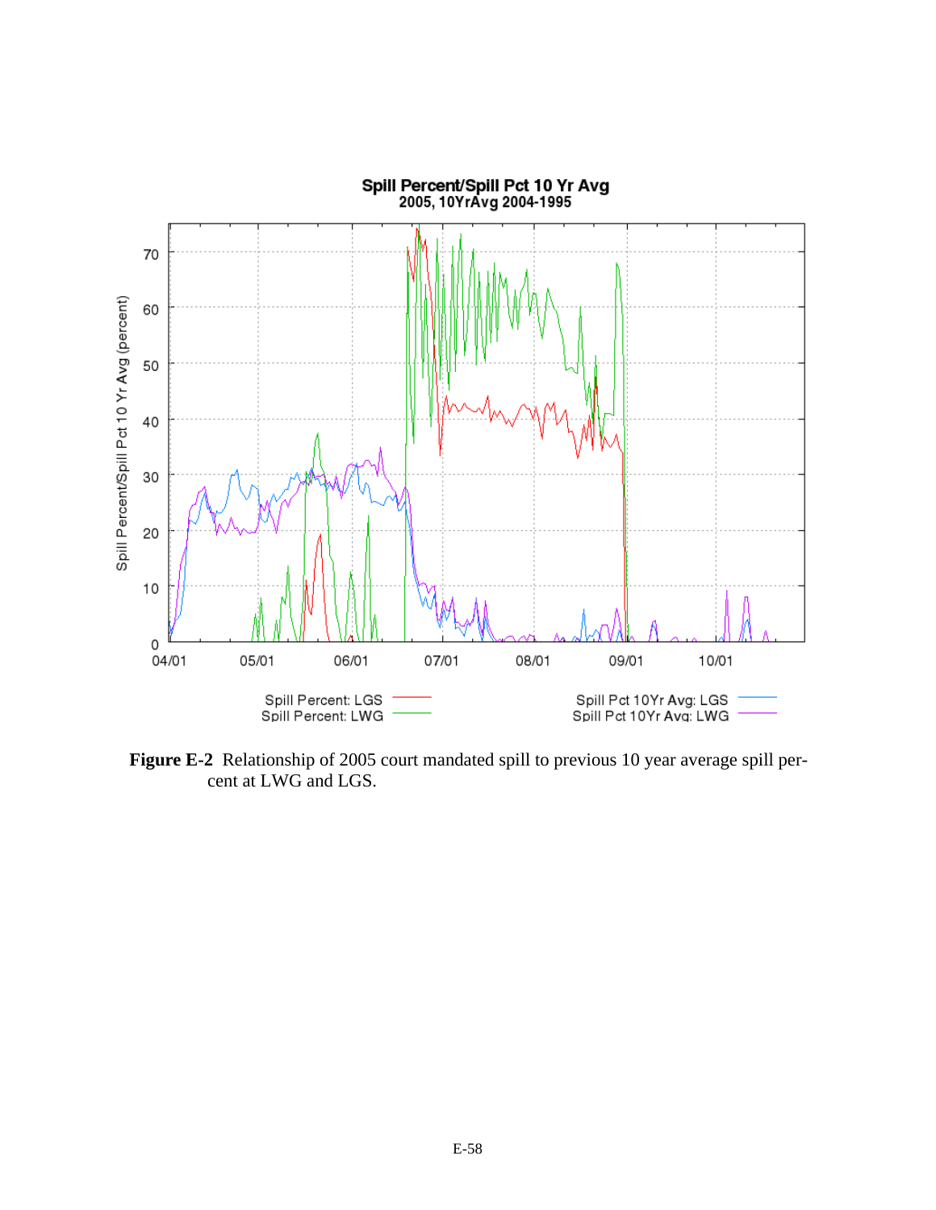**Figure E-2** Relationship of 2005 court mandated spill to previous 10 year average spill percent at LWG and LGS.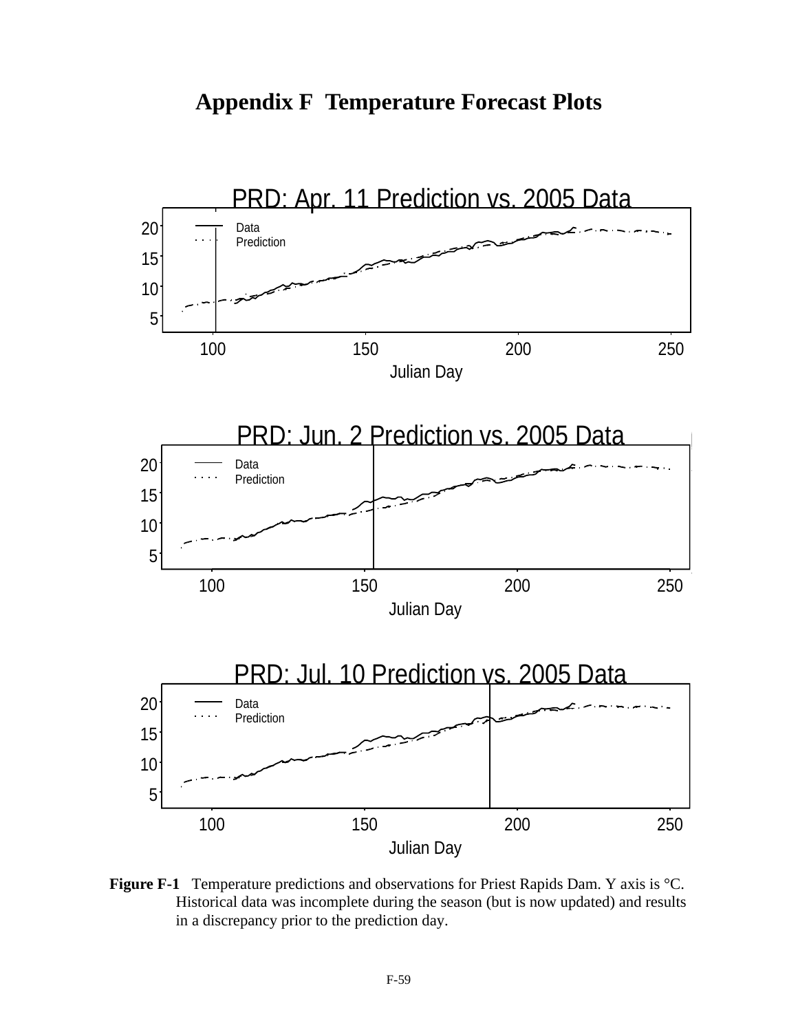# Appendix F Temperature Forecast Plots

**Figure F-1** Temperature predictions and observations for Priest Rapids Dam. Y axis is °C. Historical data was incomplete during the season (but is now updated) and results in a discrepancy prior to the prediction day.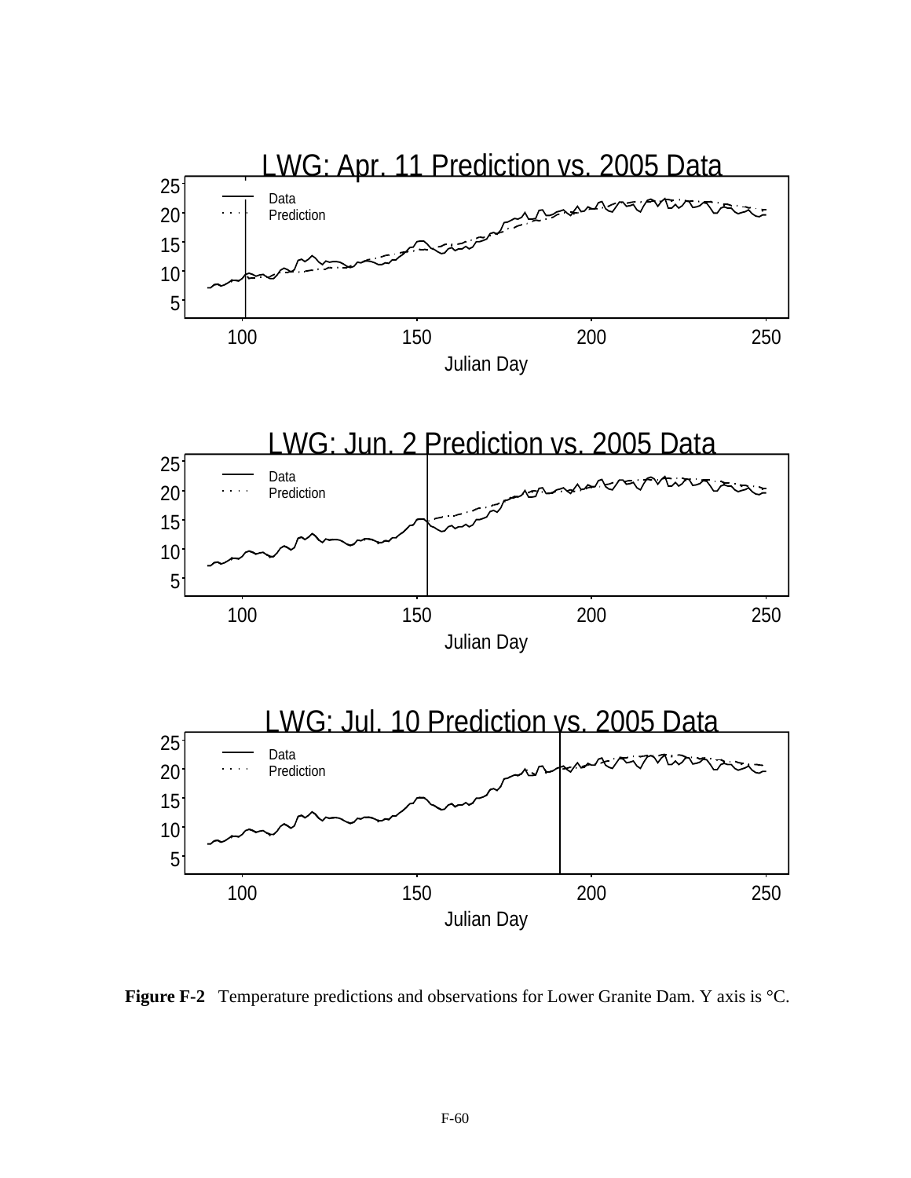LWG: Apr. 11 Prediction vs. 2005 Data

LWG: Jun. 2 Prediction vs. 2005 Data

LWG: Jul. 10 Prediction vs. 2005 Data

**Figure F-2** Temperature predictions and observations for Lower Granite Dam. Y axis is °C.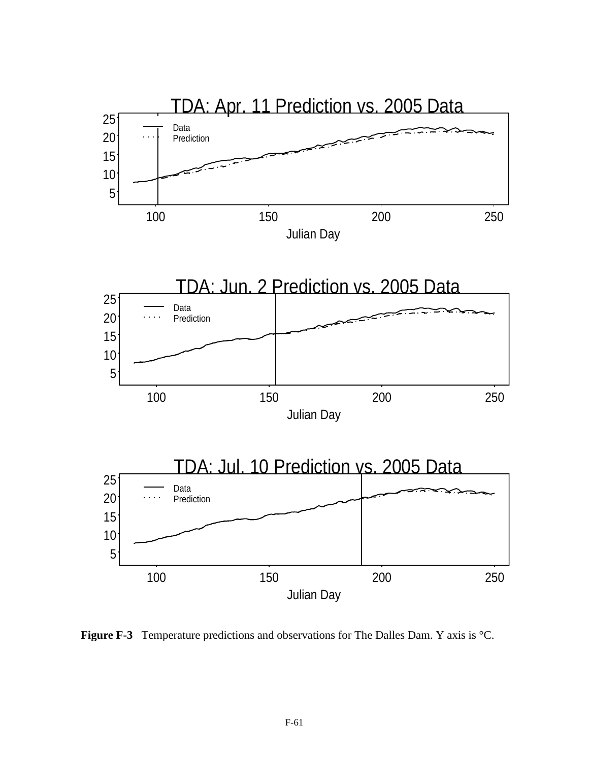TDA: Apr. 11 Prediction vs. 2005 Data

TDA: Jun. 2 Prediction vs. 2005 Data

TDA: Jul. 10 Prediction vs. 2005 Data

**Figure F-3** Temperature predictions and observations for The Dalles Dam. Y axis is °C.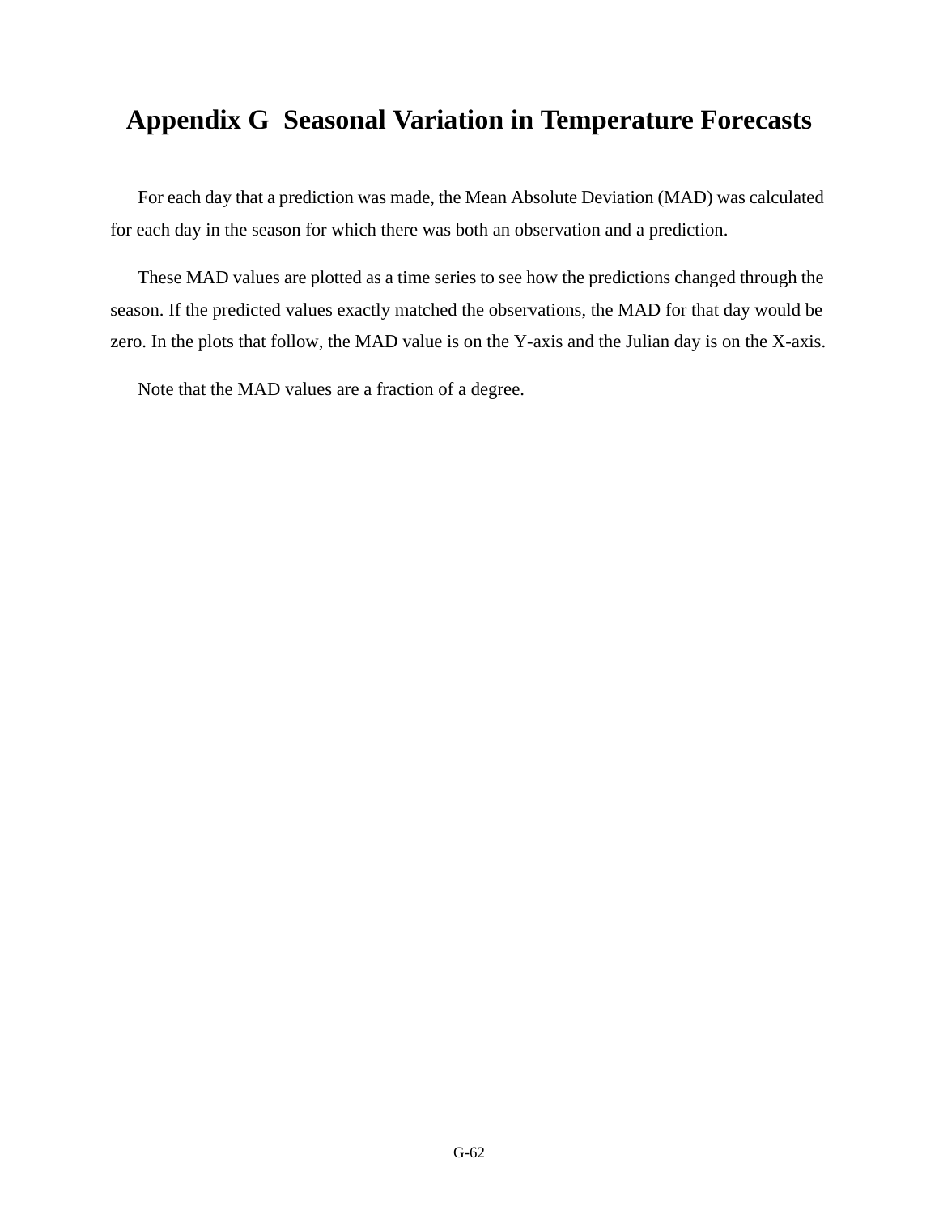# Appendix G  Seasonal Variation in Temperature Forecasts

For each day that a prediction was made, the Mean Absolute Deviation (MAD) was calculated for each day in the season for which there was both an observation and a prediction.

These MAD values are plotted as a time series to see how the predictions changed through the season. If the predicted values exactly matched the observations, the MAD for that day would be zero. In the plots that follow, the MAD value is on the Y-axis and the Julian day is on the X-axis.

Note that the MAD values are a fraction of a degree.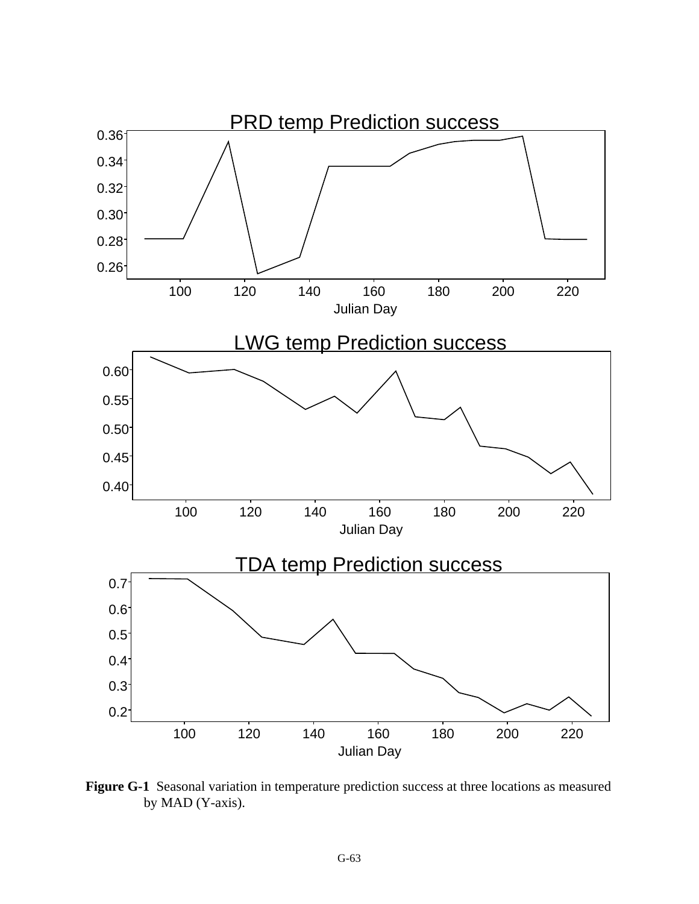**Figure G-1** Seasonal variation in temperature prediction success at three locations as measured by MAD (Y-axis).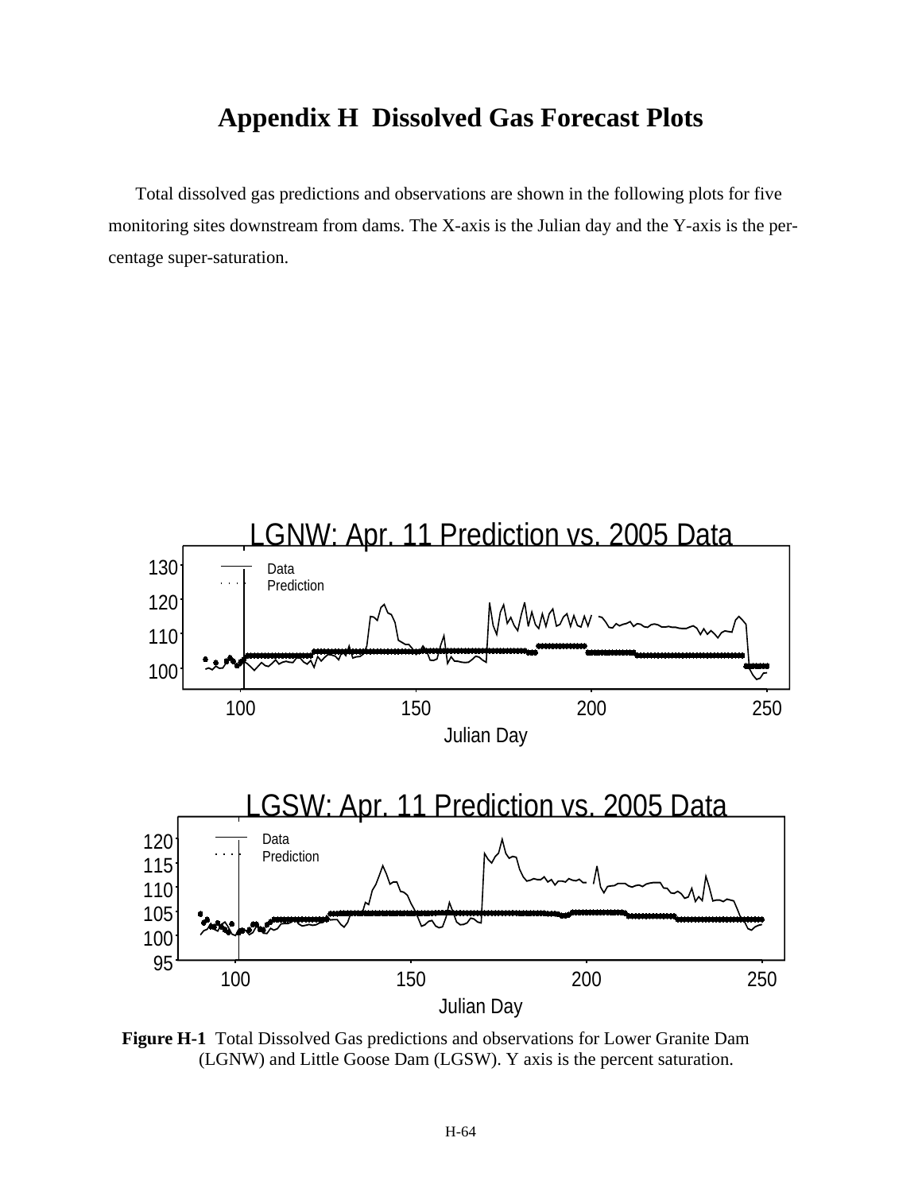# Appendix H Dissolved Gas Forecast Plots

Total dissolved gas predictions and observations are shown in the following plots for five monitoring sites downstream from dams. The X-axis is the Julian day and the Y-axis is the percentage super-saturation.

**Figure H-1** Total Dissolved Gas predictions and observations for Lower Granite Dam (LGNW) and Little Goose Dam (LGSW). Y axis is the percent saturation.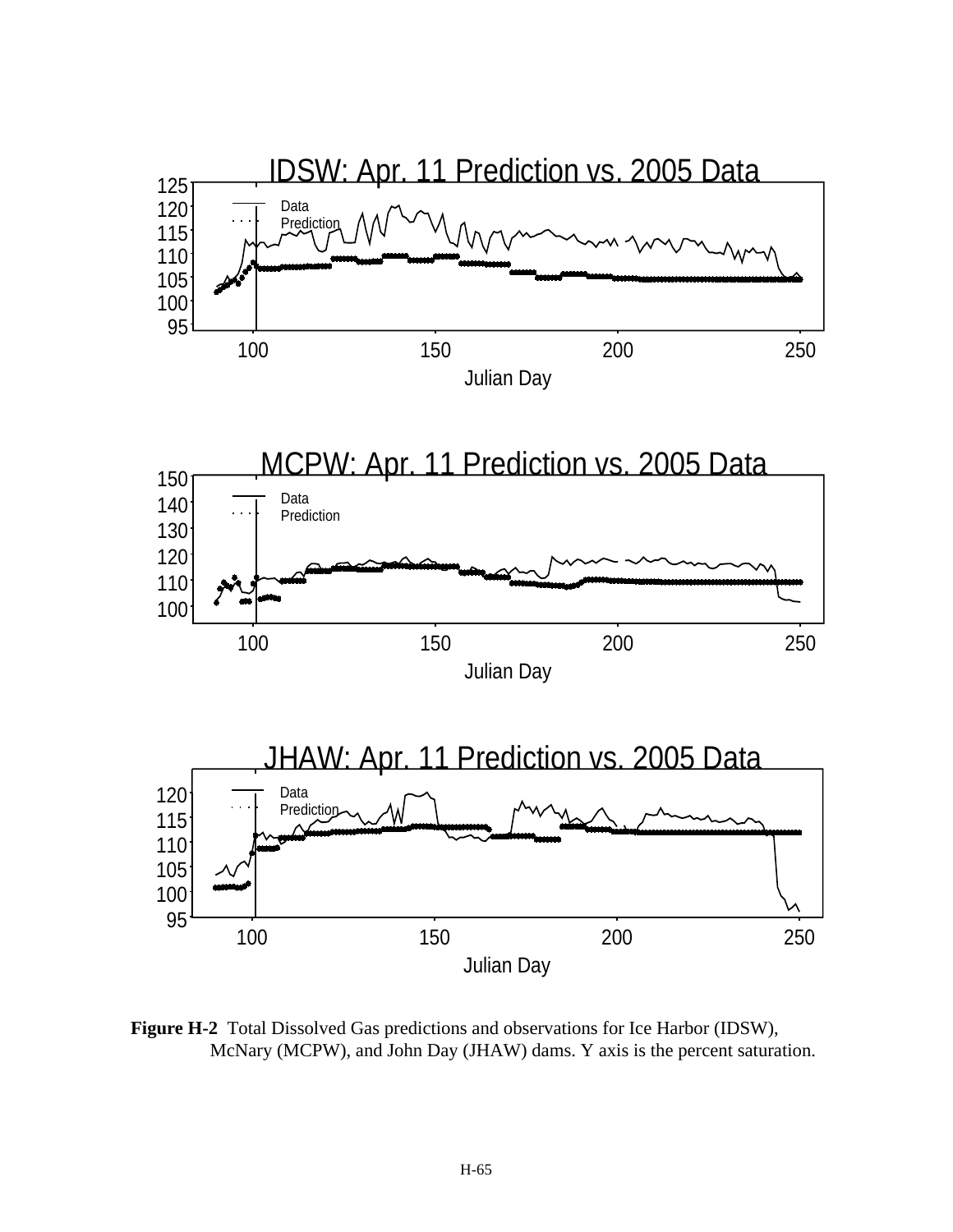IDSW: Apr. 11 Prediction vs. 2005 Data

MCPW: Apr. 11 Prediction vs. 2005 Data

JHAW: Apr. 11 Prediction vs. 2005 Data

**Figure H-2** Total Dissolved Gas predictions and observations for Ice Harbor (IDSW), McNary (MCPW), and John Day (JHAW) dams. Y axis is the percent saturation.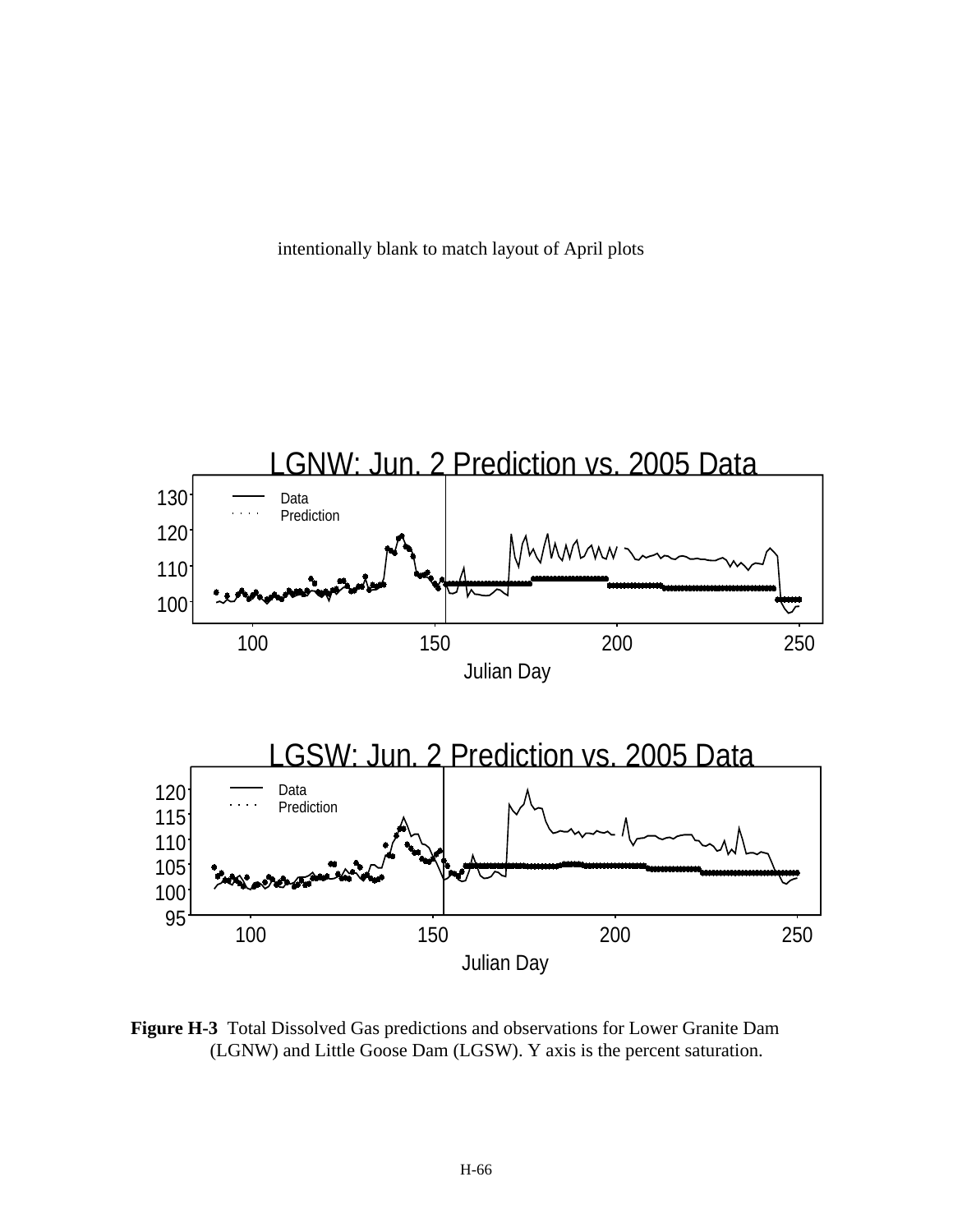intentionally blank to match layout of April plots

**Figure H-3** Total Dissolved Gas predictions and observations for Lower Granite Dam (LGNW) and Little Goose Dam (LGSW). Y axis is the percent saturation.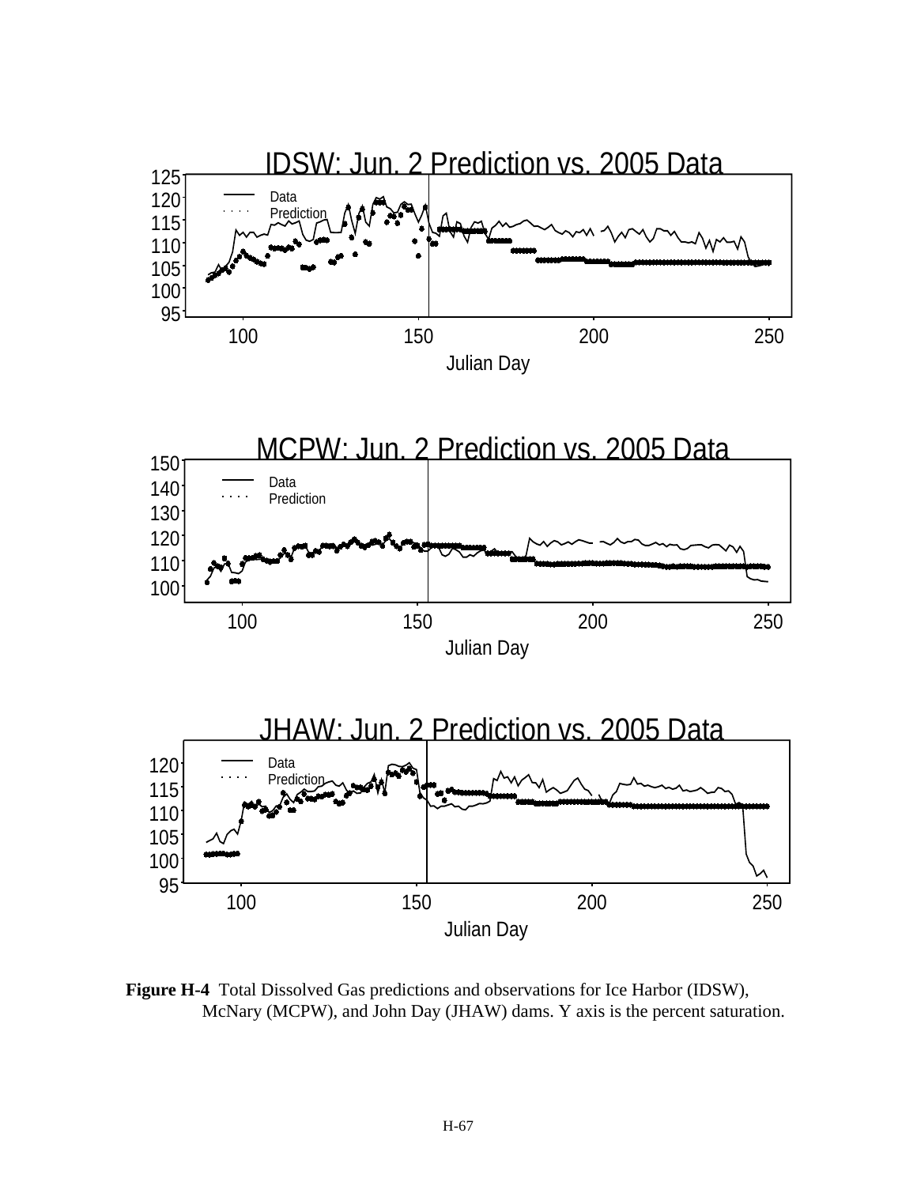IDSW: Jun. 2 Prediction vs. 2005 Data

MCPW: Jun. 2 Prediction vs. 2005 Data

JHAW: Jun. 2 Prediction vs. 2005 Data

**Figure H-4** Total Dissolved Gas predictions and observations for Ice Harbor (IDSW), McNary (MCPW), and John Day (JHAW) dams. Y axis is the percent saturation.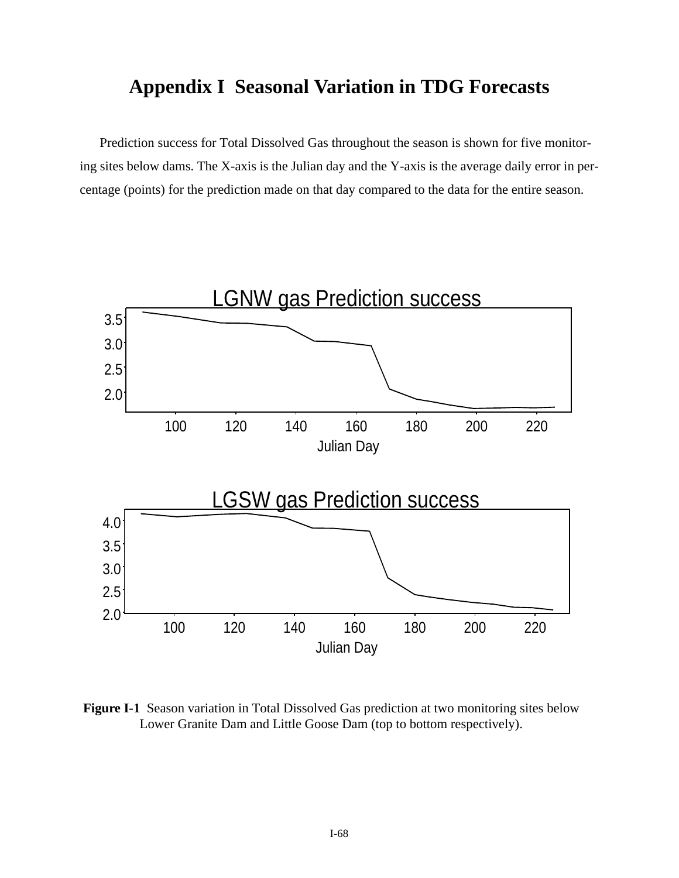# Appendix I  Seasonal Variation in TDG Forecasts

Prediction success for Total Dissolved Gas throughout the season is shown for five monitoring sites below dams. The X-axis is the Julian day and the Y-axis is the average daily error in percentage (points) for the prediction made on that day compared to the data for the entire season.

**Figure I-1**  Season variation in Total Dissolved Gas prediction at two monitoring sites below Lower Granite Dam and Little Goose Dam (top to bottom respectively).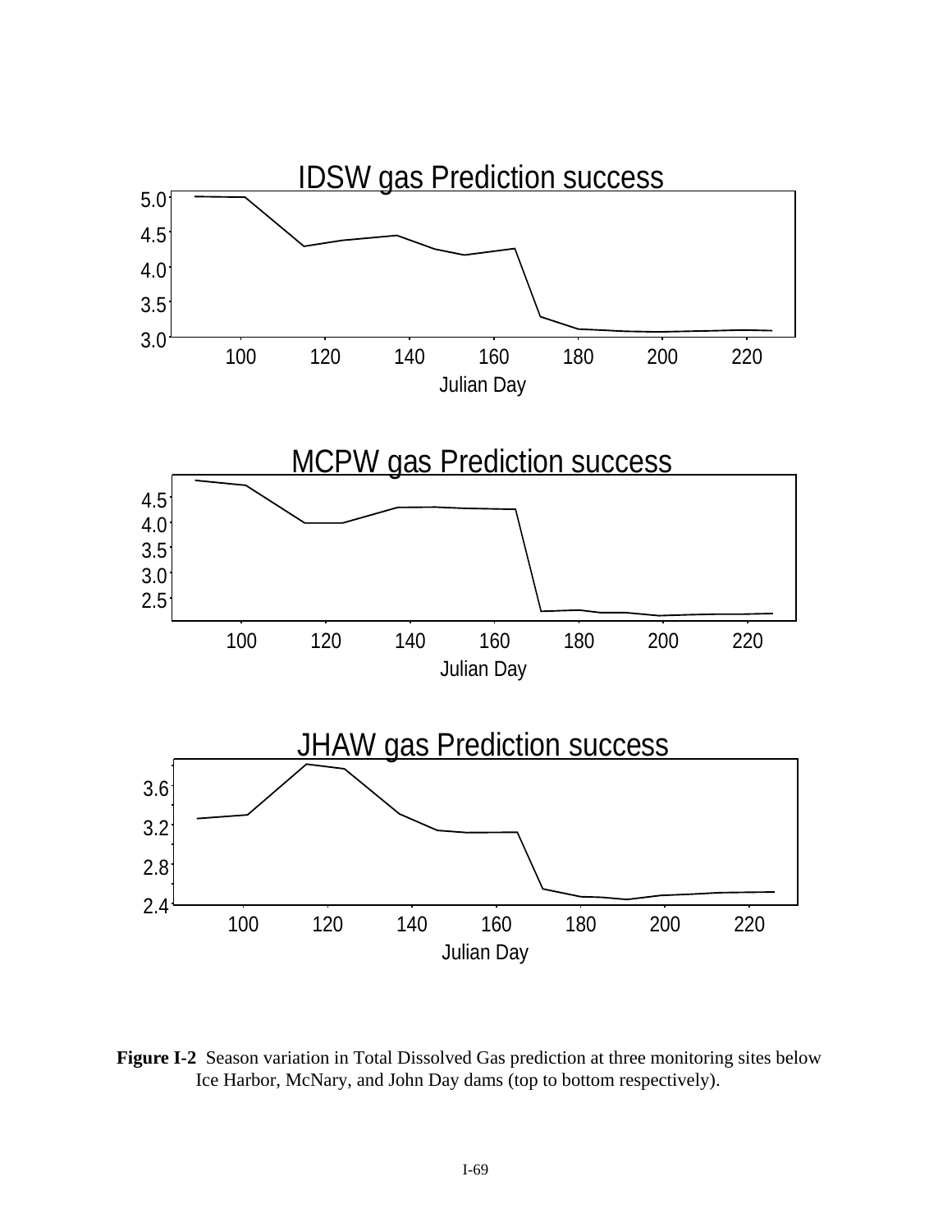IDSW gas Prediction success

5.0
4.5
4.0
3.5
3.0

100 120 140 160 180 200 220

Julian Day

MCPW gas Prediction success

4.5
4.0
3.5
3.0
2.5

100 120 140 160 180 200 220

Julian Day

JHAW gas Prediction success

3.6
3.2
2.8
2.4

100 120 140 160 180 200 220

Julian Day

**Figure I-2** Season variation in Total Dissolved Gas prediction at three monitoring sites below Ice Harbor, McNary, and John Day dams (top to bottom respectively).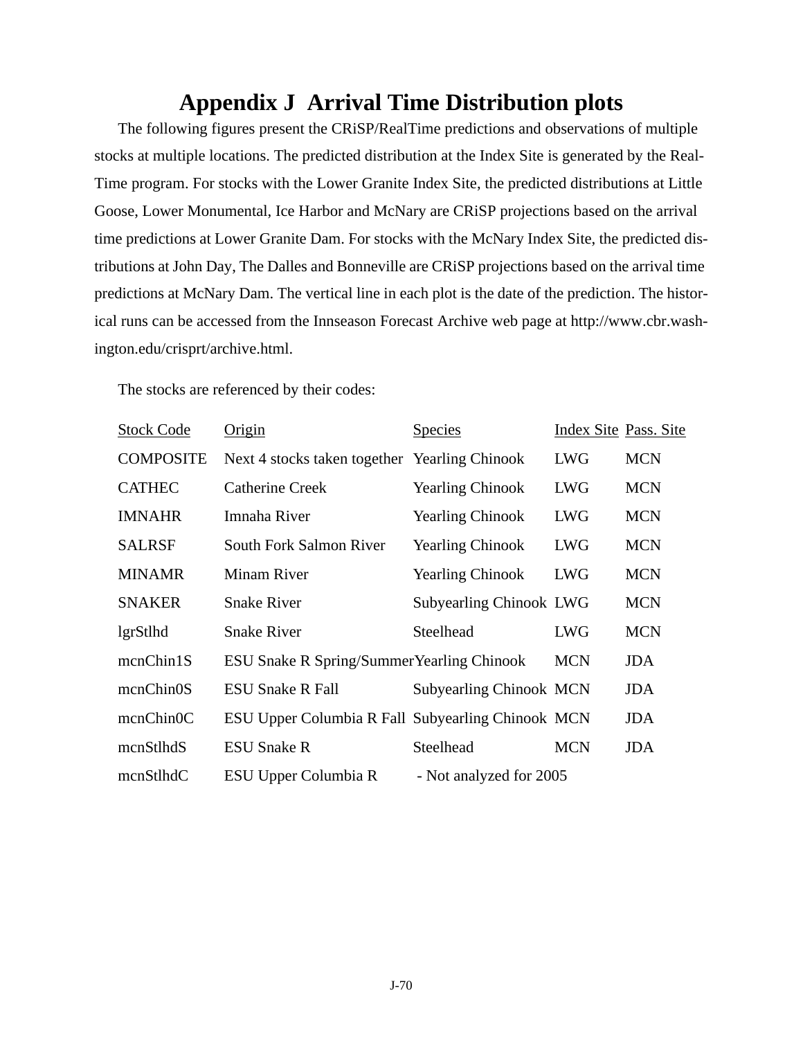# Appendix J Arrival Time Distribution plots

The following figures present the CRiSP/RealTime predictions and observations of multiple stocks at multiple locations. The predicted distribution at the Index Site is generated by the RealTime program. For stocks with the Lower Granite Index Site, the predicted distributions at Little Goose, Lower Monumental, Ice Harbor and McNary are CRiSP projections based on the arrival time predictions at Lower Granite Dam. For stocks with the McNary Index Site, the predicted distributions at John Day, The Dalles and Bonneville are CRiSP projections based on the arrival time predictions at McNary Dam. The vertical line in each plot is the date of the prediction. The historical runs can be accessed from the Innseason Forecast Archive web page at http://www.cbr.washington.edu/crisprt/archive.html.

The stocks are referenced by their codes:

| Stock Code | Origin | Species | Index Site | Pass. Site |
|---|---|---|---|---|
| COMPOSITE | Next 4 stocks taken together | Yearling Chinook | LWG | MCN |
| CATHEC | Catherine Creek | Yearling Chinook | LWG | MCN |
| IMNAHR | Imnaha River | Yearling Chinook | LWG | MCN |
| SALRSF | South Fork Salmon River | Yearling Chinook | LWG | MCN |
| MINAMR | Minam River | Yearling Chinook | LWG | MCN |
| SNAKER | Snake River | Subyearling Chinook | LWG | MCN |
| lgrStlhd | Snake River | Steelhead | LWG | MCN |
| mcnChin1S | ESU Snake R Spring/Summer | Yearling Chinook | MCN | JDA |
| mcnChin0S | ESU Snake R Fall | Subyearling Chinook | MCN | JDA |
| mcnChin0C | ESU Upper Columbia R Fall | Subyearling Chinook | MCN | JDA |
| mcnStlhdS | ESU Snake R | Steelhead | MCN | JDA |
| mcnStlhdC | ESU Upper Columbia R | - Not analyzed for 2005 | | |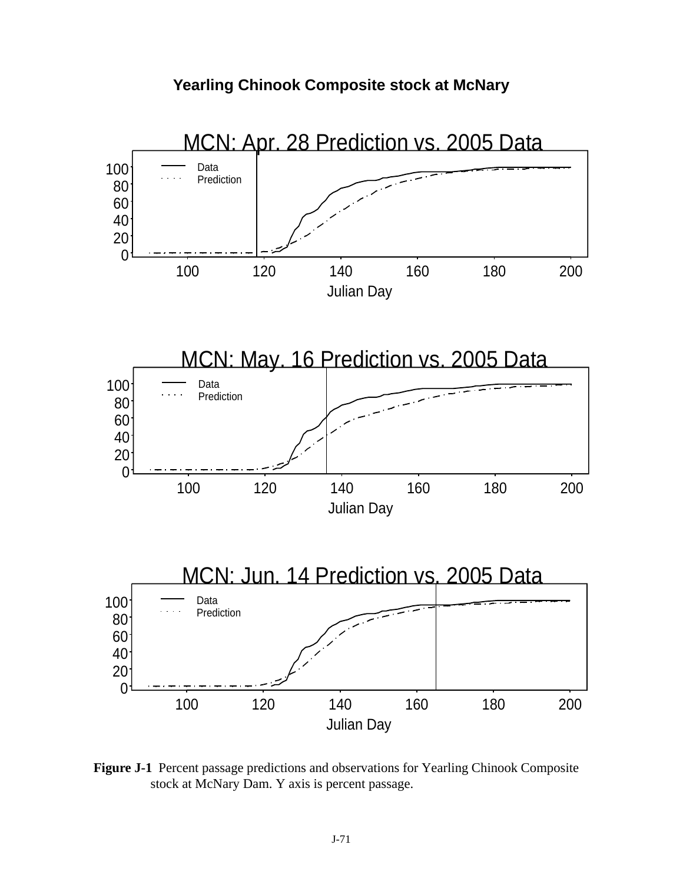**Yearling Chinook Composite stock at McNary**

MCN: Apr. 28 Prediction vs. 2005 Data

MCN: May. 16 Prediction vs. 2005 Data

MCN: Jun. 14 Prediction vs. 2005 Data

**Figure J-1** Percent passage predictions and observations for Yearling Chinook Composite stock at McNary Dam. Y axis is percent passage.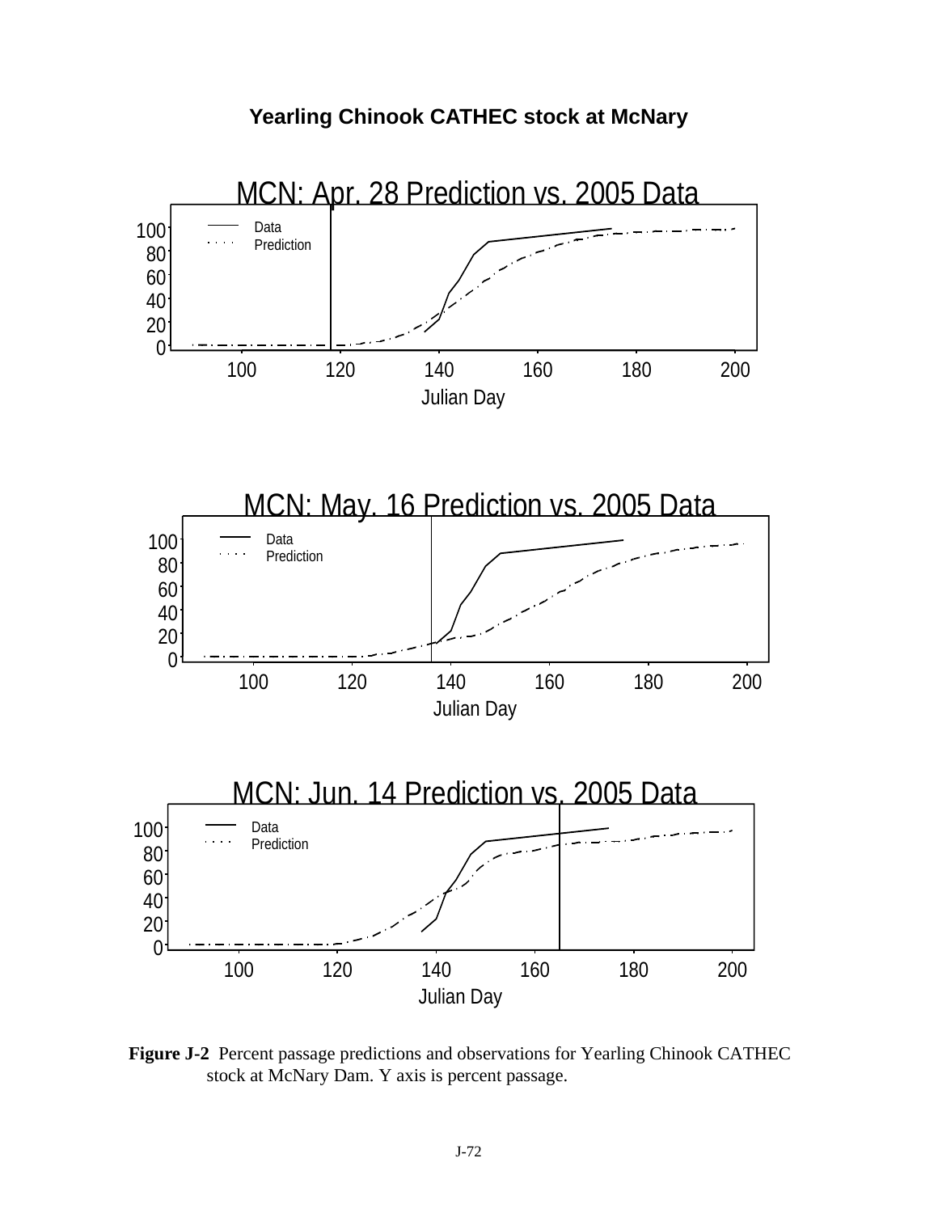**Yearling Chinook CATHEC stock at McNary**

MCN: Apr. 28 Prediction vs. 2005 Data

MCN: May. 16 Prediction vs. 2005 Data

MCN: Jun. 14 Prediction vs. 2005 Data

**Figure J-2** Percent passage predictions and observations for Yearling Chinook CATHEC stock at McNary Dam. Y axis is percent passage.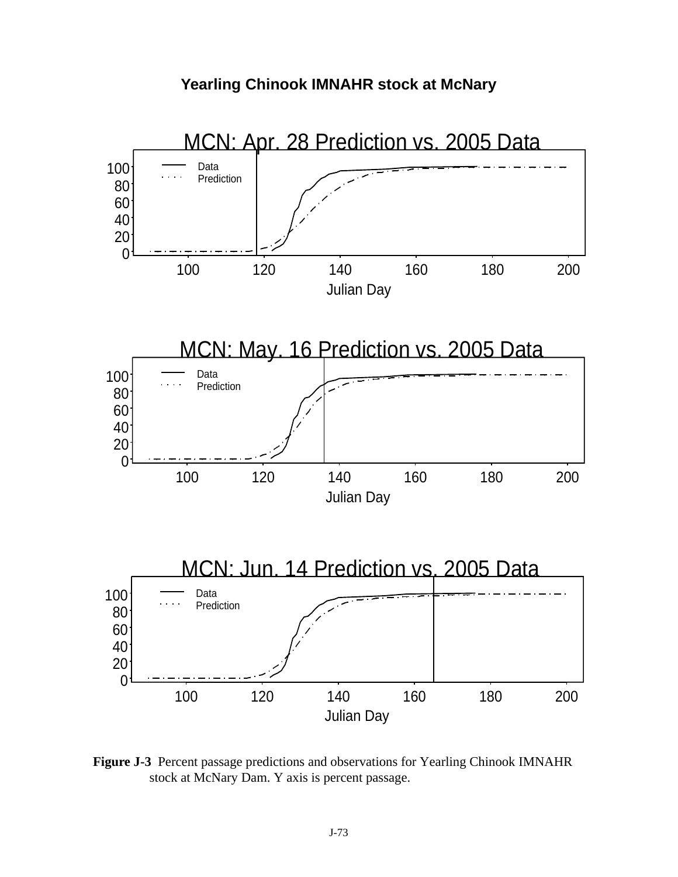**Yearling Chinook IMNAHR stock at McNary**

MCN: Apr. 28 Prediction vs. 2005 Data

MCN: May. 16 Prediction vs. 2005 Data

MCN: Jun. 14 Prediction vs. 2005 Data

**Figure J-3** Percent passage predictions and observations for Yearling Chinook IMNAHR stock at McNary Dam. Y axis is percent passage.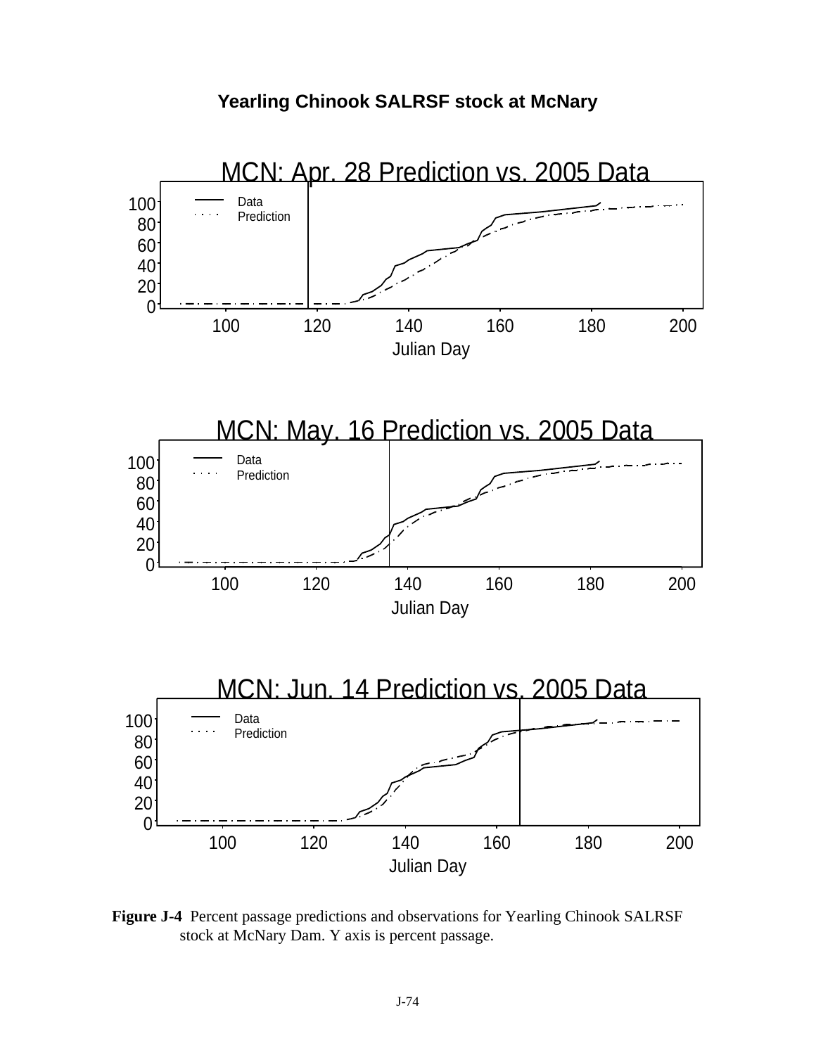**Yearling Chinook SALRSF stock at McNary**

MCN: Apr. 28 Prediction vs. 2005 Data

MCN: May. 16 Prediction vs. 2005 Data

MCN: Jun. 14 Prediction vs. 2005 Data

**Figure J-4** Percent passage predictions and observations for Yearling Chinook SALRSF stock at McNary Dam. Y axis is percent passage.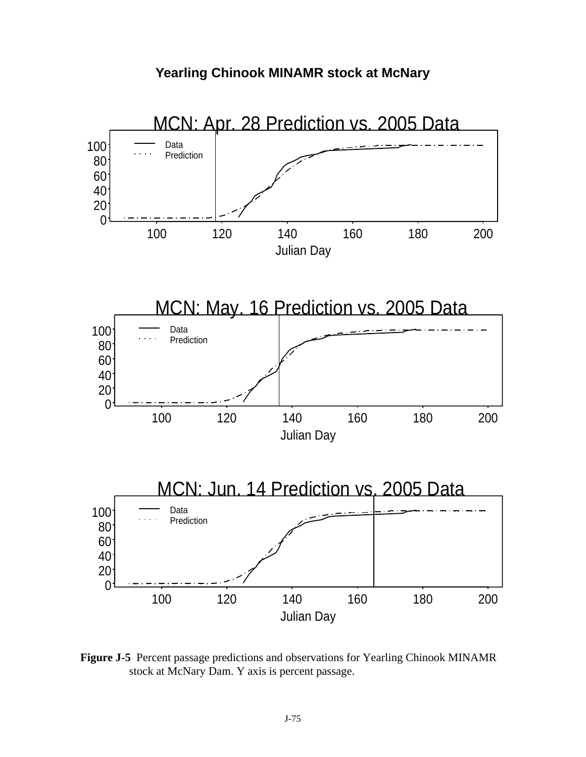**Yearling Chinook MINAMR stock at McNary**

MCN: Apr. 28 Prediction vs. 2005 Data

MCN: May. 16 Prediction vs. 2005 Data

MCN: Jun. 14 Prediction vs. 2005 Data

**Figure J-5** Percent passage predictions and observations for Yearling Chinook MINAMR stock at McNary Dam. Y axis is percent passage.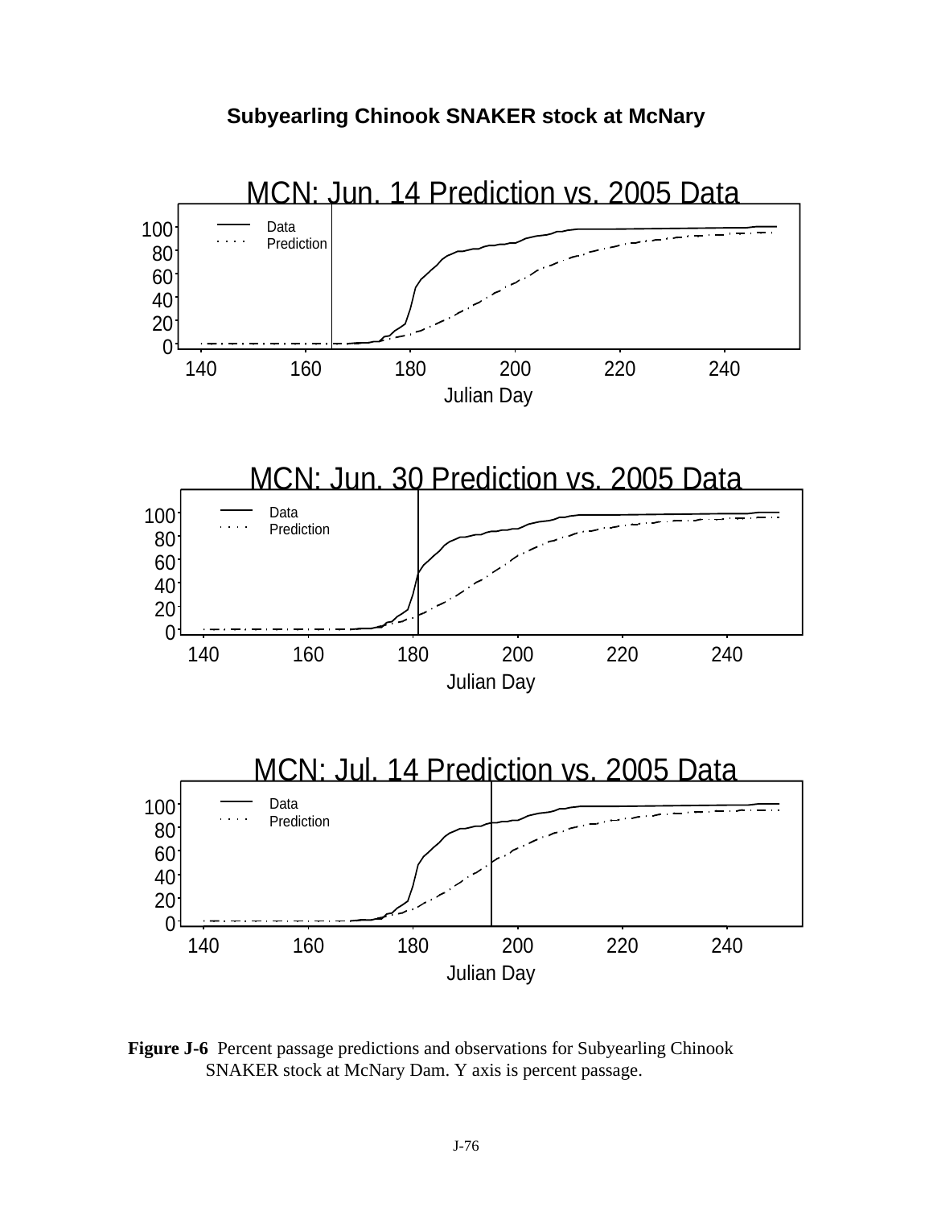**Subyearling Chinook SNAKER stock at McNary**

MCN: Jun. 14 Prediction vs. 2005 Data

MCN: Jun. 30 Prediction vs. 2005 Data

MCN: Jul. 14 Prediction vs. 2005 Data

**Figure J-6** Percent passage predictions and observations for Subyearling Chinook SNAKER stock at McNary Dam. Y axis is percent passage.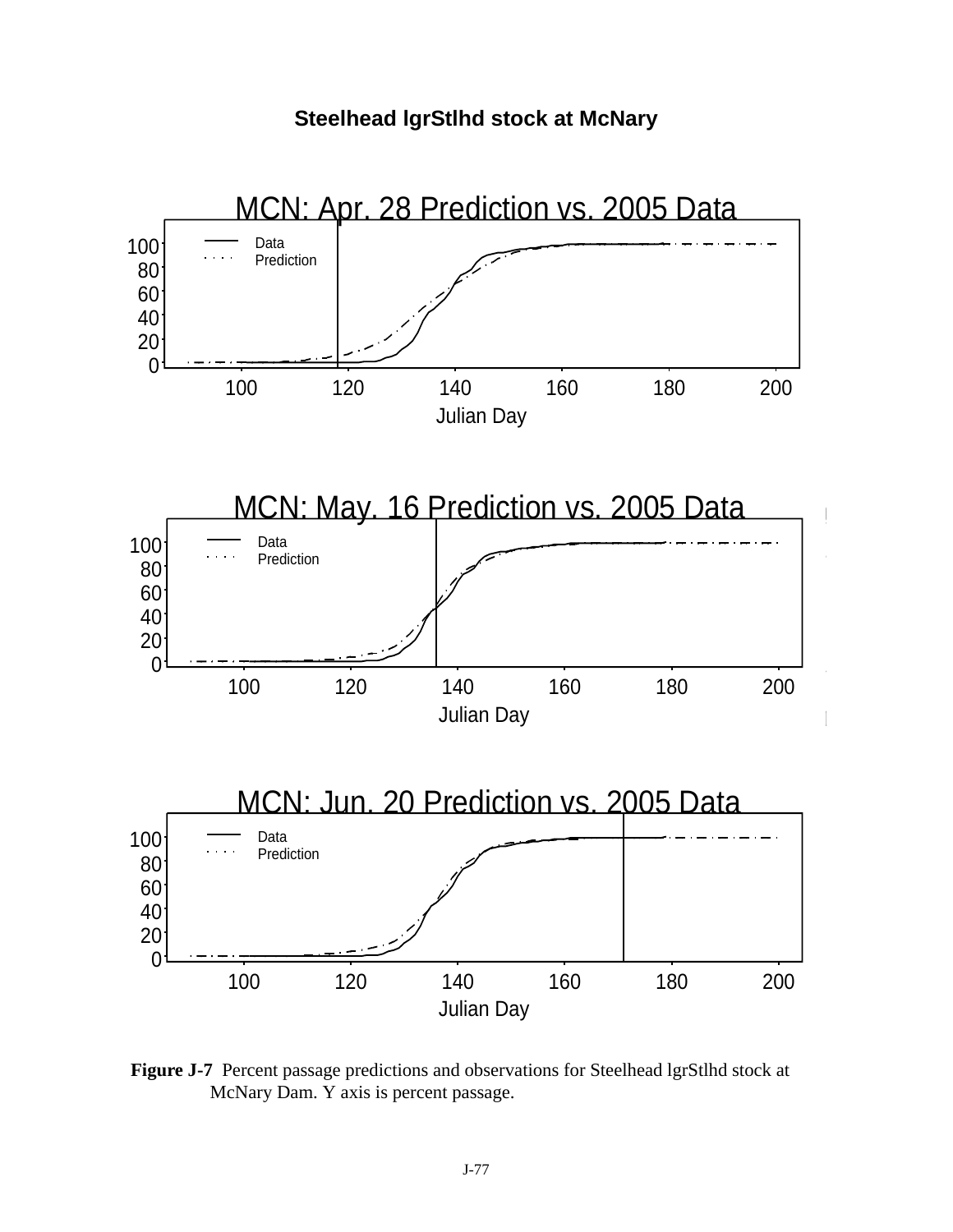**Steelhead lgrStlhd stock at McNary**

MCN: Apr. 28 Prediction vs. 2005 Data

MCN: May. 16 Prediction vs. 2005 Data

MCN: Jun. 20 Prediction vs. 2005 Data

**Figure J-7** Percent passage predictions and observations for Steelhead lgrStlhd stock at McNary Dam. Y axis is percent passage.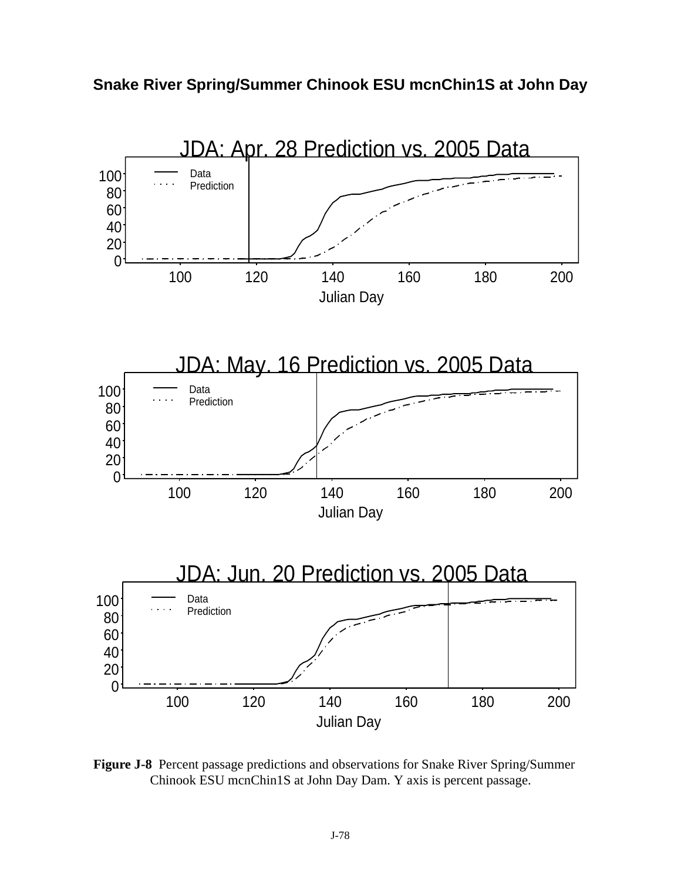**Snake River Spring/Summer Chinook ESU mcnChin1S at John Day**

JDA: Apr. 28 Prediction vs. 2005 Data

JDA: May. 16 Prediction vs. 2005 Data

JDA: Jun. 20 Prediction vs. 2005 Data

**Figure J-8** Percent passage predictions and observations for Snake River Spring/Summer Chinook ESU mcnChin1S at John Day Dam. Y axis is percent passage.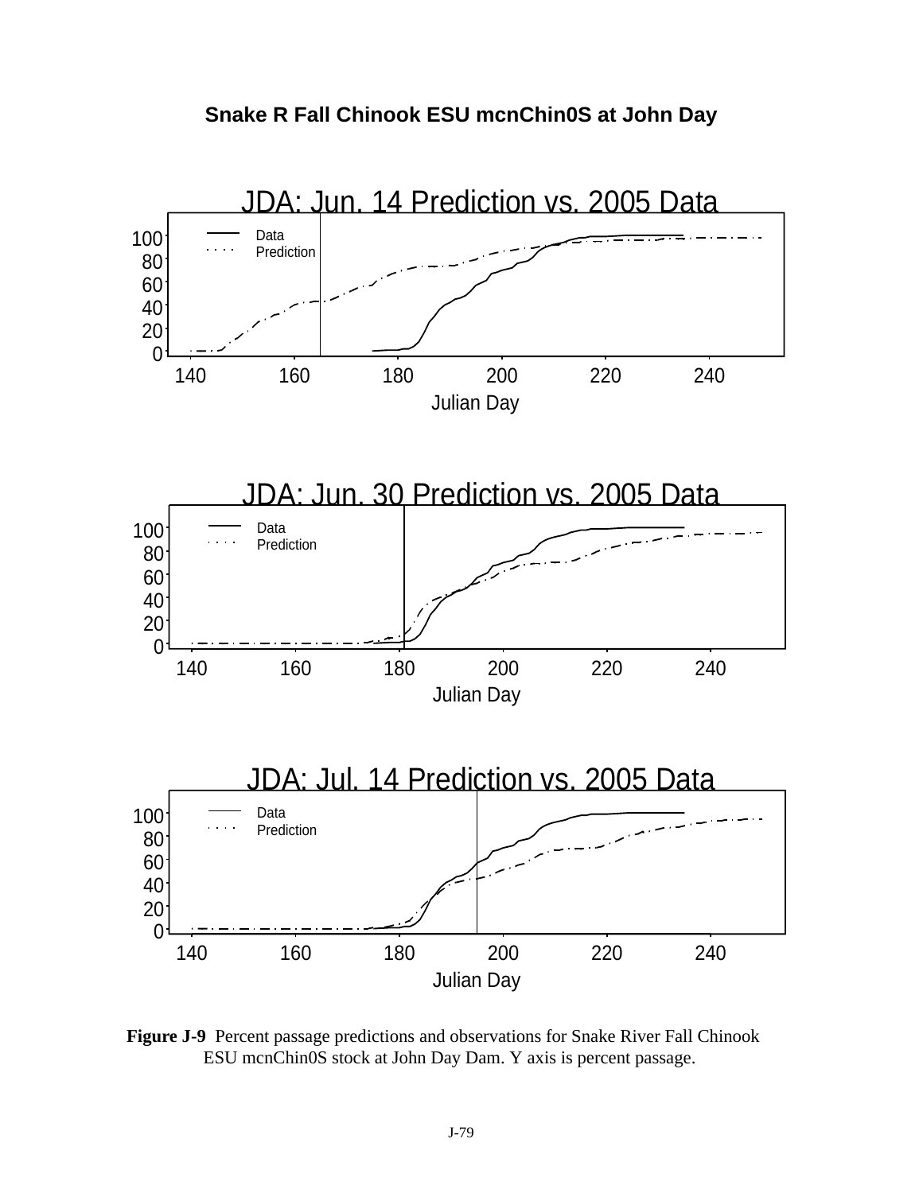**Snake R Fall Chinook ESU mcnChin0S at John Day**

JDA: Jun. 14 Prediction vs. 2005 Data

JDA: Jun. 30 Prediction vs. 2005 Data

JDA: Jul. 14 Prediction vs. 2005 Data

**Figure J-9** Percent passage predictions and observations for Snake River Fall Chinook ESU mcnChin0S stock at John Day Dam. Y axis is percent passage.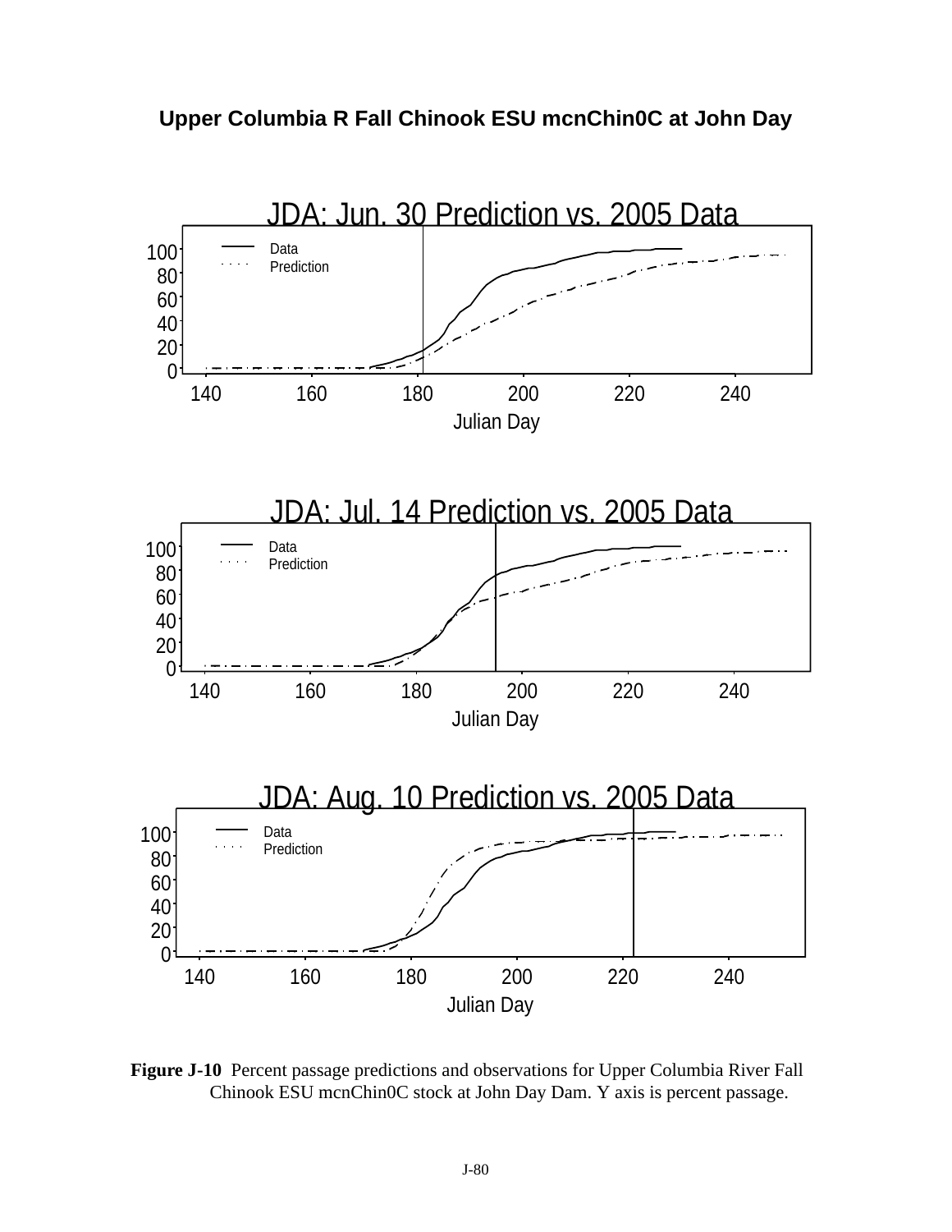**Upper Columbia R Fall Chinook ESU mcnChin0C at John Day**

JDA: Jun. 30 Prediction vs. 2005 Data

JDA: Jul. 14 Prediction vs. 2005 Data

JDA: Aug. 10 Prediction vs. 2005 Data

**Figure J-10** Percent passage predictions and observations for Upper Columbia River Fall Chinook ESU mcnChin0C stock at John Day Dam. Y axis is percent passage.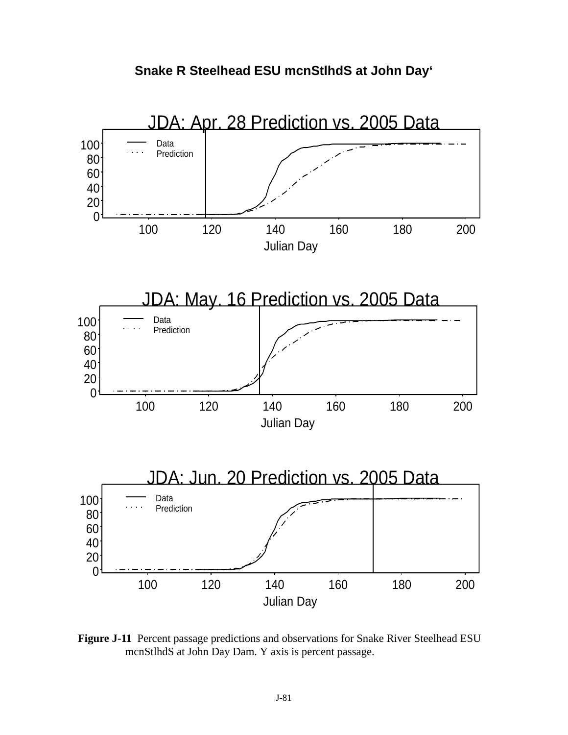**Snake R Steelhead ESU mcnStlhdS at John Day'**

JDA: Apr. 28 Prediction vs. 2005 Data

JDA: May. 16 Prediction vs. 2005 Data

JDA: Jun. 20 Prediction vs. 2005 Data

**Figure J-11** Percent passage predictions and observations for Snake River Steelhead ESU mcnStlhdS at John Day Dam. Y axis is percent passage.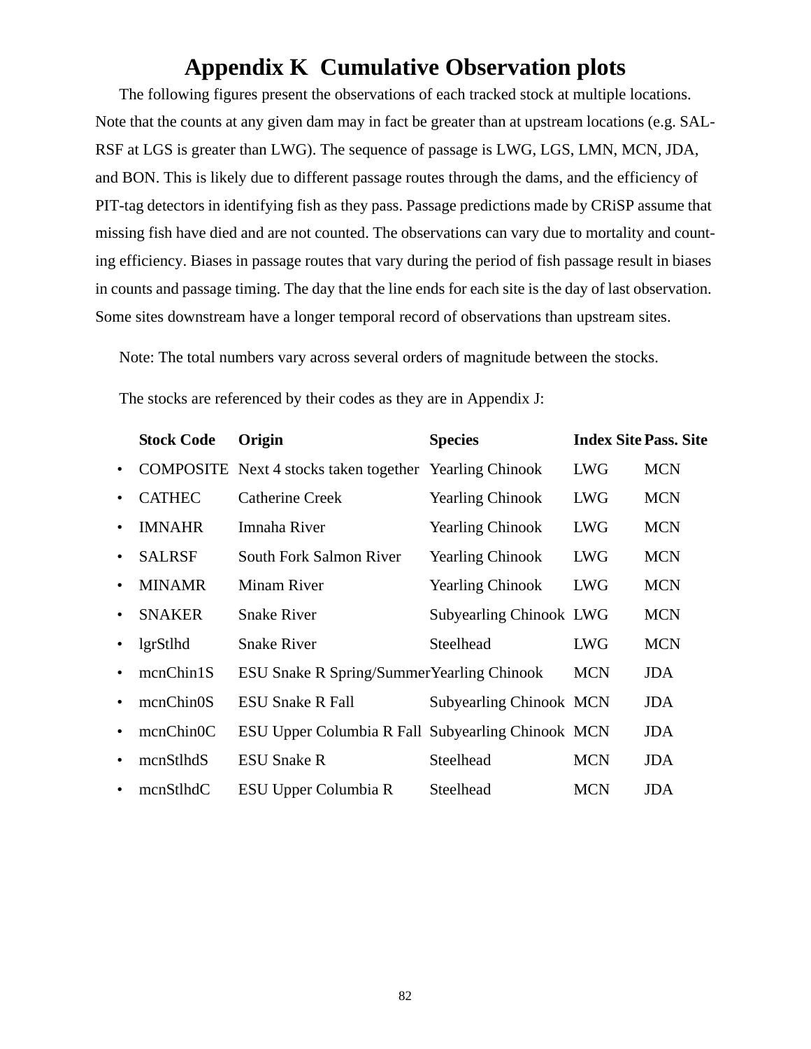# Appendix K Cumulative Observation plots

The following figures present the observations of each tracked stock at multiple locations. Note that the counts at any given dam may in fact be greater than at upstream locations (e.g. SAL-RSF at LGS is greater than LWG). The sequence of passage is LWG, LGS, LMN, MCN, JDA, and BON. This is likely due to different passage routes through the dams, and the efficiency of PIT-tag detectors in identifying fish as they pass. Passage predictions made by CRiSP assume that missing fish have died and are not counted. The observations can vary due to mortality and counting efficiency. Biases in passage routes that vary during the period of fish passage result in biases in counts and passage timing. The day that the line ends for each site is the day of last observation. Some sites downstream have a longer temporal record of observations than upstream sites.

Note: The total numbers vary across several orders of magnitude between the stocks.

The stocks are referenced by their codes as they are in Appendix J:

| Stock Code | Origin | Species | Index Site | Pass. Site |
|---|---|---|---|---|
| COMPOSITE | Next 4 stocks taken together | Yearling Chinook | LWG | MCN |
| CATHEC | Catherine Creek | Yearling Chinook | LWG | MCN |
| IMNAHR | Imnaha River | Yearling Chinook | LWG | MCN |
| SALRSF | South Fork Salmon River | Yearling Chinook | LWG | MCN |
| MINAMR | Minam River | Yearling Chinook | LWG | MCN |
| SNAKER | Snake River | Subyearling Chinook | LWG | MCN |
| lgrStlhd | Snake River | Steelhead | LWG | MCN |
| mcnChin1S | ESU Snake R Spring/Summer | Yearling Chinook | MCN | JDA |
| mcnChin0S | ESU Snake R Fall | Subyearling Chinook | MCN | JDA |
| mcnChin0C | ESU Upper Columbia R Fall | Subyearling Chinook | MCN | JDA |
| mcnStlhdS | ESU Snake R | Steelhead | MCN | JDA |
| mcnStlhdC | ESU Upper Columbia R | Steelhead | MCN | JDA |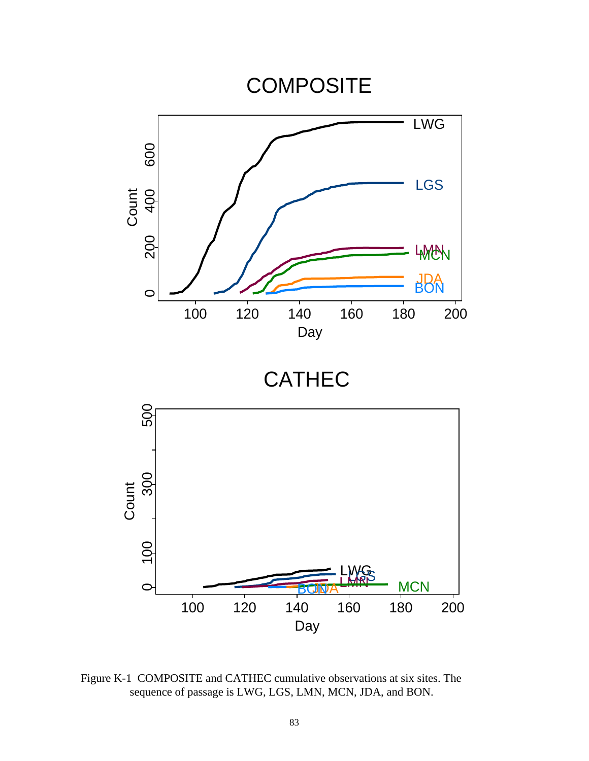Figure K-1 COMPOSITE and CATHEC cumulative observations at six sites. The sequence of passage is LWG, LGS, LMN, MCN, JDA, and BON.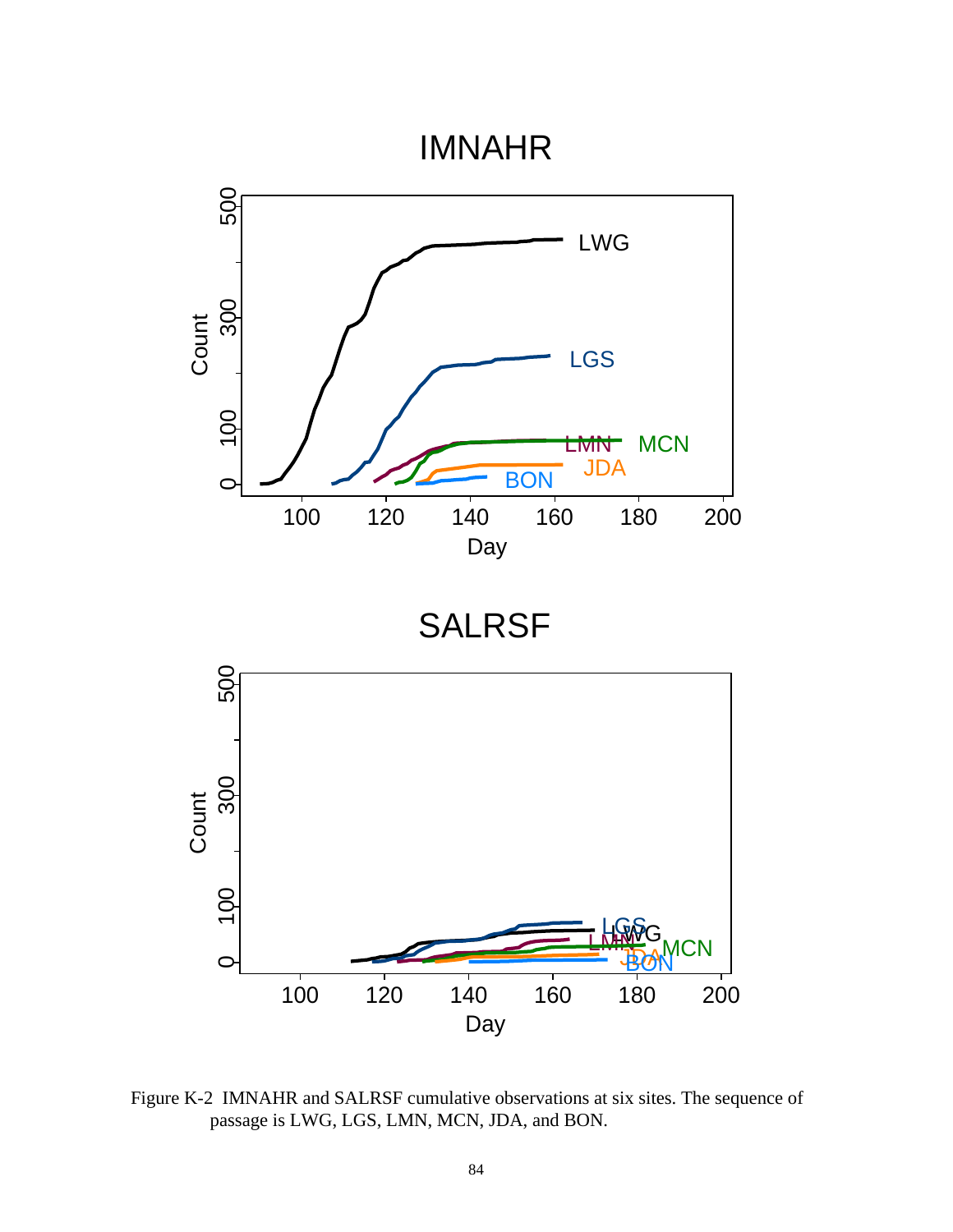Figure K-2 IMNAHR and SALRSF cumulative observations at six sites. The sequence of passage is LWG, LGS, LMN, MCN, JDA, and BON.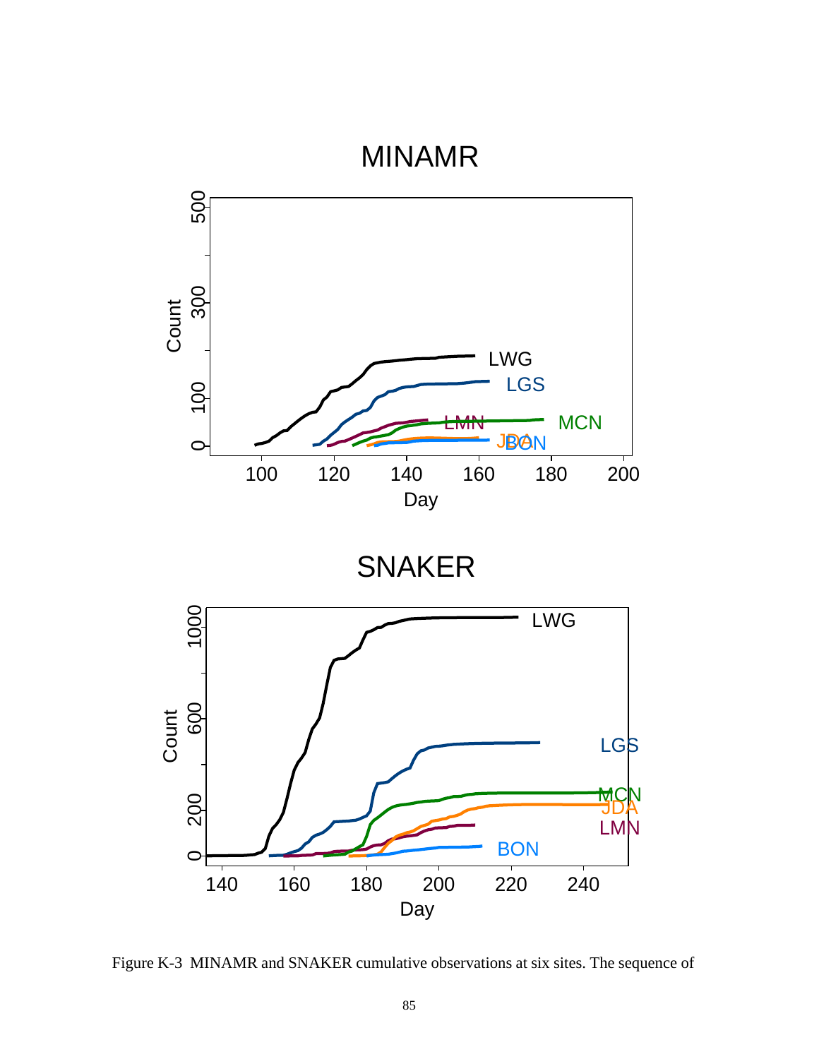Figure K-3 MINAMR and SNAKER cumulative observations at six sites. The sequence of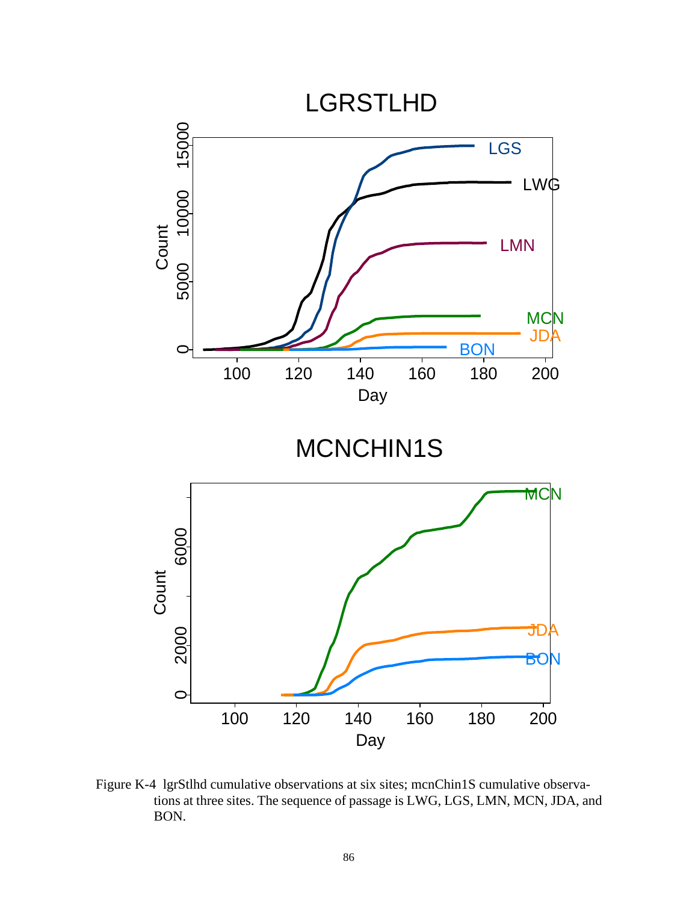Figure K-4 lgrStlhd cumulative observations at six sites; mcnChin1S cumulative observations at three sites. The sequence of passage is LWG, LGS, LMN, MCN, JDA, and BON.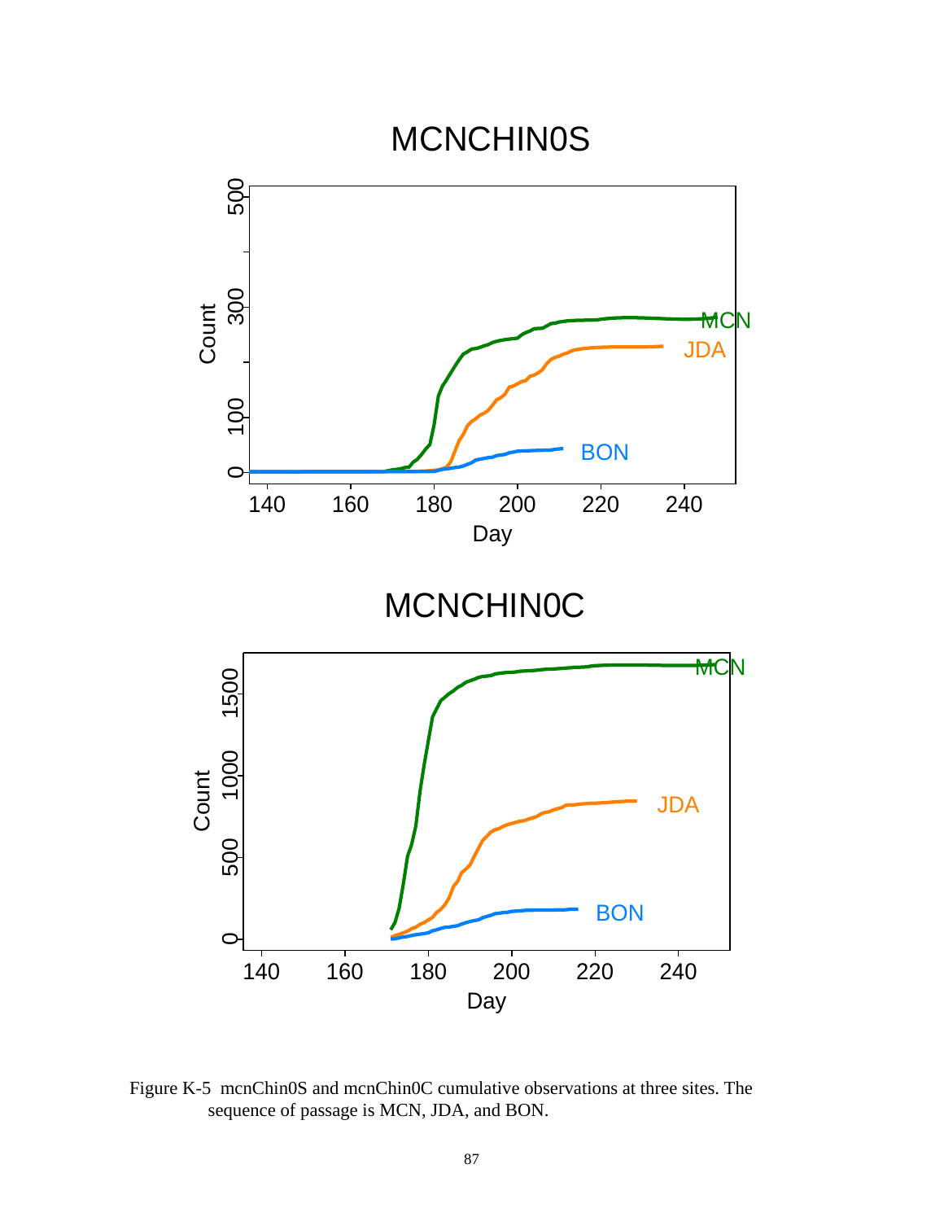Figure K-5 mcnChin0S and mcnChin0C cumulative observations at three sites. The sequence of passage is MCN, JDA, and BON.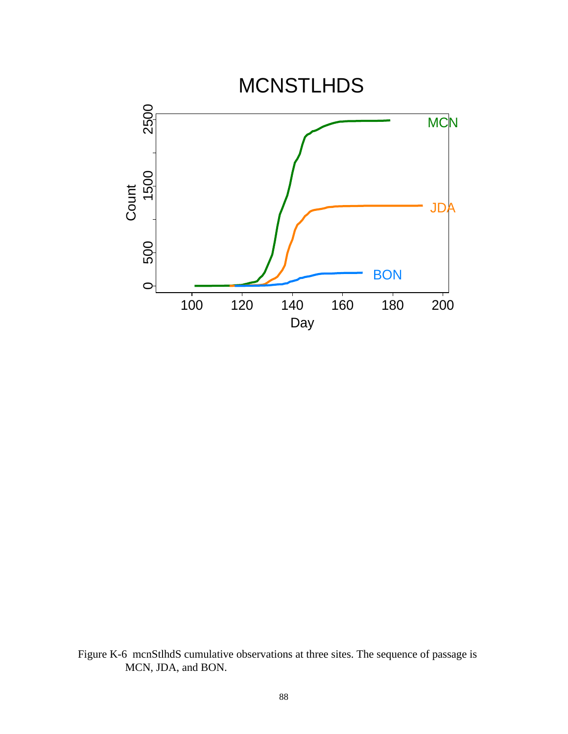Figure K-6 mcnStlhdS cumulative observations at three sites. The sequence of passage is MCN, JDA, and BON.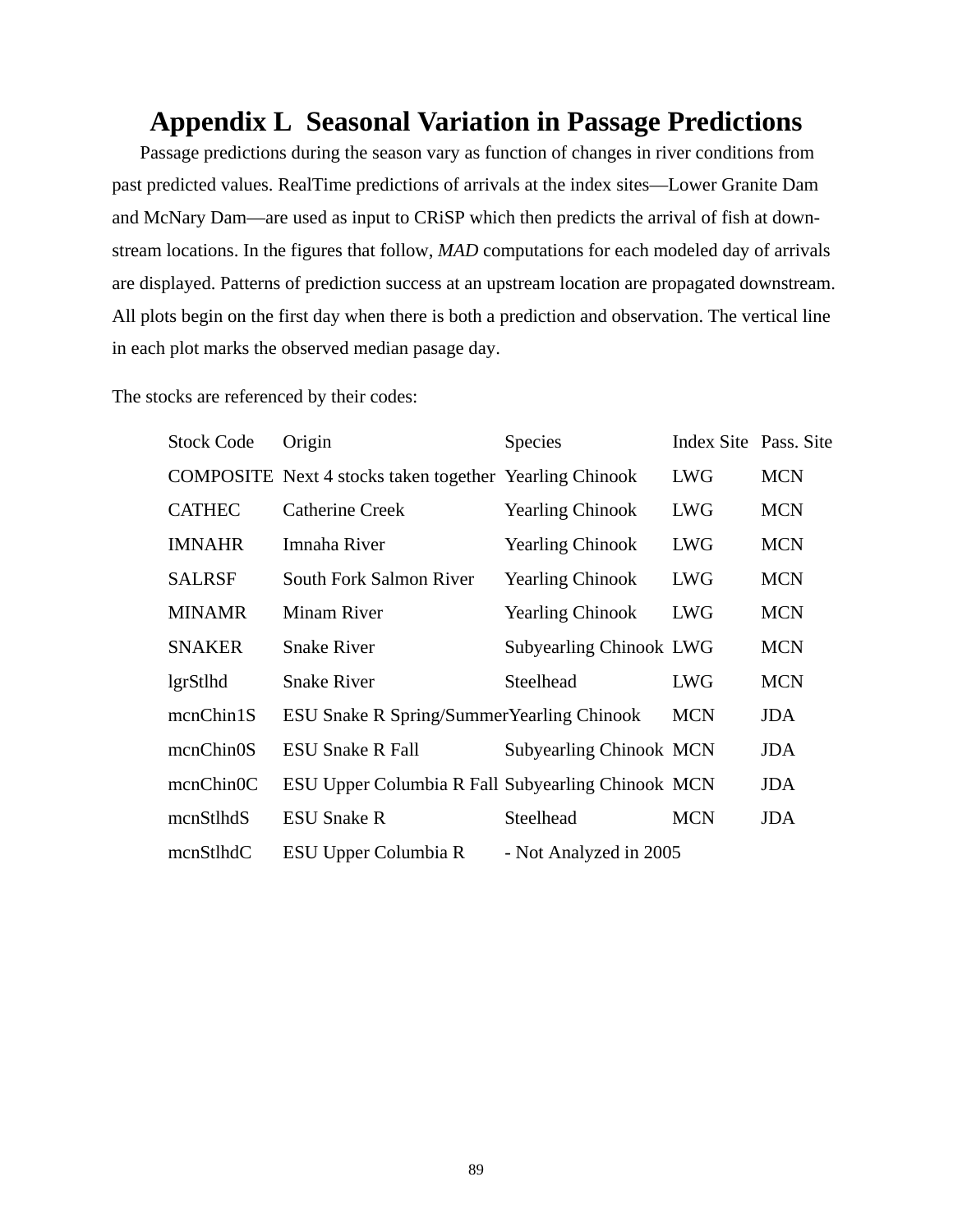# Appendix L Seasonal Variation in Passage Predictions

Passage predictions during the season vary as function of changes in river conditions from past predicted values. RealTime predictions of arrivals at the index sites—Lower Granite Dam and McNary Dam—are used as input to CRiSP which then predicts the arrival of fish at downstream locations. In the figures that follow, *MAD* computations for each modeled day of arrivals are displayed. Patterns of prediction success at an upstream location are propagated downstream. All plots begin on the first day when there is both a prediction and observation. The vertical line in each plot marks the observed median pasage day.

The stocks are referenced by their codes:

| Stock Code | Origin | Species | Index Site | Pass. Site |
|---|---|---|---|---|
| COMPOSITE | Next 4 stocks taken together | Yearling Chinook | LWG | MCN |
| CATHEC | Catherine Creek | Yearling Chinook | LWG | MCN |
| IMNAHR | Imnaha River | Yearling Chinook | LWG | MCN |
| SALRSF | South Fork Salmon River | Yearling Chinook | LWG | MCN |
| MINAMR | Minam River | Yearling Chinook | LWG | MCN |
| SNAKER | Snake River | Subyearling Chinook | LWG | MCN |
| lgrStlhd | Snake River | Steelhead | LWG | MCN |
| mcnChin1S | ESU Snake R Spring/Summer | Yearling Chinook | MCN | JDA |
| mcnChin0S | ESU Snake R Fall | Subyearling Chinook | MCN | JDA |
| mcnChin0C | ESU Upper Columbia R Fall | Subyearling Chinook | MCN | JDA |
| mcnStlhdS | ESU Snake R | Steelhead | MCN | JDA |
| mcnStlhdC | ESU Upper Columbia R | - Not Analyzed in 2005 | | |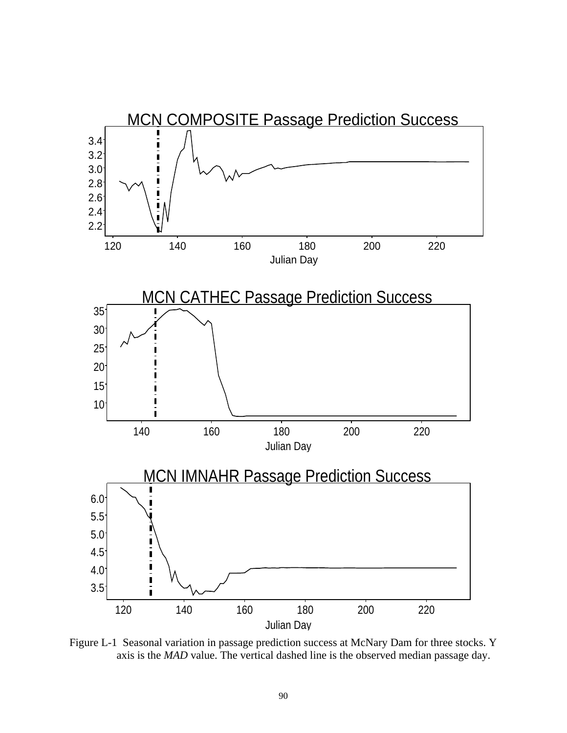MCN COMPOSITE Passage Prediction Success

MCN CATHEC Passage Prediction Success

MCN IMNAHR Passage Prediction Success

Figure L-1 Seasonal variation in passage prediction success at McNary Dam for three stocks. Y axis is the *MAD* value. The vertical dashed line is the observed median passage day.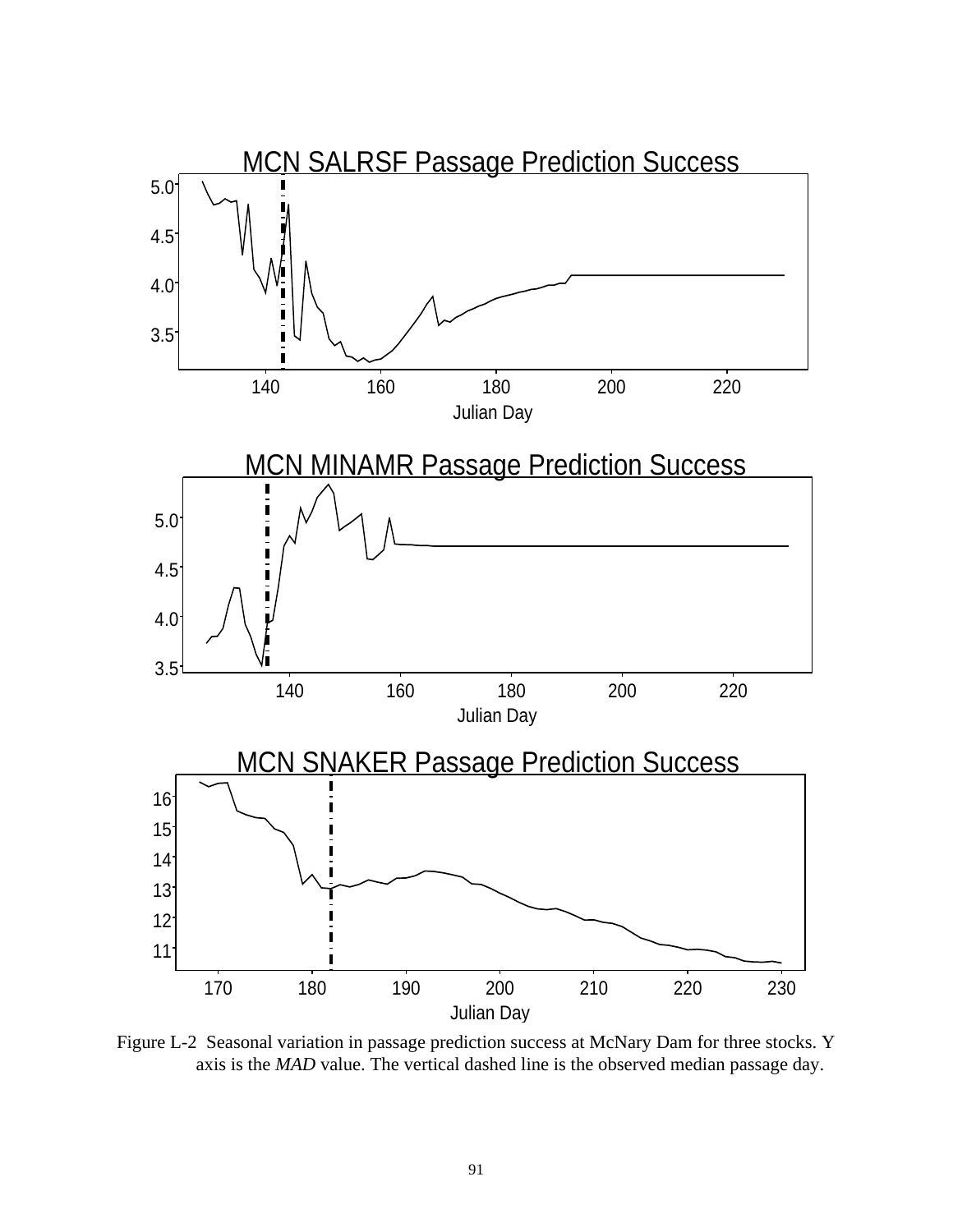MCN SALRSF Passage Prediction Success

MCN MINAMR Passage Prediction Success

MCN SNAKER Passage Prediction Success

Figure L-2 Seasonal variation in passage prediction success at McNary Dam for three stocks. Y axis is the *MAD* value. The vertical dashed line is the observed median passage day.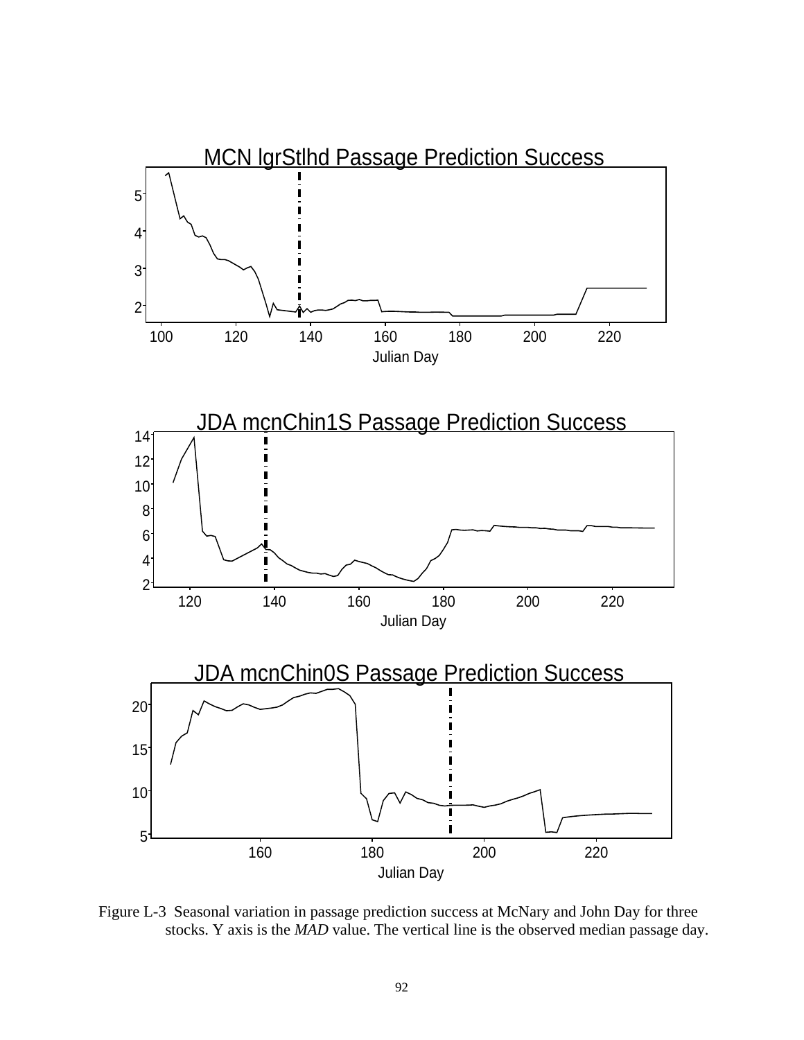MCN lgrStlhd Passage Prediction Success

JDA mcnChin1S Passage Prediction Success

JDA mcnChin0S Passage Prediction Success

Figure L-3 Seasonal variation in passage prediction success at McNary and John Day for three stocks. Y axis is the *MAD* value. The vertical line is the observed median passage day.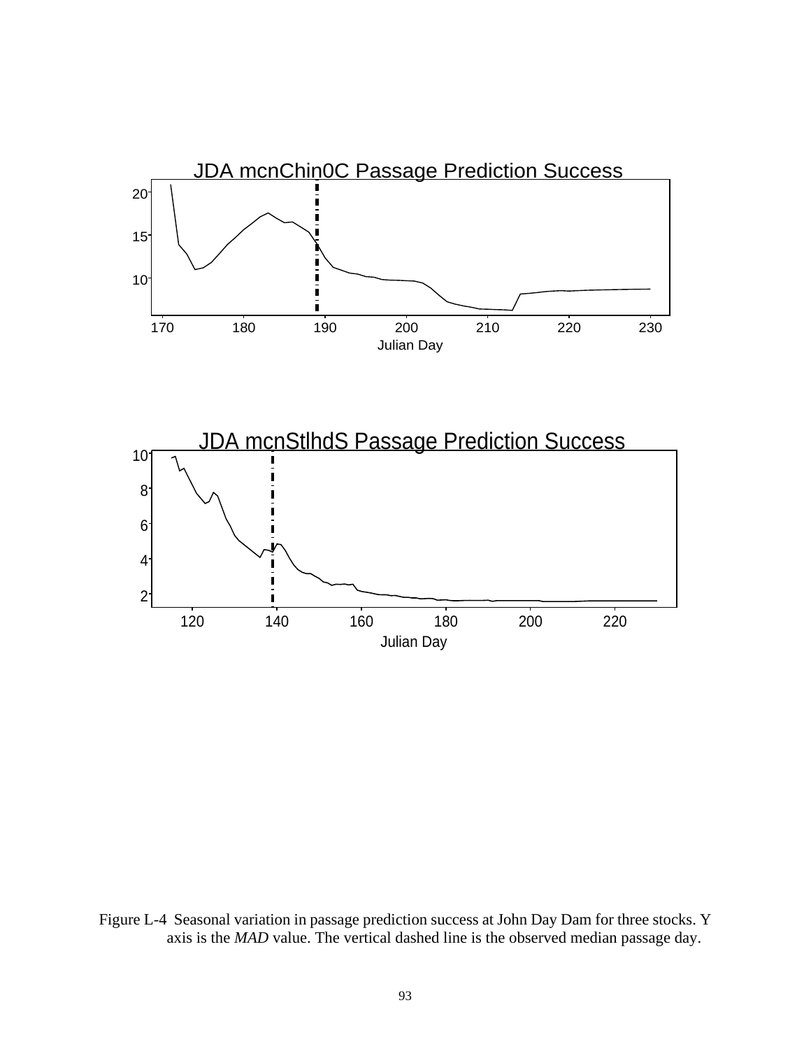JDA mcnChin0C Passage Prediction Success

20
15
10

170 180 190 200 210 220 230

Julian Day

JDA mcnStlhdS Passage Prediction Success

10
8
6
4
2

120 140 160 180 200 220

Julian Day

Figure L-4 Seasonal variation in passage prediction success at John Day Dam for three stocks. Y axis is the *MAD* value. The vertical dashed line is the observed median passage day.